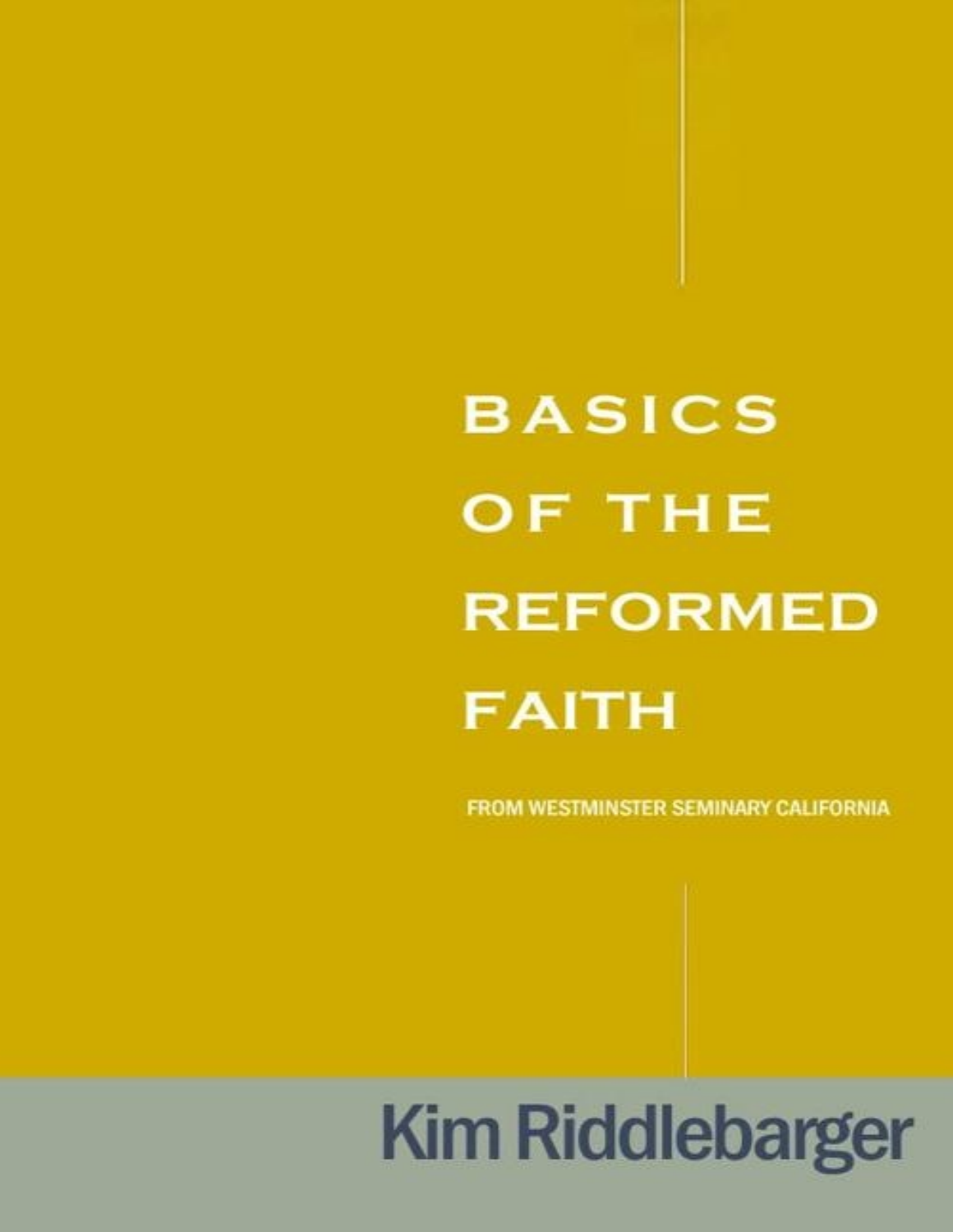# BASICS OF THE REFORMED FAITH

FROM WESTMINSTER SEMINARY CALIFORNIA

Kim Riddlebarger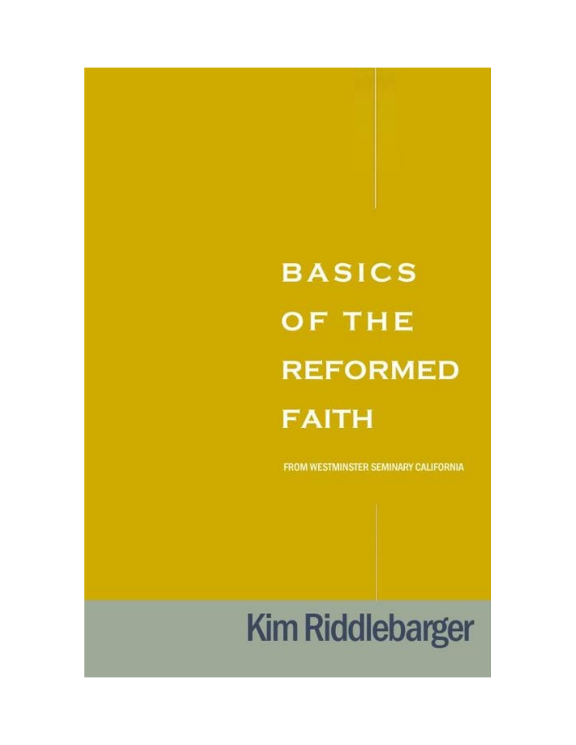# BASICS OF THE REFORMED FAITH

FROM WESTMINSTER SEMINARY CALIFORNIA

Kim Riddlebarger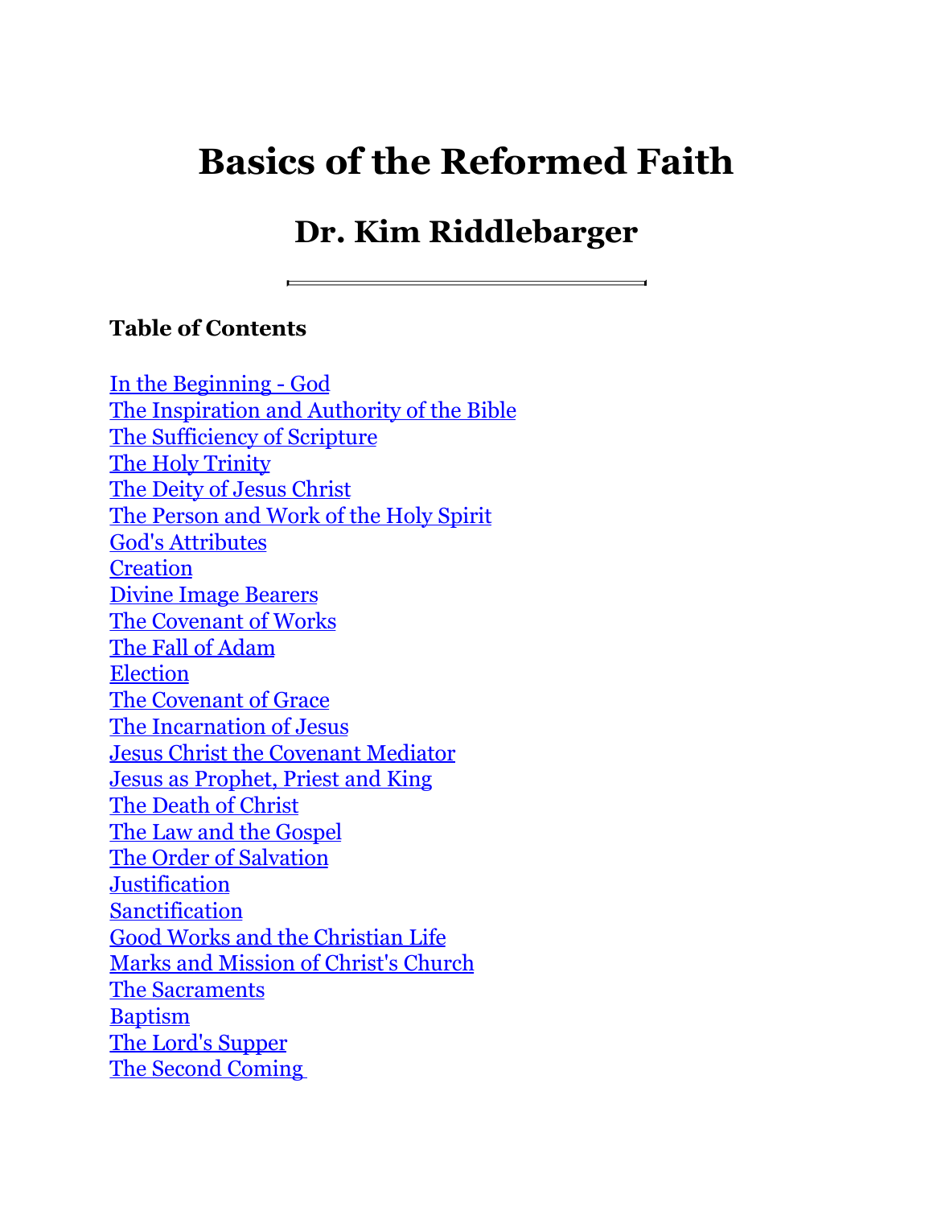# Basics of the Reformed Faith

## Dr. Kim Riddlebarger

---

**Table of Contents**

In the Beginning - God
The Inspiration and Authority of the Bible
The Sufficiency of Scripture
The Holy Trinity
The Deity of Jesus Christ
The Person and Work of the Holy Spirit
God's Attributes
Creation
Divine Image Bearers
The Covenant of Works
The Fall of Adam
Election
The Covenant of Grace
The Incarnation of Jesus
Jesus Christ the Covenant Mediator
Jesus as Prophet, Priest and King
The Death of Christ
The Law and the Gospel
The Order of Salvation
Justification
Sanctification
Good Works and the Christian Life
Marks and Mission of Christ's Church
The Sacraments
Baptism
The Lord's Supper
The Second Coming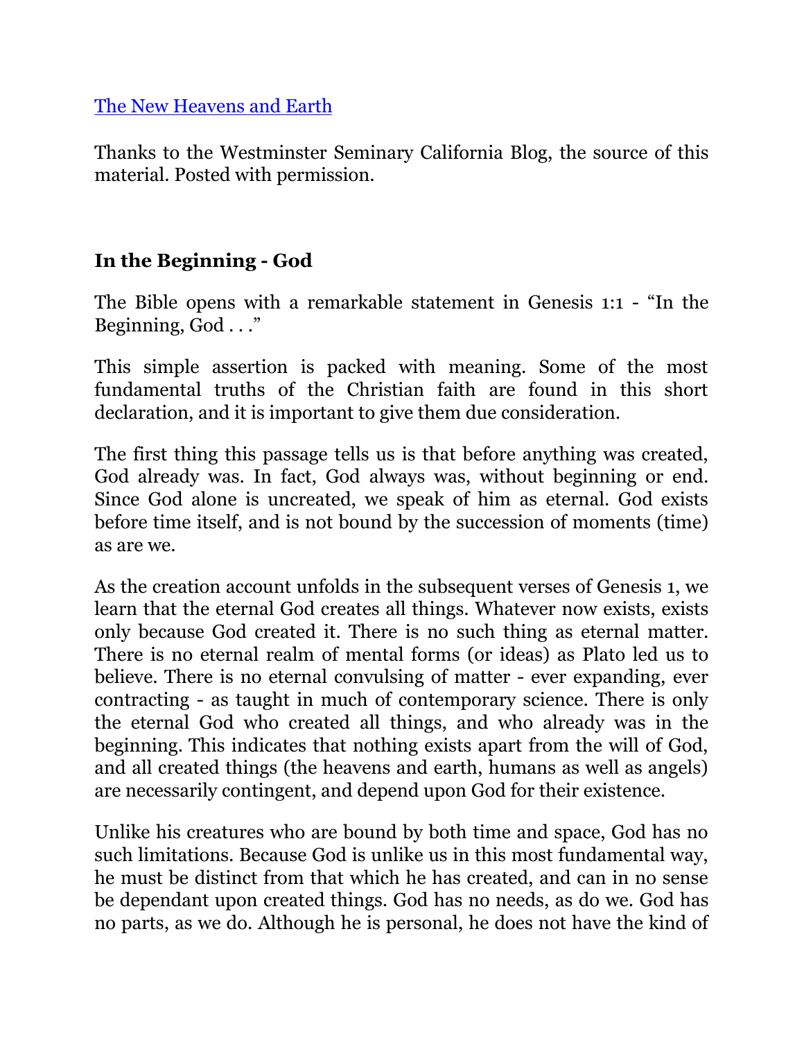[The New Heavens and Earth](#)

Thanks to the Westminster Seminary California Blog, the source of this material. Posted with permission.

## In the Beginning - God

The Bible opens with a remarkable statement in Genesis 1:1 - "In the Beginning, God . . ."

This simple assertion is packed with meaning. Some of the most fundamental truths of the Christian faith are found in this short declaration, and it is important to give them due consideration.

The first thing this passage tells us is that before anything was created, God already was. In fact, God always was, without beginning or end. Since God alone is uncreated, we speak of him as eternal. God exists before time itself, and is not bound by the succession of moments (time) as are we.

As the creation account unfolds in the subsequent verses of Genesis 1, we learn that the eternal God creates all things. Whatever now exists, exists only because God created it. There is no such thing as eternal matter. There is no eternal realm of mental forms (or ideas) as Plato led us to believe. There is no eternal convulsing of matter - ever expanding, ever contracting - as taught in much of contemporary science. There is only the eternal God who created all things, and who already was in the beginning. This indicates that nothing exists apart from the will of God, and all created things (the heavens and earth, humans as well as angels) are necessarily contingent, and depend upon God for their existence.

Unlike his creatures who are bound by both time and space, God has no such limitations. Because God is unlike us in this most fundamental way, he must be distinct from that which he has created, and can in no sense be dependant upon created things. God has no needs, as do we. God has no parts, as we do. Although he is personal, he does not have the kind of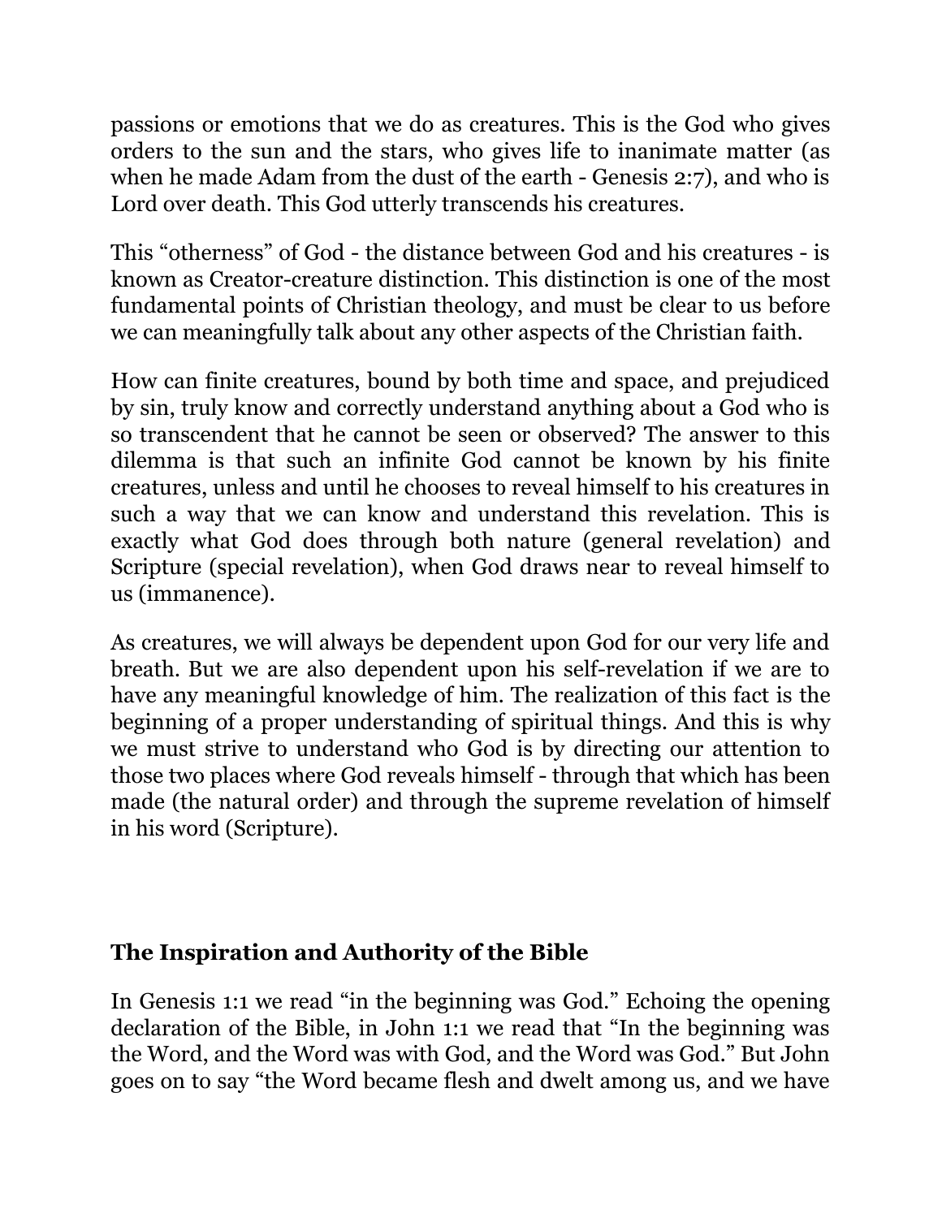passions or emotions that we do as creatures. This is the God who gives orders to the sun and the stars, who gives life to inanimate matter (as when he made Adam from the dust of the earth - Genesis 2:7), and who is Lord over death. This God utterly transcends his creatures.

This "otherness" of God - the distance between God and his creatures - is known as Creator-creature distinction. This distinction is one of the most fundamental points of Christian theology, and must be clear to us before we can meaningfully talk about any other aspects of the Christian faith.

How can finite creatures, bound by both time and space, and prejudiced by sin, truly know and correctly understand anything about a God who is so transcendent that he cannot be seen or observed? The answer to this dilemma is that such an infinite God cannot be known by his finite creatures, unless and until he chooses to reveal himself to his creatures in such a way that we can know and understand this revelation. This is exactly what God does through both nature (general revelation) and Scripture (special revelation), when God draws near to reveal himself to us (immanence).

As creatures, we will always be dependent upon God for our very life and breath. But we are also dependent upon his self-revelation if we are to have any meaningful knowledge of him. The realization of this fact is the beginning of a proper understanding of spiritual things. And this is why we must strive to understand who God is by directing our attention to those two places where God reveals himself - through that which has been made (the natural order) and through the supreme revelation of himself in his word (Scripture).

## The Inspiration and Authority of the Bible

In Genesis 1:1 we read "in the beginning was God." Echoing the opening declaration of the Bible, in John 1:1 we read that "In the beginning was the Word, and the Word was with God, and the Word was God." But John goes on to say "the Word became flesh and dwelt among us, and we have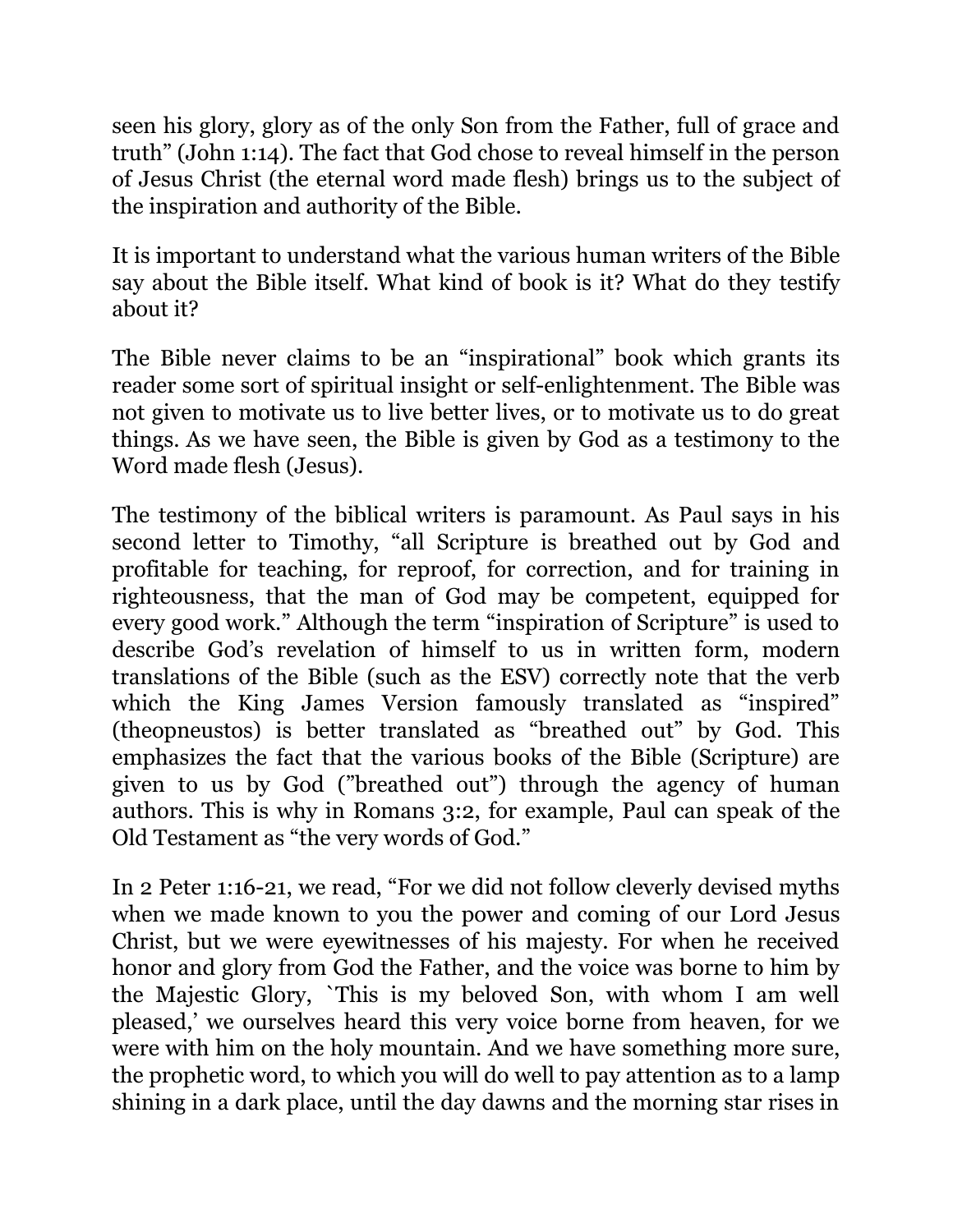seen his glory, glory as of the only Son from the Father, full of grace and truth" (John 1:14). The fact that God chose to reveal himself in the person of Jesus Christ (the eternal word made flesh) brings us to the subject of the inspiration and authority of the Bible.

It is important to understand what the various human writers of the Bible say about the Bible itself. What kind of book is it? What do they testify about it?

The Bible never claims to be an "inspirational" book which grants its reader some sort of spiritual insight or self-enlightenment. The Bible was not given to motivate us to live better lives, or to motivate us to do great things. As we have seen, the Bible is given by God as a testimony to the Word made flesh (Jesus).

The testimony of the biblical writers is paramount. As Paul says in his second letter to Timothy, "all Scripture is breathed out by God and profitable for teaching, for reproof, for correction, and for training in righteousness, that the man of God may be competent, equipped for every good work." Although the term "inspiration of Scripture" is used to describe God's revelation of himself to us in written form, modern translations of the Bible (such as the ESV) correctly note that the verb which the King James Version famously translated as "inspired" (theopneustos) is better translated as "breathed out" by God. This emphasizes the fact that the various books of the Bible (Scripture) are given to us by God ("breathed out") through the agency of human authors. This is why in Romans 3:2, for example, Paul can speak of the Old Testament as "the very words of God."

In 2 Peter 1:16-21, we read, "For we did not follow cleverly devised myths when we made known to you the power and coming of our Lord Jesus Christ, but we were eyewitnesses of his majesty. For when he received honor and glory from God the Father, and the voice was borne to him by the Majestic Glory, `This is my beloved Son, with whom I am well pleased,' we ourselves heard this very voice borne from heaven, for we were with him on the holy mountain. And we have something more sure, the prophetic word, to which you will do well to pay attention as to a lamp shining in a dark place, until the day dawns and the morning star rises in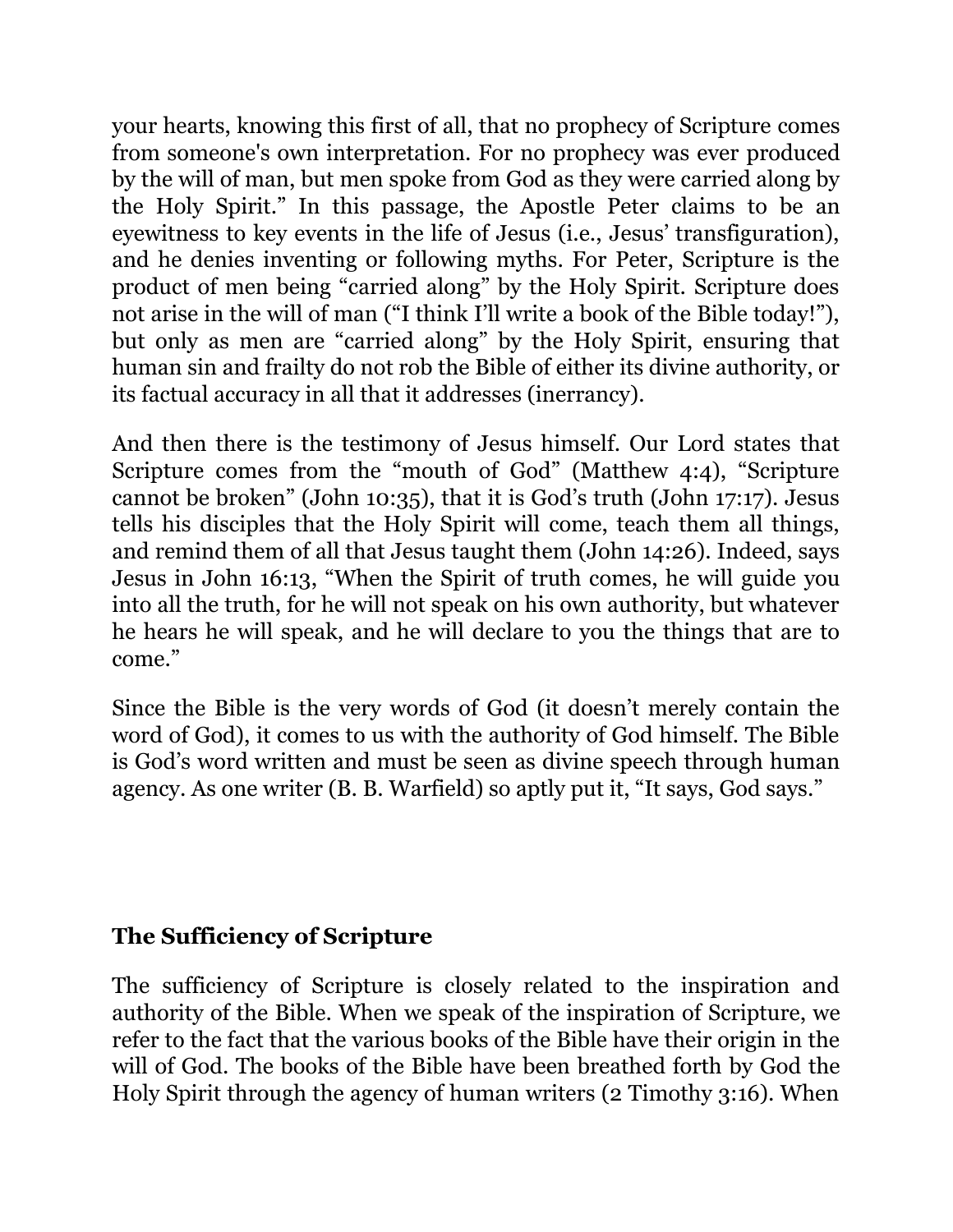your hearts, knowing this first of all, that no prophecy of Scripture comes from someone's own interpretation. For no prophecy was ever produced by the will of man, but men spoke from God as they were carried along by the Holy Spirit." In this passage, the Apostle Peter claims to be an eyewitness to key events in the life of Jesus (i.e., Jesus' transfiguration), and he denies inventing or following myths. For Peter, Scripture is the product of men being "carried along" by the Holy Spirit. Scripture does not arise in the will of man ("I think I'll write a book of the Bible today!"), but only as men are "carried along" by the Holy Spirit, ensuring that human sin and frailty do not rob the Bible of either its divine authority, or its factual accuracy in all that it addresses (inerrancy).

And then there is the testimony of Jesus himself. Our Lord states that Scripture comes from the "mouth of God" (Matthew 4:4), "Scripture cannot be broken" (John 10:35), that it is God's truth (John 17:17). Jesus tells his disciples that the Holy Spirit will come, teach them all things, and remind them of all that Jesus taught them (John 14:26). Indeed, says Jesus in John 16:13, "When the Spirit of truth comes, he will guide you into all the truth, for he will not speak on his own authority, but whatever he hears he will speak, and he will declare to you the things that are to come."

Since the Bible is the very words of God (it doesn't merely contain the word of God), it comes to us with the authority of God himself. The Bible is God's word written and must be seen as divine speech through human agency. As one writer (B. B. Warfield) so aptly put it, "It says, God says."

## The Sufficiency of Scripture

The sufficiency of Scripture is closely related to the inspiration and authority of the Bible. When we speak of the inspiration of Scripture, we refer to the fact that the various books of the Bible have their origin in the will of God. The books of the Bible have been breathed forth by God the Holy Spirit through the agency of human writers (2 Timothy 3:16). When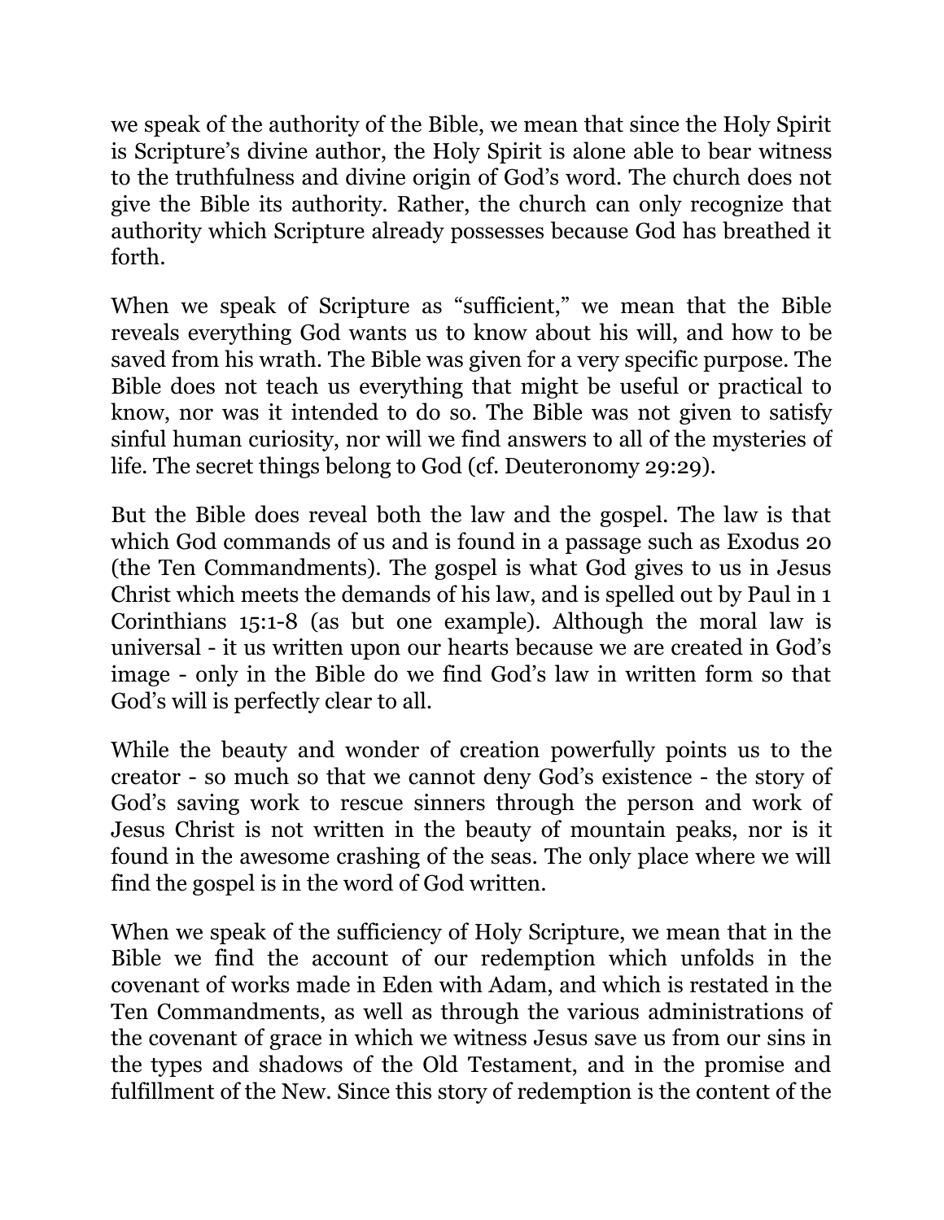we speak of the authority of the Bible, we mean that since the Holy Spirit is Scripture's divine author, the Holy Spirit is alone able to bear witness to the truthfulness and divine origin of God's word. The church does not give the Bible its authority. Rather, the church can only recognize that authority which Scripture already possesses because God has breathed it forth.

When we speak of Scripture as "sufficient," we mean that the Bible reveals everything God wants us to know about his will, and how to be saved from his wrath. The Bible was given for a very specific purpose. The Bible does not teach us everything that might be useful or practical to know, nor was it intended to do so. The Bible was not given to satisfy sinful human curiosity, nor will we find answers to all of the mysteries of life. The secret things belong to God (cf. Deuteronomy 29:29).

But the Bible does reveal both the law and the gospel. The law is that which God commands of us and is found in a passage such as Exodus 20 (the Ten Commandments). The gospel is what God gives to us in Jesus Christ which meets the demands of his law, and is spelled out by Paul in 1 Corinthians 15:1-8 (as but one example). Although the moral law is universal - it us written upon our hearts because we are created in God's image - only in the Bible do we find God's law in written form so that God's will is perfectly clear to all.

While the beauty and wonder of creation powerfully points us to the creator - so much so that we cannot deny God's existence - the story of God's saving work to rescue sinners through the person and work of Jesus Christ is not written in the beauty of mountain peaks, nor is it found in the awesome crashing of the seas. The only place where we will find the gospel is in the word of God written.

When we speak of the sufficiency of Holy Scripture, we mean that in the Bible we find the account of our redemption which unfolds in the covenant of works made in Eden with Adam, and which is restated in the Ten Commandments, as well as through the various administrations of the covenant of grace in which we witness Jesus save us from our sins in the types and shadows of the Old Testament, and in the promise and fulfillment of the New. Since this story of redemption is the content of the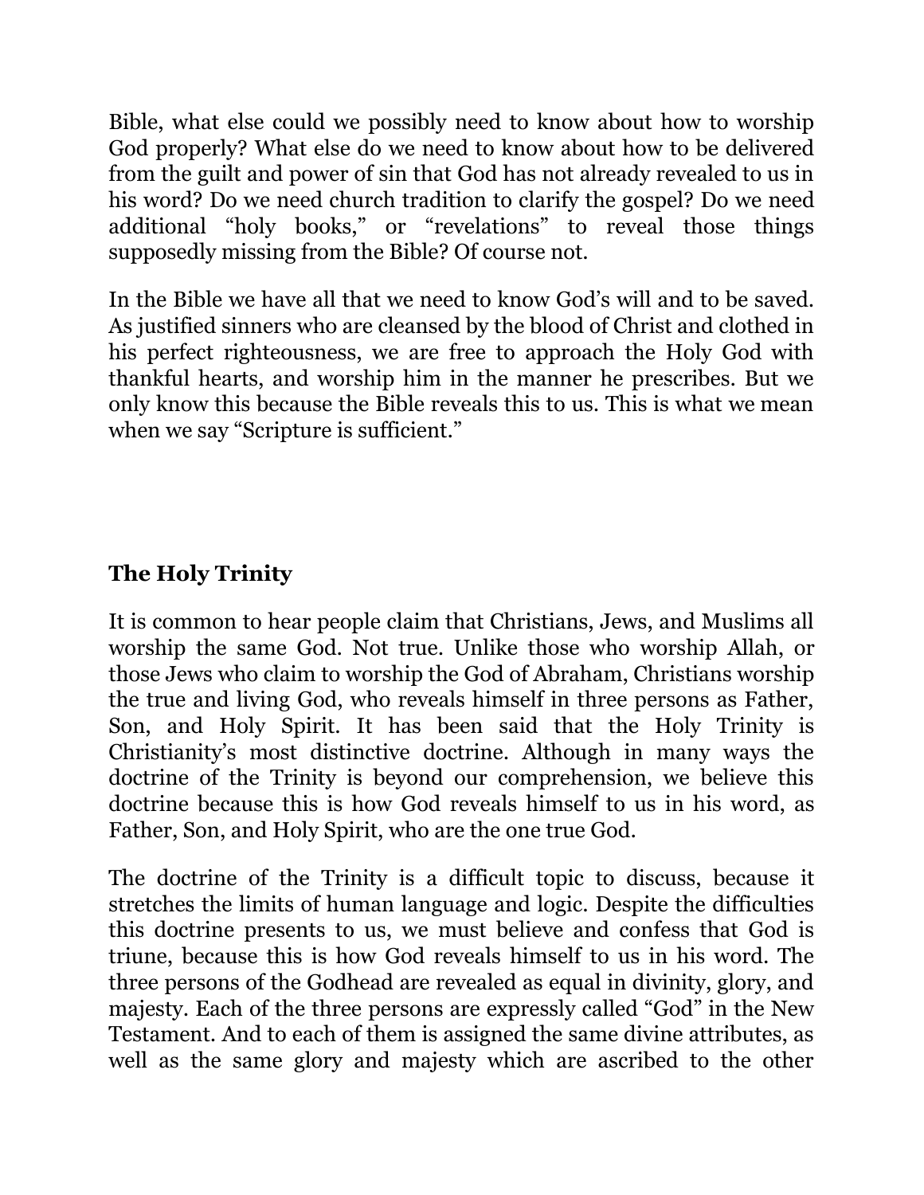Bible, what else could we possibly need to know about how to worship God properly? What else do we need to know about how to be delivered from the guilt and power of sin that God has not already revealed to us in his word? Do we need church tradition to clarify the gospel? Do we need additional "holy books," or "revelations" to reveal those things supposedly missing from the Bible? Of course not.

In the Bible we have all that we need to know God's will and to be saved. As justified sinners who are cleansed by the blood of Christ and clothed in his perfect righteousness, we are free to approach the Holy God with thankful hearts, and worship him in the manner he prescribes. But we only know this because the Bible reveals this to us. This is what we mean when we say "Scripture is sufficient."

## The Holy Trinity

It is common to hear people claim that Christians, Jews, and Muslims all worship the same God. Not true. Unlike those who worship Allah, or those Jews who claim to worship the God of Abraham, Christians worship the true and living God, who reveals himself in three persons as Father, Son, and Holy Spirit. It has been said that the Holy Trinity is Christianity's most distinctive doctrine. Although in many ways the doctrine of the Trinity is beyond our comprehension, we believe this doctrine because this is how God reveals himself to us in his word, as Father, Son, and Holy Spirit, who are the one true God.

The doctrine of the Trinity is a difficult topic to discuss, because it stretches the limits of human language and logic. Despite the difficulties this doctrine presents to us, we must believe and confess that God is triune, because this is how God reveals himself to us in his word. The three persons of the Godhead are revealed as equal in divinity, glory, and majesty. Each of the three persons are expressly called "God" in the New Testament. And to each of them is assigned the same divine attributes, as well as the same glory and majesty which are ascribed to the other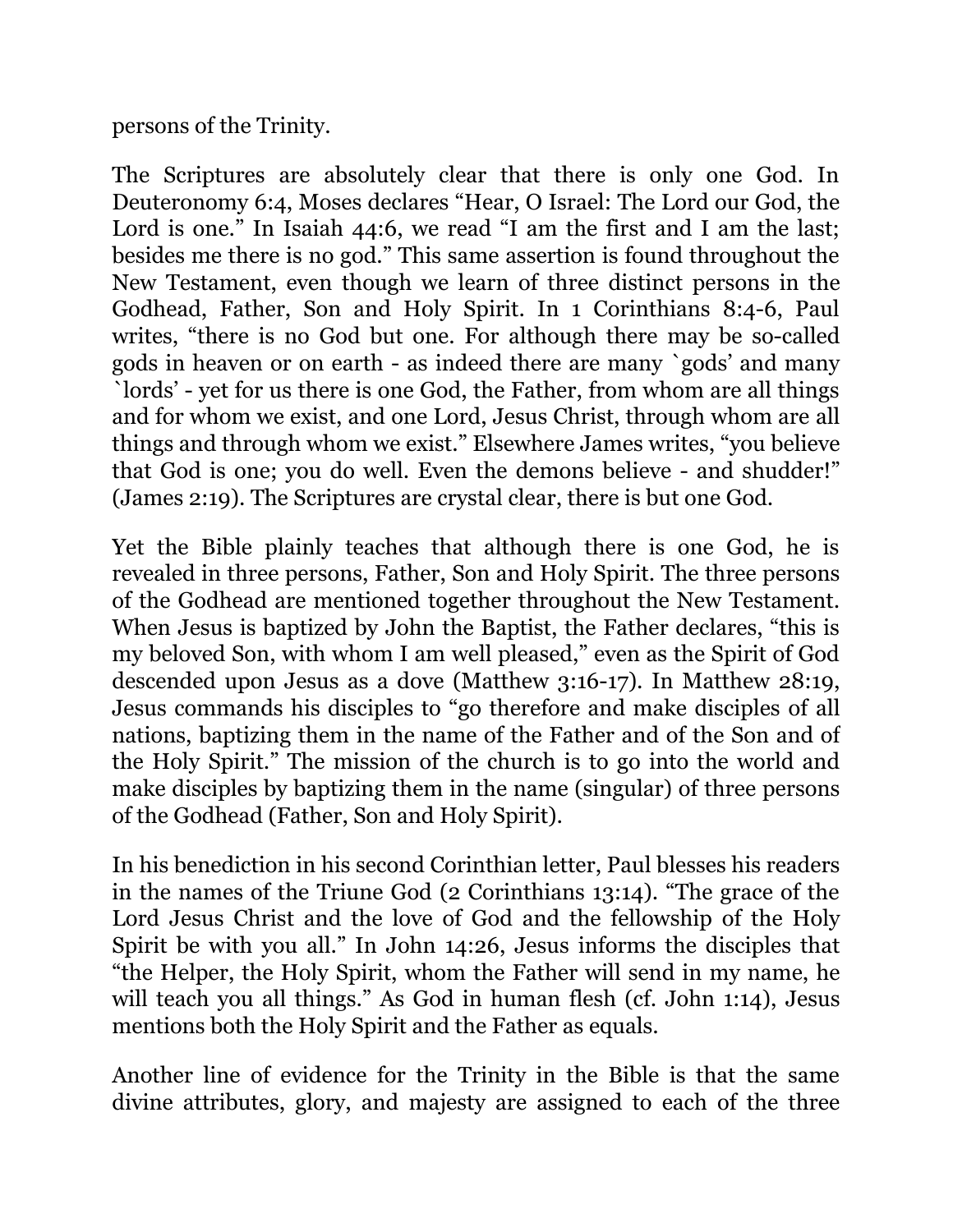persons of the Trinity.

The Scriptures are absolutely clear that there is only one God. In Deuteronomy 6:4, Moses declares "Hear, O Israel: The Lord our God, the Lord is one." In Isaiah 44:6, we read "I am the first and I am the last; besides me there is no god." This same assertion is found throughout the New Testament, even though we learn of three distinct persons in the Godhead, Father, Son and Holy Spirit. In 1 Corinthians 8:4-6, Paul writes, "there is no God but one. For although there may be so-called gods in heaven or on earth - as indeed there are many `gods' and many `lords' - yet for us there is one God, the Father, from whom are all things and for whom we exist, and one Lord, Jesus Christ, through whom are all things and through whom we exist." Elsewhere James writes, "you believe that God is one; you do well. Even the demons believe - and shudder!" (James 2:19). The Scriptures are crystal clear, there is but one God.

Yet the Bible plainly teaches that although there is one God, he is revealed in three persons, Father, Son and Holy Spirit. The three persons of the Godhead are mentioned together throughout the New Testament. When Jesus is baptized by John the Baptist, the Father declares, "this is my beloved Son, with whom I am well pleased," even as the Spirit of God descended upon Jesus as a dove (Matthew 3:16-17). In Matthew 28:19, Jesus commands his disciples to "go therefore and make disciples of all nations, baptizing them in the name of the Father and of the Son and of the Holy Spirit." The mission of the church is to go into the world and make disciples by baptizing them in the name (singular) of three persons of the Godhead (Father, Son and Holy Spirit).

In his benediction in his second Corinthian letter, Paul blesses his readers in the names of the Triune God (2 Corinthians 13:14). "The grace of the Lord Jesus Christ and the love of God and the fellowship of the Holy Spirit be with you all." In John 14:26, Jesus informs the disciples that "the Helper, the Holy Spirit, whom the Father will send in my name, he will teach you all things." As God in human flesh (cf. John 1:14), Jesus mentions both the Holy Spirit and the Father as equals.

Another line of evidence for the Trinity in the Bible is that the same divine attributes, glory, and majesty are assigned to each of the three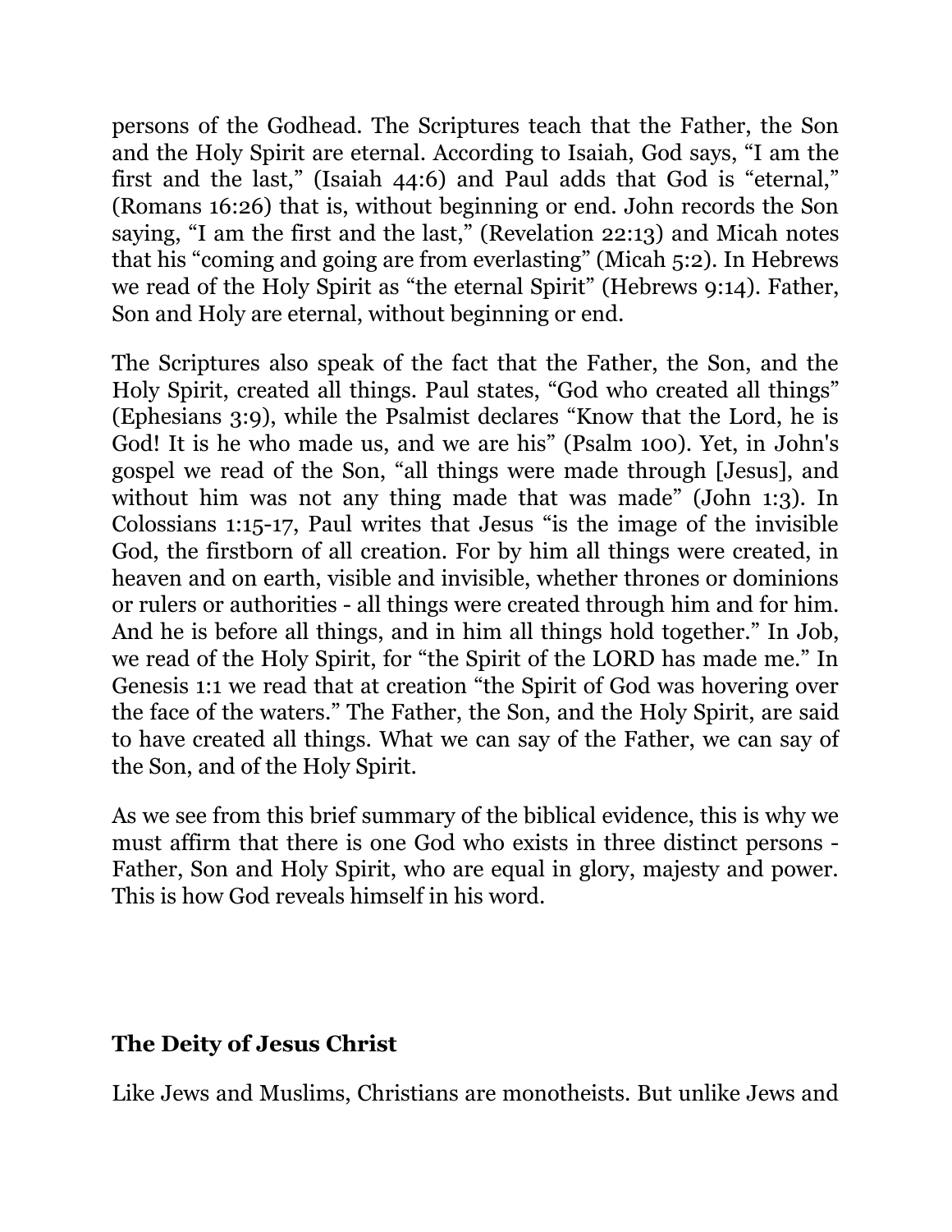persons of the Godhead. The Scriptures teach that the Father, the Son and the Holy Spirit are eternal. According to Isaiah, God says, "I am the first and the last," (Isaiah 44:6) and Paul adds that God is "eternal," (Romans 16:26) that is, without beginning or end. John records the Son saying, "I am the first and the last," (Revelation 22:13) and Micah notes that his "coming and going are from everlasting" (Micah 5:2). In Hebrews we read of the Holy Spirit as "the eternal Spirit" (Hebrews 9:14). Father, Son and Holy are eternal, without beginning or end.

The Scriptures also speak of the fact that the Father, the Son, and the Holy Spirit, created all things. Paul states, "God who created all things" (Ephesians 3:9), while the Psalmist declares "Know that the Lord, he is God! It is he who made us, and we are his" (Psalm 100). Yet, in John's gospel we read of the Son, "all things were made through [Jesus], and without him was not any thing made that was made" (John 1:3). In Colossians 1:15-17, Paul writes that Jesus "is the image of the invisible God, the firstborn of all creation. For by him all things were created, in heaven and on earth, visible and invisible, whether thrones or dominions or rulers or authorities - all things were created through him and for him. And he is before all things, and in him all things hold together." In Job, we read of the Holy Spirit, for "the Spirit of the LORD has made me." In Genesis 1:1 we read that at creation "the Spirit of God was hovering over the face of the waters." The Father, the Son, and the Holy Spirit, are said to have created all things. What we can say of the Father, we can say of the Son, and of the Holy Spirit.

As we see from this brief summary of the biblical evidence, this is why we must affirm that there is one God who exists in three distinct persons - Father, Son and Holy Spirit, who are equal in glory, majesty and power. This is how God reveals himself in his word.

## The Deity of Jesus Christ

Like Jews and Muslims, Christians are monotheists. But unlike Jews and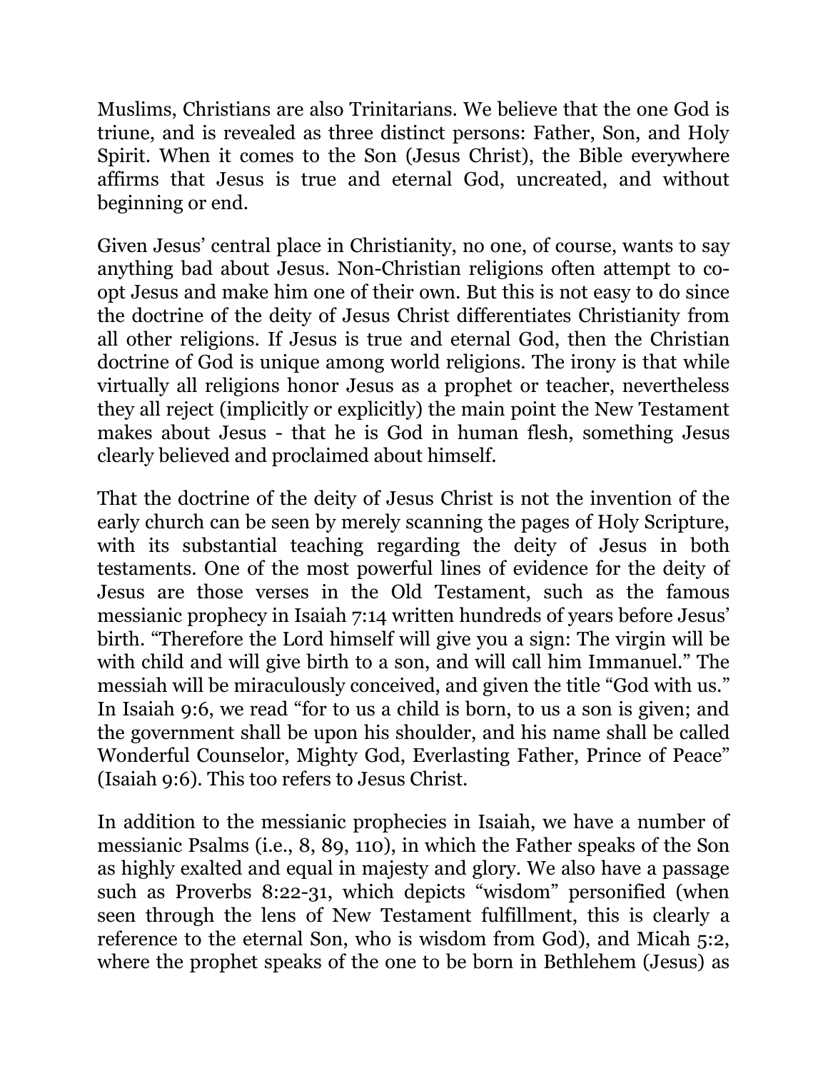Muslims, Christians are also Trinitarians. We believe that the one God is triune, and is revealed as three distinct persons: Father, Son, and Holy Spirit. When it comes to the Son (Jesus Christ), the Bible everywhere affirms that Jesus is true and eternal God, uncreated, and without beginning or end.

Given Jesus' central place in Christianity, no one, of course, wants to say anything bad about Jesus. Non-Christian religions often attempt to co-opt Jesus and make him one of their own. But this is not easy to do since the doctrine of the deity of Jesus Christ differentiates Christianity from all other religions. If Jesus is true and eternal God, then the Christian doctrine of God is unique among world religions. The irony is that while virtually all religions honor Jesus as a prophet or teacher, nevertheless they all reject (implicitly or explicitly) the main point the New Testament makes about Jesus - that he is God in human flesh, something Jesus clearly believed and proclaimed about himself.

That the doctrine of the deity of Jesus Christ is not the invention of the early church can be seen by merely scanning the pages of Holy Scripture, with its substantial teaching regarding the deity of Jesus in both testaments. One of the most powerful lines of evidence for the deity of Jesus are those verses in the Old Testament, such as the famous messianic prophecy in Isaiah 7:14 written hundreds of years before Jesus' birth. "Therefore the Lord himself will give you a sign: The virgin will be with child and will give birth to a son, and will call him Immanuel." The messiah will be miraculously conceived, and given the title "God with us." In Isaiah 9:6, we read "for to us a child is born, to us a son is given; and the government shall be upon his shoulder, and his name shall be called Wonderful Counselor, Mighty God, Everlasting Father, Prince of Peace" (Isaiah 9:6). This too refers to Jesus Christ.

In addition to the messianic prophecies in Isaiah, we have a number of messianic Psalms (i.e., 8, 89, 110), in which the Father speaks of the Son as highly exalted and equal in majesty and glory. We also have a passage such as Proverbs 8:22-31, which depicts "wisdom" personified (when seen through the lens of New Testament fulfillment, this is clearly a reference to the eternal Son, who is wisdom from God), and Micah 5:2, where the prophet speaks of the one to be born in Bethlehem (Jesus) as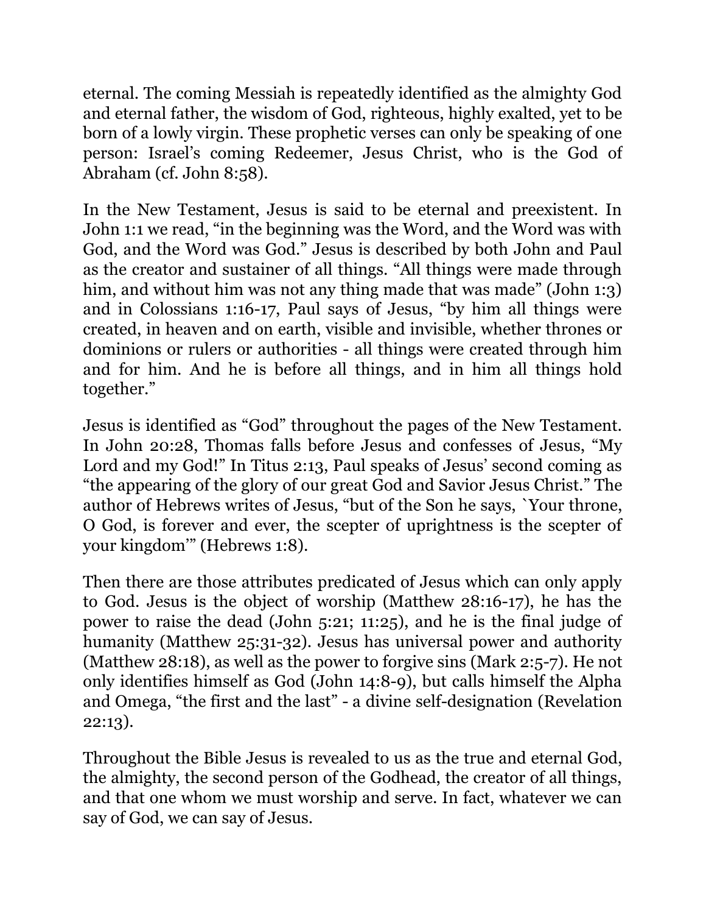eternal. The coming Messiah is repeatedly identified as the almighty God and eternal father, the wisdom of God, righteous, highly exalted, yet to be born of a lowly virgin. These prophetic verses can only be speaking of one person: Israel's coming Redeemer, Jesus Christ, who is the God of Abraham (cf. John 8:58).

In the New Testament, Jesus is said to be eternal and preexistent. In John 1:1 we read, "in the beginning was the Word, and the Word was with God, and the Word was God." Jesus is described by both John and Paul as the creator and sustainer of all things. "All things were made through him, and without him was not any thing made that was made" (John 1:3) and in Colossians 1:16-17, Paul says of Jesus, "by him all things were created, in heaven and on earth, visible and invisible, whether thrones or dominions or rulers or authorities - all things were created through him and for him. And he is before all things, and in him all things hold together."

Jesus is identified as "God" throughout the pages of the New Testament. In John 20:28, Thomas falls before Jesus and confesses of Jesus, "My Lord and my God!" In Titus 2:13, Paul speaks of Jesus' second coming as "the appearing of the glory of our great God and Savior Jesus Christ." The author of Hebrews writes of Jesus, "but of the Son he says, `Your throne, O God, is forever and ever, the scepter of uprightness is the scepter of your kingdom'" (Hebrews 1:8).

Then there are those attributes predicated of Jesus which can only apply to God. Jesus is the object of worship (Matthew 28:16-17), he has the power to raise the dead (John 5:21; 11:25), and he is the final judge of humanity (Matthew 25:31-32). Jesus has universal power and authority (Matthew 28:18), as well as the power to forgive sins (Mark 2:5-7). He not only identifies himself as God (John 14:8-9), but calls himself the Alpha and Omega, "the first and the last" - a divine self-designation (Revelation 22:13).

Throughout the Bible Jesus is revealed to us as the true and eternal God, the almighty, the second person of the Godhead, the creator of all things, and that one whom we must worship and serve. In fact, whatever we can say of God, we can say of Jesus.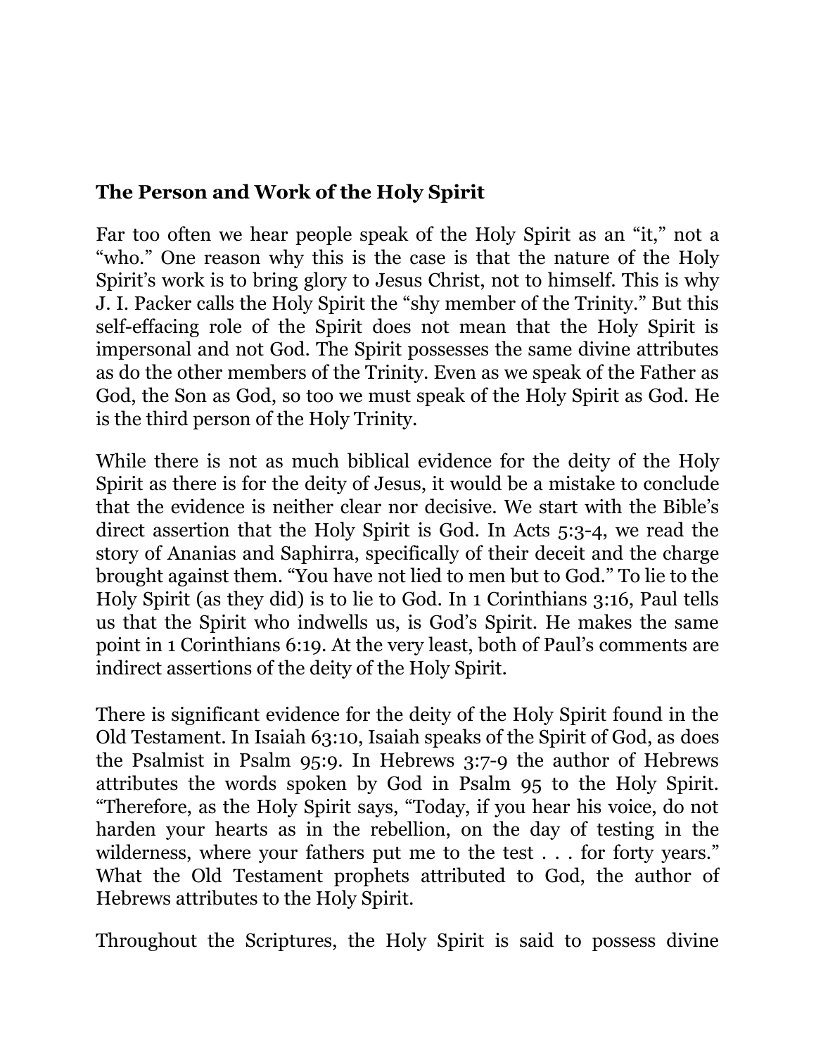**The Person and Work of the Holy Spirit**

Far too often we hear people speak of the Holy Spirit as an "it," not a "who." One reason why this is the case is that the nature of the Holy Spirit's work is to bring glory to Jesus Christ, not to himself. This is why J. I. Packer calls the Holy Spirit the "shy member of the Trinity." But this self-effacing role of the Spirit does not mean that the Holy Spirit is impersonal and not God. The Spirit possesses the same divine attributes as do the other members of the Trinity. Even as we speak of the Father as God, the Son as God, so too we must speak of the Holy Spirit as God. He is the third person of the Holy Trinity.

While there is not as much biblical evidence for the deity of the Holy Spirit as there is for the deity of Jesus, it would be a mistake to conclude that the evidence is neither clear nor decisive. We start with the Bible's direct assertion that the Holy Spirit is God. In Acts 5:3-4, we read the story of Ananias and Saphirra, specifically of their deceit and the charge brought against them. "You have not lied to men but to God." To lie to the Holy Spirit (as they did) is to lie to God. In 1 Corinthians 3:16, Paul tells us that the Spirit who indwells us, is God's Spirit. He makes the same point in 1 Corinthians 6:19. At the very least, both of Paul's comments are indirect assertions of the deity of the Holy Spirit.

There is significant evidence for the deity of the Holy Spirit found in the Old Testament. In Isaiah 63:10, Isaiah speaks of the Spirit of God, as does the Psalmist in Psalm 95:9. In Hebrews 3:7-9 the author of Hebrews attributes the words spoken by God in Psalm 95 to the Holy Spirit. "Therefore, as the Holy Spirit says, "Today, if you hear his voice, do not harden your hearts as in the rebellion, on the day of testing in the wilderness, where your fathers put me to the test . . . for forty years." What the Old Testament prophets attributed to God, the author of Hebrews attributes to the Holy Spirit.

Throughout the Scriptures, the Holy Spirit is said to possess divine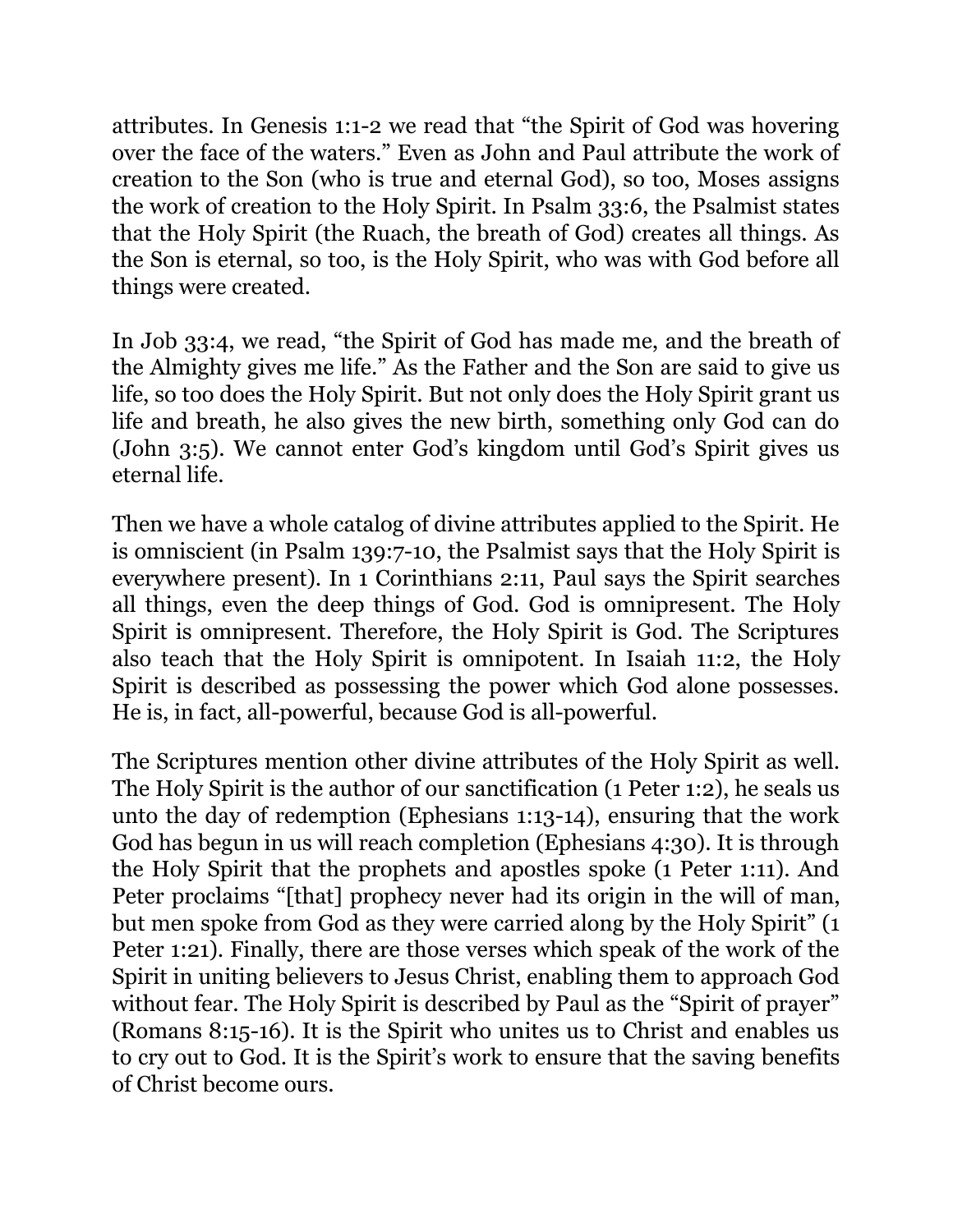attributes. In Genesis 1:1-2 we read that “the Spirit of God was hovering over the face of the waters.” Even as John and Paul attribute the work of creation to the Son (who is true and eternal God), so too, Moses assigns the work of creation to the Holy Spirit. In Psalm 33:6, the Psalmist states that the Holy Spirit (the Ruach, the breath of God) creates all things. As the Son is eternal, so too, is the Holy Spirit, who was with God before all things were created.

In Job 33:4, we read, “the Spirit of God has made me, and the breath of the Almighty gives me life.” As the Father and the Son are said to give us life, so too does the Holy Spirit. But not only does the Holy Spirit grant us life and breath, he also gives the new birth, something only God can do (John 3:5). We cannot enter God’s kingdom until God’s Spirit gives us eternal life.

Then we have a whole catalog of divine attributes applied to the Spirit. He is omniscient (in Psalm 139:7-10, the Psalmist says that the Holy Spirit is everywhere present). In 1 Corinthians 2:11, Paul says the Spirit searches all things, even the deep things of God. God is omnipresent. The Holy Spirit is omnipresent. Therefore, the Holy Spirit is God. The Scriptures also teach that the Holy Spirit is omnipotent. In Isaiah 11:2, the Holy Spirit is described as possessing the power which God alone possesses. He is, in fact, all-powerful, because God is all-powerful.

The Scriptures mention other divine attributes of the Holy Spirit as well. The Holy Spirit is the author of our sanctification (1 Peter 1:2), he seals us unto the day of redemption (Ephesians 1:13-14), ensuring that the work God has begun in us will reach completion (Ephesians 4:30). It is through the Holy Spirit that the prophets and apostles spoke (1 Peter 1:11). And Peter proclaims “[that] prophecy never had its origin in the will of man, but men spoke from God as they were carried along by the Holy Spirit” (1 Peter 1:21). Finally, there are those verses which speak of the work of the Spirit in uniting believers to Jesus Christ, enabling them to approach God without fear. The Holy Spirit is described by Paul as the “Spirit of prayer” (Romans 8:15-16). It is the Spirit who unites us to Christ and enables us to cry out to God. It is the Spirit’s work to ensure that the saving benefits of Christ become ours.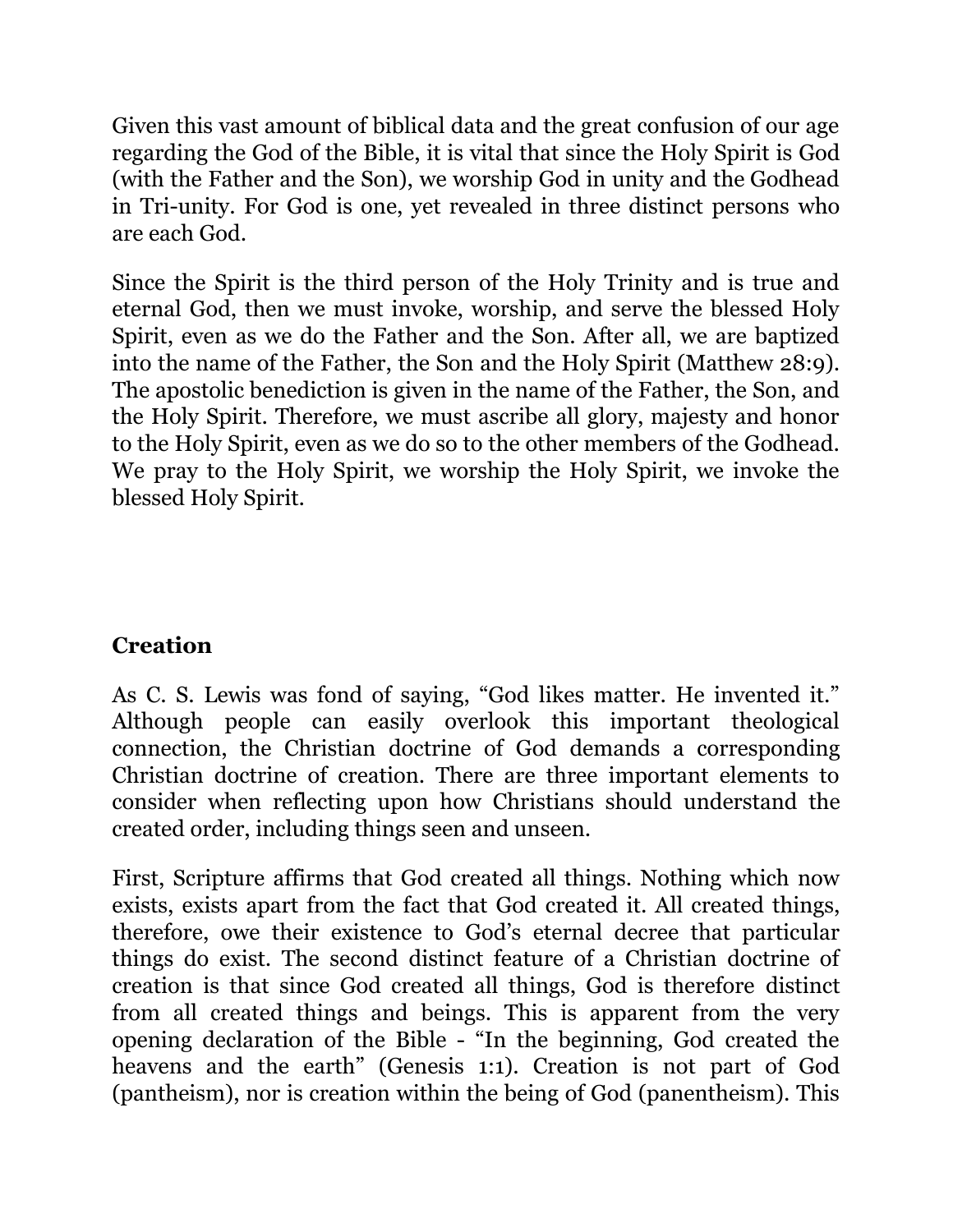Given this vast amount of biblical data and the great confusion of our age regarding the God of the Bible, it is vital that since the Holy Spirit is God (with the Father and the Son), we worship God in unity and the Godhead in Tri-unity. For God is one, yet revealed in three distinct persons who are each God.

Since the Spirit is the third person of the Holy Trinity and is true and eternal God, then we must invoke, worship, and serve the blessed Holy Spirit, even as we do the Father and the Son. After all, we are baptized into the name of the Father, the Son and the Holy Spirit (Matthew 28:9). The apostolic benediction is given in the name of the Father, the Son, and the Holy Spirit. Therefore, we must ascribe all glory, majesty and honor to the Holy Spirit, even as we do so to the other members of the Godhead. We pray to the Holy Spirit, we worship the Holy Spirit, we invoke the blessed Holy Spirit.

## Creation

As C. S. Lewis was fond of saying, "God likes matter. He invented it." Although people can easily overlook this important theological connection, the Christian doctrine of God demands a corresponding Christian doctrine of creation. There are three important elements to consider when reflecting upon how Christians should understand the created order, including things seen and unseen.

First, Scripture affirms that God created all things. Nothing which now exists, exists apart from the fact that God created it. All created things, therefore, owe their existence to God's eternal decree that particular things do exist. The second distinct feature of a Christian doctrine of creation is that since God created all things, God is therefore distinct from all created things and beings. This is apparent from the very opening declaration of the Bible - "In the beginning, God created the heavens and the earth" (Genesis 1:1). Creation is not part of God (pantheism), nor is creation within the being of God (panentheism). This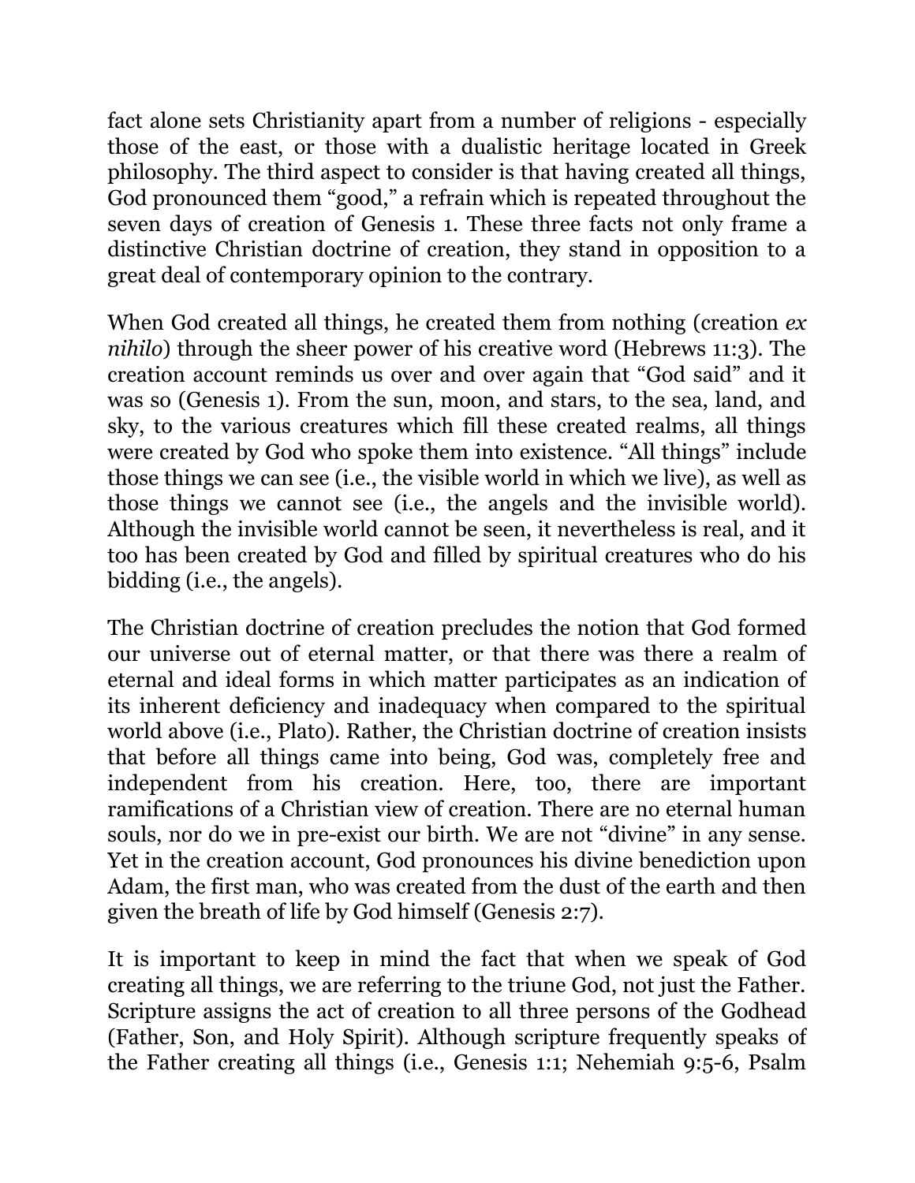fact alone sets Christianity apart from a number of religions - especially those of the east, or those with a dualistic heritage located in Greek philosophy. The third aspect to consider is that having created all things, God pronounced them "good," a refrain which is repeated throughout the seven days of creation of Genesis 1. These three facts not only frame a distinctive Christian doctrine of creation, they stand in opposition to a great deal of contemporary opinion to the contrary.

When God created all things, he created them from nothing (creation *ex nihilo*) through the sheer power of his creative word (Hebrews 11:3). The creation account reminds us over and over again that "God said" and it was so (Genesis 1). From the sun, moon, and stars, to the sea, land, and sky, to the various creatures which fill these created realms, all things were created by God who spoke them into existence. "All things" include those things we can see (i.e., the visible world in which we live), as well as those things we cannot see (i.e., the angels and the invisible world). Although the invisible world cannot be seen, it nevertheless is real, and it too has been created by God and filled by spiritual creatures who do his bidding (i.e., the angels).

The Christian doctrine of creation precludes the notion that God formed our universe out of eternal matter, or that there was there a realm of eternal and ideal forms in which matter participates as an indication of its inherent deficiency and inadequacy when compared to the spiritual world above (i.e., Plato). Rather, the Christian doctrine of creation insists that before all things came into being, God was, completely free and independent from his creation. Here, too, there are important ramifications of a Christian view of creation. There are no eternal human souls, nor do we in pre-exist our birth. We are not "divine" in any sense. Yet in the creation account, God pronounces his divine benediction upon Adam, the first man, who was created from the dust of the earth and then given the breath of life by God himself (Genesis 2:7).

It is important to keep in mind the fact that when we speak of God creating all things, we are referring to the triune God, not just the Father. Scripture assigns the act of creation to all three persons of the Godhead (Father, Son, and Holy Spirit). Although scripture frequently speaks of the Father creating all things (i.e., Genesis 1:1; Nehemiah 9:5-6, Psalm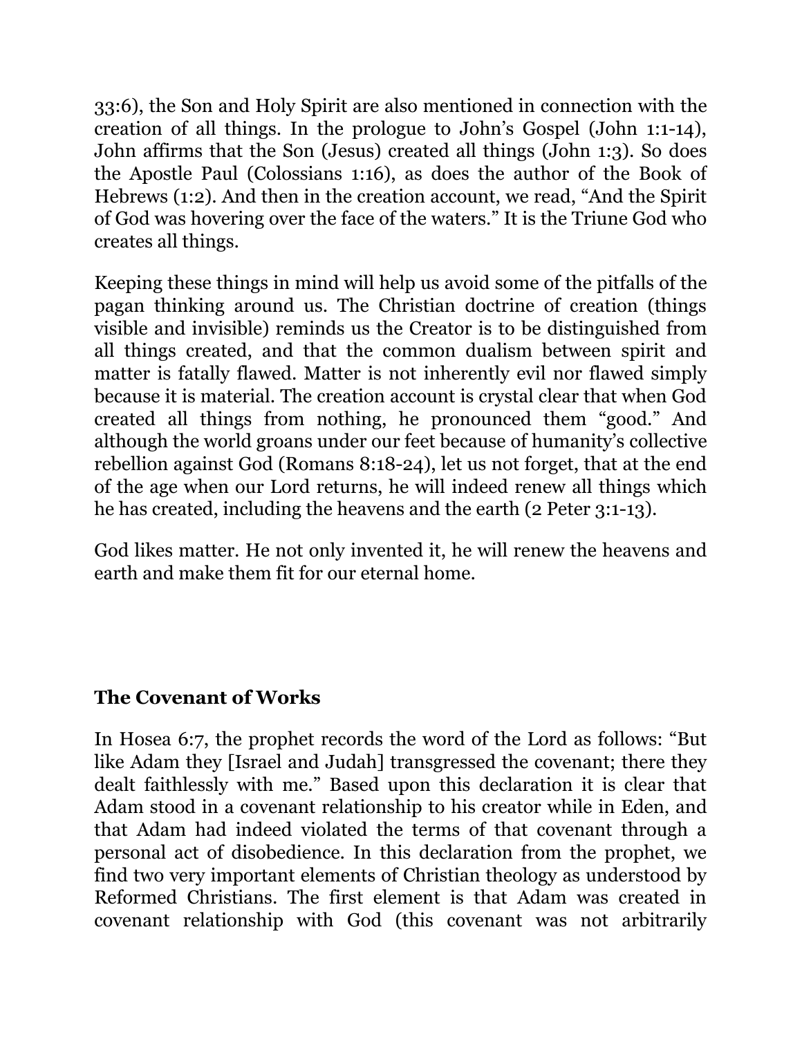33:6), the Son and Holy Spirit are also mentioned in connection with the creation of all things. In the prologue to John's Gospel (John 1:1-14), John affirms that the Son (Jesus) created all things (John 1:3). So does the Apostle Paul (Colossians 1:16), as does the author of the Book of Hebrews (1:2). And then in the creation account, we read, "And the Spirit of God was hovering over the face of the waters." It is the Triune God who creates all things.

Keeping these things in mind will help us avoid some of the pitfalls of the pagan thinking around us. The Christian doctrine of creation (things visible and invisible) reminds us the Creator is to be distinguished from all things created, and that the common dualism between spirit and matter is fatally flawed. Matter is not inherently evil nor flawed simply because it is material. The creation account is crystal clear that when God created all things from nothing, he pronounced them "good." And although the world groans under our feet because of humanity's collective rebellion against God (Romans 8:18-24), let us not forget, that at the end of the age when our Lord returns, he will indeed renew all things which he has created, including the heavens and the earth (2 Peter 3:1-13).

God likes matter. He not only invented it, he will renew the heavens and earth and make them fit for our eternal home.

**The Covenant of Works**

In Hosea 6:7, the prophet records the word of the Lord as follows: "But like Adam they [Israel and Judah] transgressed the covenant; there they dealt faithlessly with me." Based upon this declaration it is clear that Adam stood in a covenant relationship to his creator while in Eden, and that Adam had indeed violated the terms of that covenant through a personal act of disobedience. In this declaration from the prophet, we find two very important elements of Christian theology as understood by Reformed Christians. The first element is that Adam was created in covenant relationship with God (this covenant was not arbitrarily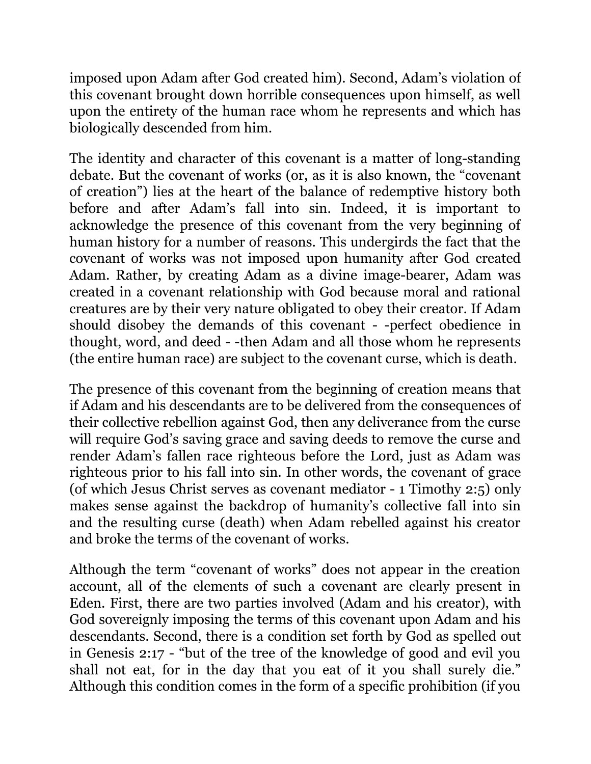imposed upon Adam after God created him). Second, Adam's violation of this covenant brought down horrible consequences upon himself, as well upon the entirety of the human race whom he represents and which has biologically descended from him.

The identity and character of this covenant is a matter of long-standing debate. But the covenant of works (or, as it is also known, the "covenant of creation") lies at the heart of the balance of redemptive history both before and after Adam's fall into sin. Indeed, it is important to acknowledge the presence of this covenant from the very beginning of human history for a number of reasons. This undergirds the fact that the covenant of works was not imposed upon humanity after God created Adam. Rather, by creating Adam as a divine image-bearer, Adam was created in a covenant relationship with God because moral and rational creatures are by their very nature obligated to obey their creator. If Adam should disobey the demands of this covenant - -perfect obedience in thought, word, and deed - -then Adam and all those whom he represents (the entire human race) are subject to the covenant curse, which is death.

The presence of this covenant from the beginning of creation means that if Adam and his descendants are to be delivered from the consequences of their collective rebellion against God, then any deliverance from the curse will require God's saving grace and saving deeds to remove the curse and render Adam's fallen race righteous before the Lord, just as Adam was righteous prior to his fall into sin. In other words, the covenant of grace (of which Jesus Christ serves as covenant mediator - 1 Timothy 2:5) only makes sense against the backdrop of humanity's collective fall into sin and the resulting curse (death) when Adam rebelled against his creator and broke the terms of the covenant of works.

Although the term "covenant of works" does not appear in the creation account, all of the elements of such a covenant are clearly present in Eden. First, there are two parties involved (Adam and his creator), with God sovereignly imposing the terms of this covenant upon Adam and his descendants. Second, there is a condition set forth by God as spelled out in Genesis 2:17 - "but of the tree of the knowledge of good and evil you shall not eat, for in the day that you eat of it you shall surely die." Although this condition comes in the form of a specific prohibition (if you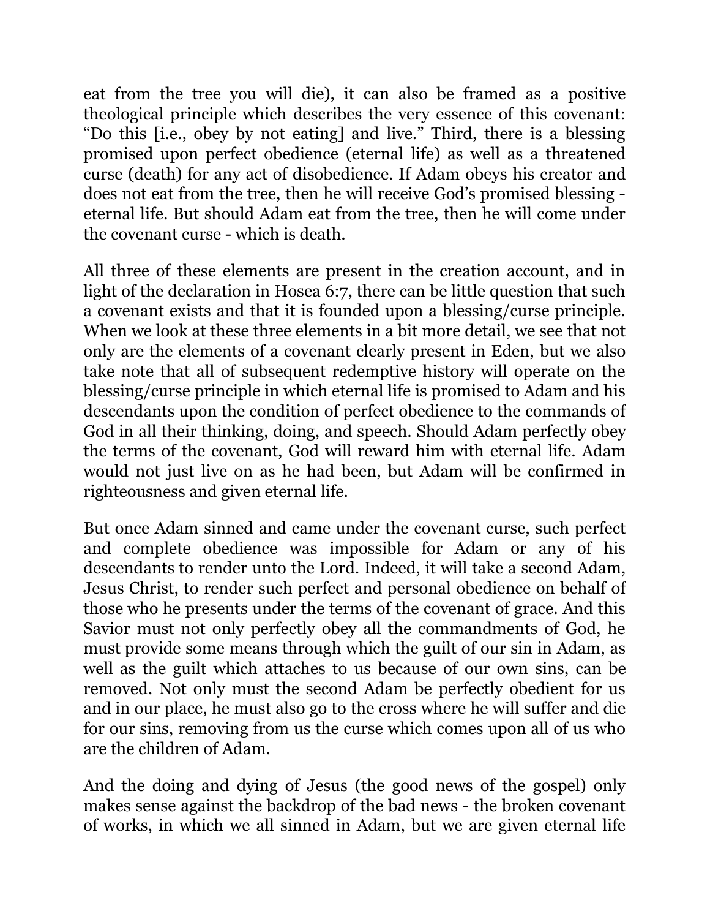eat from the tree you will die), it can also be framed as a positive theological principle which describes the very essence of this covenant: "Do this [i.e., obey by not eating] and live." Third, there is a blessing promised upon perfect obedience (eternal life) as well as a threatened curse (death) for any act of disobedience. If Adam obeys his creator and does not eat from the tree, then he will receive God's promised blessing - eternal life. But should Adam eat from the tree, then he will come under the covenant curse - which is death.

All three of these elements are present in the creation account, and in light of the declaration in Hosea 6:7, there can be little question that such a covenant exists and that it is founded upon a blessing/curse principle. When we look at these three elements in a bit more detail, we see that not only are the elements of a covenant clearly present in Eden, but we also take note that all of subsequent redemptive history will operate on the blessing/curse principle in which eternal life is promised to Adam and his descendants upon the condition of perfect obedience to the commands of God in all their thinking, doing, and speech. Should Adam perfectly obey the terms of the covenant, God will reward him with eternal life. Adam would not just live on as he had been, but Adam will be confirmed in righteousness and given eternal life.

But once Adam sinned and came under the covenant curse, such perfect and complete obedience was impossible for Adam or any of his descendants to render unto the Lord. Indeed, it will take a second Adam, Jesus Christ, to render such perfect and personal obedience on behalf of those who he presents under the terms of the covenant of grace. And this Savior must not only perfectly obey all the commandments of God, he must provide some means through which the guilt of our sin in Adam, as well as the guilt which attaches to us because of our own sins, can be removed. Not only must the second Adam be perfectly obedient for us and in our place, he must also go to the cross where he will suffer and die for our sins, removing from us the curse which comes upon all of us who are the children of Adam.

And the doing and dying of Jesus (the good news of the gospel) only makes sense against the backdrop of the bad news - the broken covenant of works, in which we all sinned in Adam, but we are given eternal life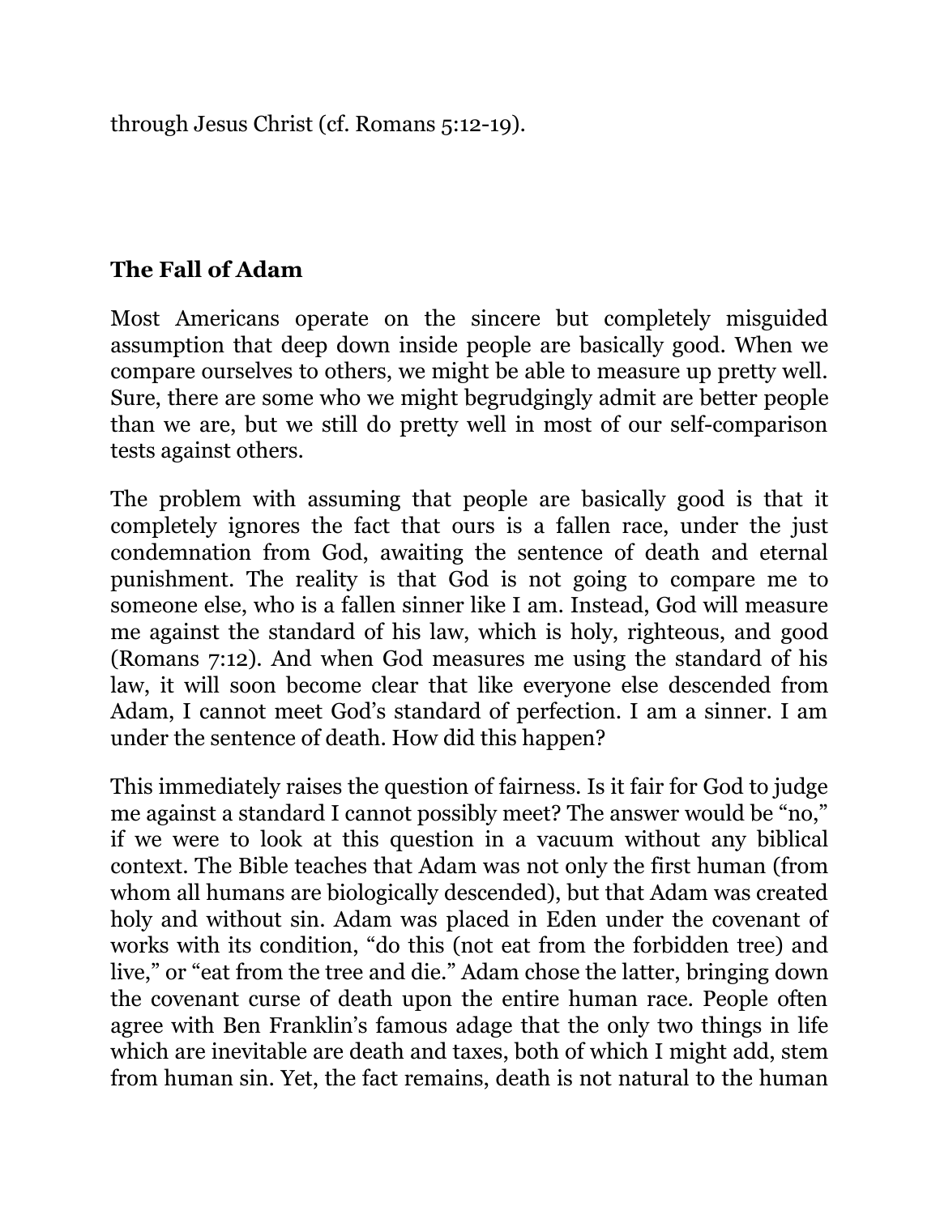through Jesus Christ (cf. Romans 5:12-19).

## The Fall of Adam

Most Americans operate on the sincere but completely misguided assumption that deep down inside people are basically good. When we compare ourselves to others, we might be able to measure up pretty well. Sure, there are some who we might begrudgingly admit are better people than we are, but we still do pretty well in most of our self-comparison tests against others.

The problem with assuming that people are basically good is that it completely ignores the fact that ours is a fallen race, under the just condemnation from God, awaiting the sentence of death and eternal punishment. The reality is that God is not going to compare me to someone else, who is a fallen sinner like I am. Instead, God will measure me against the standard of his law, which is holy, righteous, and good (Romans 7:12). And when God measures me using the standard of his law, it will soon become clear that like everyone else descended from Adam, I cannot meet God's standard of perfection. I am a sinner. I am under the sentence of death. How did this happen?

This immediately raises the question of fairness. Is it fair for God to judge me against a standard I cannot possibly meet? The answer would be "no," if we were to look at this question in a vacuum without any biblical context. The Bible teaches that Adam was not only the first human (from whom all humans are biologically descended), but that Adam was created holy and without sin. Adam was placed in Eden under the covenant of works with its condition, "do this (not eat from the forbidden tree) and live," or "eat from the tree and die." Adam chose the latter, bringing down the covenant curse of death upon the entire human race. People often agree with Ben Franklin's famous adage that the only two things in life which are inevitable are death and taxes, both of which I might add, stem from human sin. Yet, the fact remains, death is not natural to the human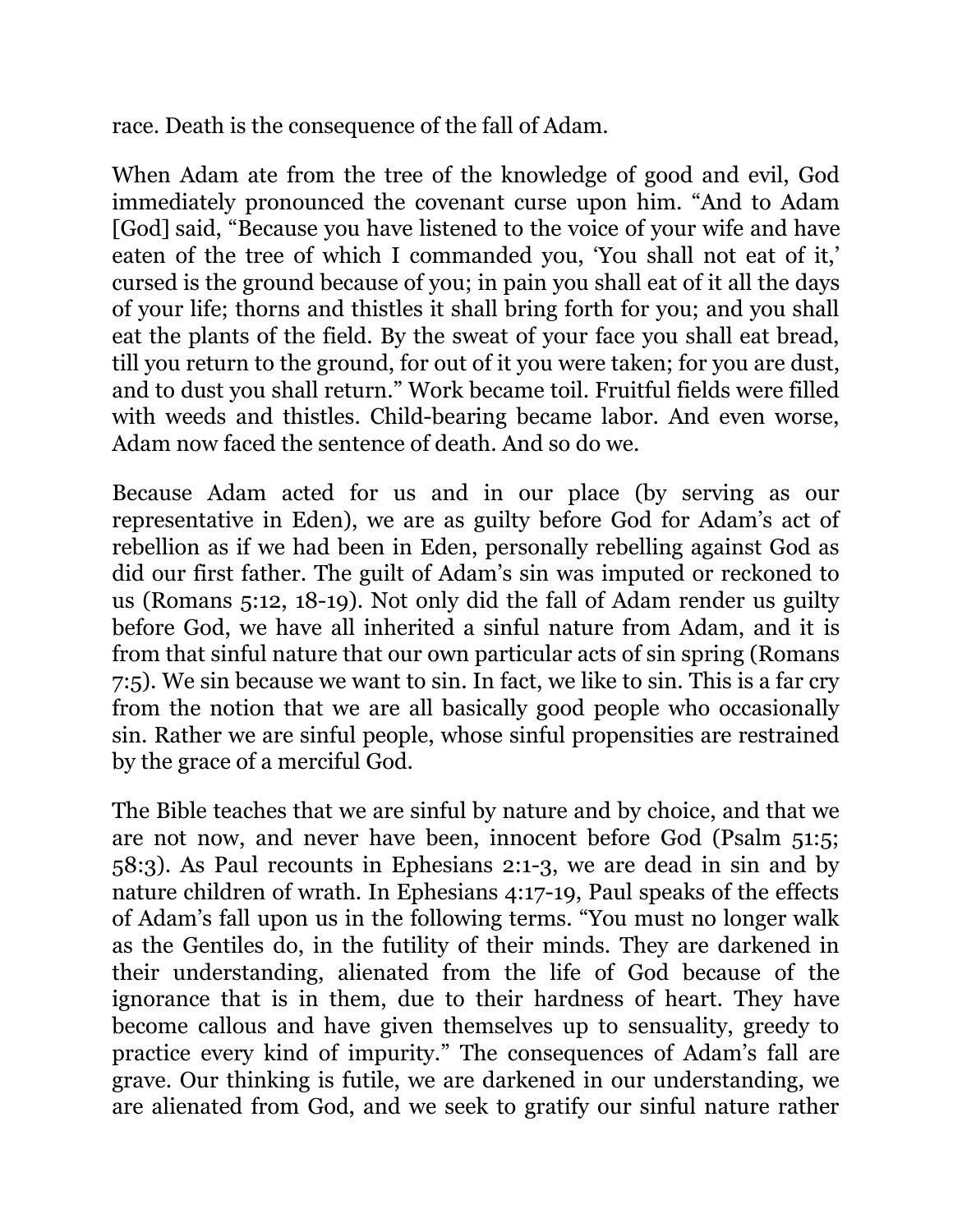race. Death is the consequence of the fall of Adam.

When Adam ate from the tree of the knowledge of good and evil, God immediately pronounced the covenant curse upon him. "And to Adam [God] said, "Because you have listened to the voice of your wife and have eaten of the tree of which I commanded you, 'You shall not eat of it,' cursed is the ground because of you; in pain you shall eat of it all the days of your life; thorns and thistles it shall bring forth for you; and you shall eat the plants of the field. By the sweat of your face you shall eat bread, till you return to the ground, for out of it you were taken; for you are dust, and to dust you shall return." Work became toil. Fruitful fields were filled with weeds and thistles. Child-bearing became labor. And even worse, Adam now faced the sentence of death. And so do we.

Because Adam acted for us and in our place (by serving as our representative in Eden), we are as guilty before God for Adam's act of rebellion as if we had been in Eden, personally rebelling against God as did our first father. The guilt of Adam's sin was imputed or reckoned to us (Romans 5:12, 18-19). Not only did the fall of Adam render us guilty before God, we have all inherited a sinful nature from Adam, and it is from that sinful nature that our own particular acts of sin spring (Romans 7:5). We sin because we want to sin. In fact, we like to sin. This is a far cry from the notion that we are all basically good people who occasionally sin. Rather we are sinful people, whose sinful propensities are restrained by the grace of a merciful God.

The Bible teaches that we are sinful by nature and by choice, and that we are not now, and never have been, innocent before God (Psalm 51:5; 58:3). As Paul recounts in Ephesians 2:1-3, we are dead in sin and by nature children of wrath. In Ephesians 4:17-19, Paul speaks of the effects of Adam's fall upon us in the following terms. "You must no longer walk as the Gentiles do, in the futility of their minds. They are darkened in their understanding, alienated from the life of God because of the ignorance that is in them, due to their hardness of heart. They have become callous and have given themselves up to sensuality, greedy to practice every kind of impurity." The consequences of Adam's fall are grave. Our thinking is futile, we are darkened in our understanding, we are alienated from God, and we seek to gratify our sinful nature rather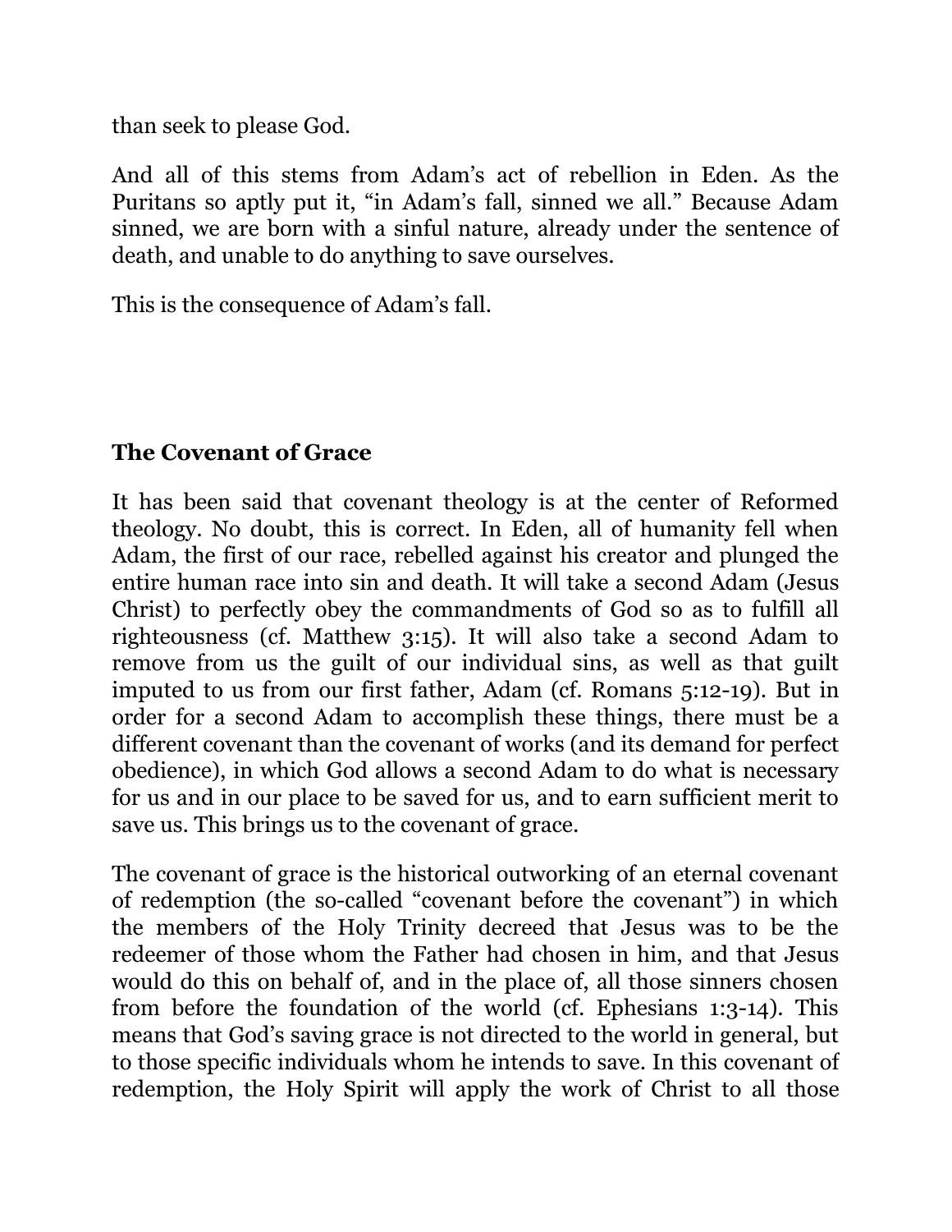than seek to please God.

And all of this stems from Adam's act of rebellion in Eden. As the Puritans so aptly put it, "in Adam's fall, sinned we all." Because Adam sinned, we are born with a sinful nature, already under the sentence of death, and unable to do anything to save ourselves.

This is the consequence of Adam's fall.

## The Covenant of Grace

It has been said that covenant theology is at the center of Reformed theology. No doubt, this is correct. In Eden, all of humanity fell when Adam, the first of our race, rebelled against his creator and plunged the entire human race into sin and death. It will take a second Adam (Jesus Christ) to perfectly obey the commandments of God so as to fulfill all righteousness (cf. Matthew 3:15). It will also take a second Adam to remove from us the guilt of our individual sins, as well as that guilt imputed to us from our first father, Adam (cf. Romans 5:12-19). But in order for a second Adam to accomplish these things, there must be a different covenant than the covenant of works (and its demand for perfect obedience), in which God allows a second Adam to do what is necessary for us and in our place to be saved for us, and to earn sufficient merit to save us. This brings us to the covenant of grace.

The covenant of grace is the historical outworking of an eternal covenant of redemption (the so-called "covenant before the covenant") in which the members of the Holy Trinity decreed that Jesus was to be the redeemer of those whom the Father had chosen in him, and that Jesus would do this on behalf of, and in the place of, all those sinners chosen from before the foundation of the world (cf. Ephesians 1:3-14). This means that God's saving grace is not directed to the world in general, but to those specific individuals whom he intends to save. In this covenant of redemption, the Holy Spirit will apply the work of Christ to all those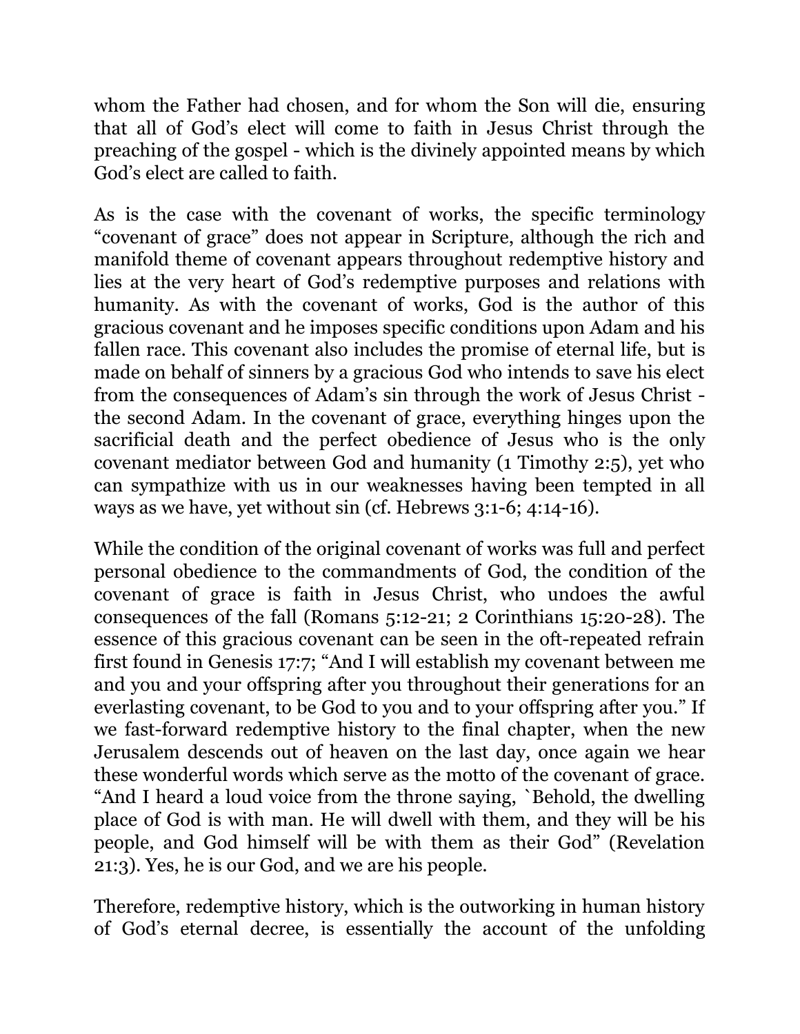whom the Father had chosen, and for whom the Son will die, ensuring that all of God's elect will come to faith in Jesus Christ through the preaching of the gospel - which is the divinely appointed means by which God's elect are called to faith.

As is the case with the covenant of works, the specific terminology "covenant of grace" does not appear in Scripture, although the rich and manifold theme of covenant appears throughout redemptive history and lies at the very heart of God's redemptive purposes and relations with humanity. As with the covenant of works, God is the author of this gracious covenant and he imposes specific conditions upon Adam and his fallen race. This covenant also includes the promise of eternal life, but is made on behalf of sinners by a gracious God who intends to save his elect from the consequences of Adam's sin through the work of Jesus Christ - the second Adam. In the covenant of grace, everything hinges upon the sacrificial death and the perfect obedience of Jesus who is the only covenant mediator between God and humanity (1 Timothy 2:5), yet who can sympathize with us in our weaknesses having been tempted in all ways as we have, yet without sin (cf. Hebrews 3:1-6; 4:14-16).

While the condition of the original covenant of works was full and perfect personal obedience to the commandments of God, the condition of the covenant of grace is faith in Jesus Christ, who undoes the awful consequences of the fall (Romans 5:12-21; 2 Corinthians 15:20-28). The essence of this gracious covenant can be seen in the oft-repeated refrain first found in Genesis 17:7; "And I will establish my covenant between me and you and your offspring after you throughout their generations for an everlasting covenant, to be God to you and to your offspring after you." If we fast-forward redemptive history to the final chapter, when the new Jerusalem descends out of heaven on the last day, once again we hear these wonderful words which serve as the motto of the covenant of grace. "And I heard a loud voice from the throne saying, `Behold, the dwelling place of God is with man. He will dwell with them, and they will be his people, and God himself will be with them as their God" (Revelation 21:3). Yes, he is our God, and we are his people.

Therefore, redemptive history, which is the outworking in human history of God's eternal decree, is essentially the account of the unfolding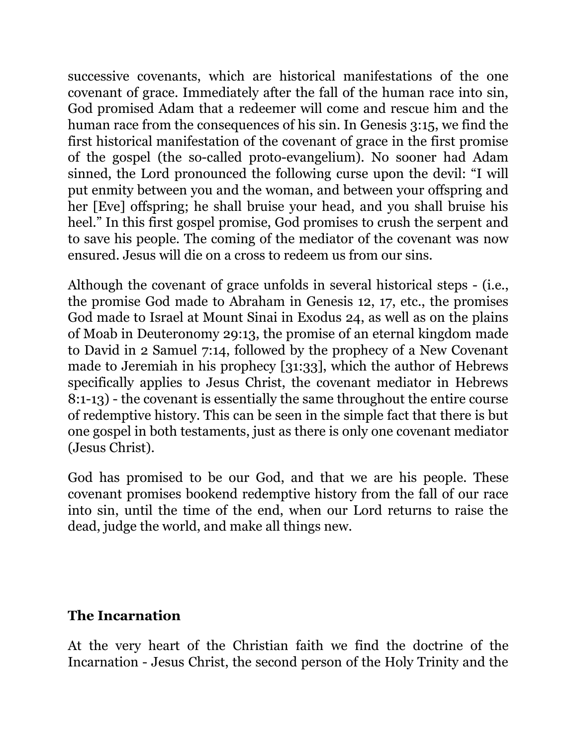successive covenants, which are historical manifestations of the one covenant of grace. Immediately after the fall of the human race into sin, God promised Adam that a redeemer will come and rescue him and the human race from the consequences of his sin. In Genesis 3:15, we find the first historical manifestation of the covenant of grace in the first promise of the gospel (the so-called proto-evangelium). No sooner had Adam sinned, the Lord pronounced the following curse upon the devil: "I will put enmity between you and the woman, and between your offspring and her [Eve] offspring; he shall bruise your head, and you shall bruise his heel." In this first gospel promise, God promises to crush the serpent and to save his people. The coming of the mediator of the covenant was now ensured. Jesus will die on a cross to redeem us from our sins.

Although the covenant of grace unfolds in several historical steps - (i.e., the promise God made to Abraham in Genesis 12, 17, etc., the promises God made to Israel at Mount Sinai in Exodus 24, as well as on the plains of Moab in Deuteronomy 29:13, the promise of an eternal kingdom made to David in 2 Samuel 7:14, followed by the prophecy of a New Covenant made to Jeremiah in his prophecy [31:33], which the author of Hebrews specifically applies to Jesus Christ, the covenant mediator in Hebrews 8:1-13) - the covenant is essentially the same throughout the entire course of redemptive history. This can be seen in the simple fact that there is but one gospel in both testaments, just as there is only one covenant mediator (Jesus Christ).

God has promised to be our God, and that we are his people. These covenant promises bookend redemptive history from the fall of our race into sin, until the time of the end, when our Lord returns to raise the dead, judge the world, and make all things new.

## The Incarnation

At the very heart of the Christian faith we find the doctrine of the Incarnation - Jesus Christ, the second person of the Holy Trinity and the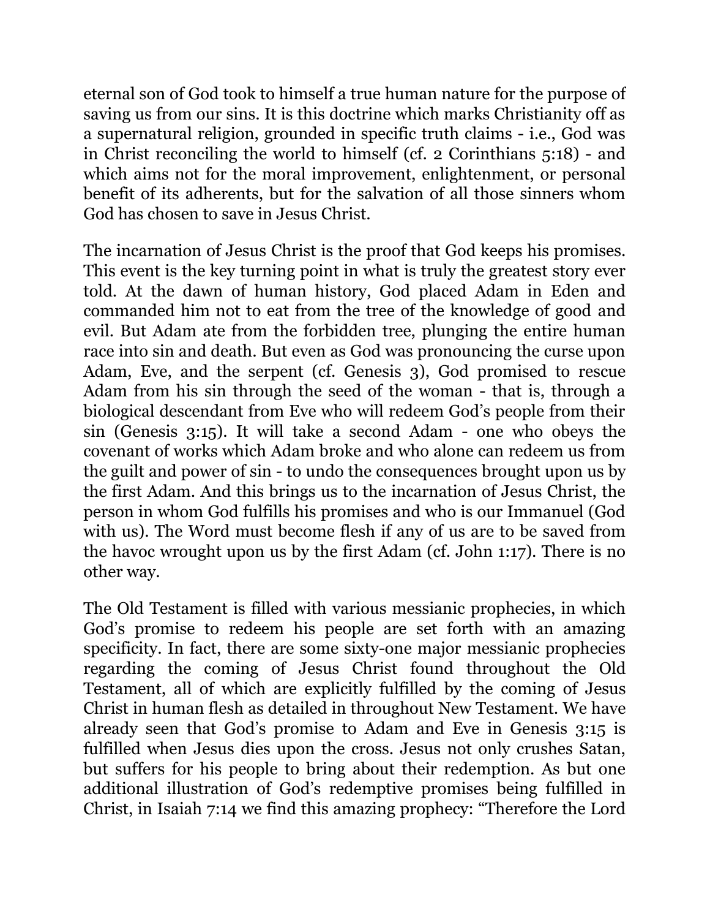eternal son of God took to himself a true human nature for the purpose of saving us from our sins. It is this doctrine which marks Christianity off as a supernatural religion, grounded in specific truth claims - i.e., God was in Christ reconciling the world to himself (cf. 2 Corinthians 5:18) - and which aims not for the moral improvement, enlightenment, or personal benefit of its adherents, but for the salvation of all those sinners whom God has chosen to save in Jesus Christ.

The incarnation of Jesus Christ is the proof that God keeps his promises. This event is the key turning point in what is truly the greatest story ever told. At the dawn of human history, God placed Adam in Eden and commanded him not to eat from the tree of the knowledge of good and evil. But Adam ate from the forbidden tree, plunging the entire human race into sin and death. But even as God was pronouncing the curse upon Adam, Eve, and the serpent (cf. Genesis 3), God promised to rescue Adam from his sin through the seed of the woman - that is, through a biological descendant from Eve who will redeem God's people from their sin (Genesis 3:15). It will take a second Adam - one who obeys the covenant of works which Adam broke and who alone can redeem us from the guilt and power of sin - to undo the consequences brought upon us by the first Adam. And this brings us to the incarnation of Jesus Christ, the person in whom God fulfills his promises and who is our Immanuel (God with us). The Word must become flesh if any of us are to be saved from the havoc wrought upon us by the first Adam (cf. John 1:17). There is no other way.

The Old Testament is filled with various messianic prophecies, in which God's promise to redeem his people are set forth with an amazing specificity. In fact, there are some sixty-one major messianic prophecies regarding the coming of Jesus Christ found throughout the Old Testament, all of which are explicitly fulfilled by the coming of Jesus Christ in human flesh as detailed in throughout New Testament. We have already seen that God's promise to Adam and Eve in Genesis 3:15 is fulfilled when Jesus dies upon the cross. Jesus not only crushes Satan, but suffers for his people to bring about their redemption. As but one additional illustration of God's redemptive promises being fulfilled in Christ, in Isaiah 7:14 we find this amazing prophecy: "Therefore the Lord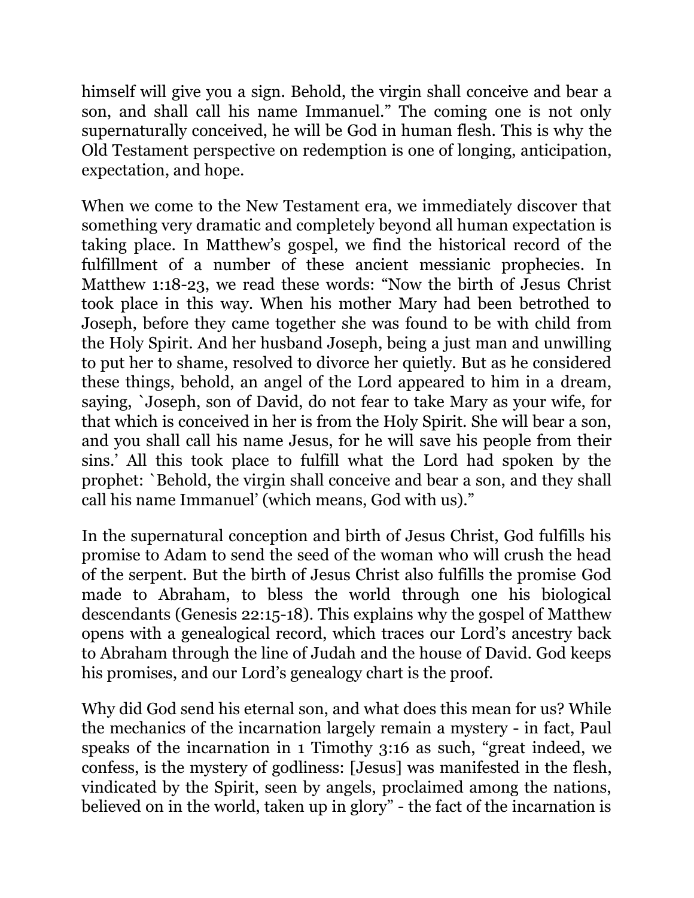himself will give you a sign. Behold, the virgin shall conceive and bear a son, and shall call his name Immanuel." The coming one is not only supernaturally conceived, he will be God in human flesh. This is why the Old Testament perspective on redemption is one of longing, anticipation, expectation, and hope.

When we come to the New Testament era, we immediately discover that something very dramatic and completely beyond all human expectation is taking place. In Matthew's gospel, we find the historical record of the fulfillment of a number of these ancient messianic prophecies. In Matthew 1:18-23, we read these words: "Now the birth of Jesus Christ took place in this way. When his mother Mary had been betrothed to Joseph, before they came together she was found to be with child from the Holy Spirit. And her husband Joseph, being a just man and unwilling to put her to shame, resolved to divorce her quietly. But as he considered these things, behold, an angel of the Lord appeared to him in a dream, saying, `Joseph, son of David, do not fear to take Mary as your wife, for that which is conceived in her is from the Holy Spirit. She will bear a son, and you shall call his name Jesus, for he will save his people from their sins.' All this took place to fulfill what the Lord had spoken by the prophet: `Behold, the virgin shall conceive and bear a son, and they shall call his name Immanuel' (which means, God with us)."

In the supernatural conception and birth of Jesus Christ, God fulfills his promise to Adam to send the seed of the woman who will crush the head of the serpent. But the birth of Jesus Christ also fulfills the promise God made to Abraham, to bless the world through one his biological descendants (Genesis 22:15-18). This explains why the gospel of Matthew opens with a genealogical record, which traces our Lord's ancestry back to Abraham through the line of Judah and the house of David. God keeps his promises, and our Lord's genealogy chart is the proof.

Why did God send his eternal son, and what does this mean for us? While the mechanics of the incarnation largely remain a mystery - in fact, Paul speaks of the incarnation in 1 Timothy 3:16 as such, "great indeed, we confess, is the mystery of godliness: [Jesus] was manifested in the flesh, vindicated by the Spirit, seen by angels, proclaimed among the nations, believed on in the world, taken up in glory" - the fact of the incarnation is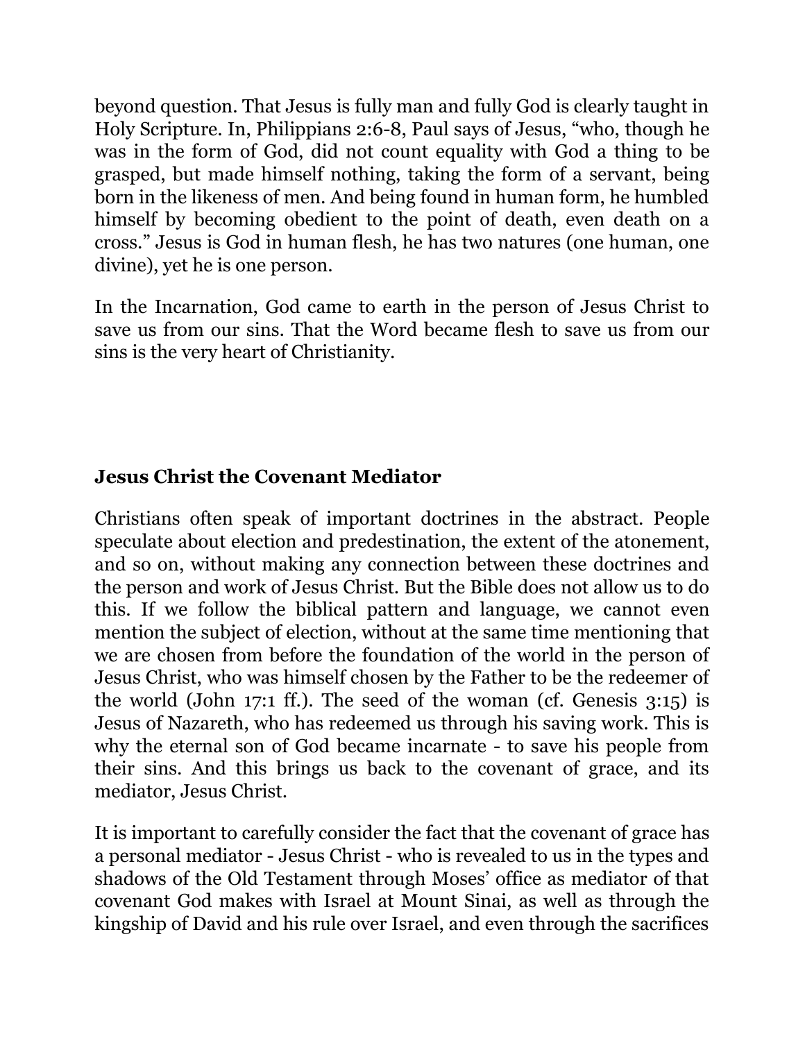beyond question. That Jesus is fully man and fully God is clearly taught in Holy Scripture. In, Philippians 2:6-8, Paul says of Jesus, "who, though he was in the form of God, did not count equality with God a thing to be grasped, but made himself nothing, taking the form of a servant, being born in the likeness of men. And being found in human form, he humbled himself by becoming obedient to the point of death, even death on a cross." Jesus is God in human flesh, he has two natures (one human, one divine), yet he is one person.

In the Incarnation, God came to earth in the person of Jesus Christ to save us from our sins. That the Word became flesh to save us from our sins is the very heart of Christianity.

## Jesus Christ the Covenant Mediator

Christians often speak of important doctrines in the abstract. People speculate about election and predestination, the extent of the atonement, and so on, without making any connection between these doctrines and the person and work of Jesus Christ. But the Bible does not allow us to do this. If we follow the biblical pattern and language, we cannot even mention the subject of election, without at the same time mentioning that we are chosen from before the foundation of the world in the person of Jesus Christ, who was himself chosen by the Father to be the redeemer of the world (John 17:1 ff.). The seed of the woman (cf. Genesis 3:15) is Jesus of Nazareth, who has redeemed us through his saving work. This is why the eternal son of God became incarnate - to save his people from their sins. And this brings us back to the covenant of grace, and its mediator, Jesus Christ.

It is important to carefully consider the fact that the covenant of grace has a personal mediator - Jesus Christ - who is revealed to us in the types and shadows of the Old Testament through Moses' office as mediator of that covenant God makes with Israel at Mount Sinai, as well as through the kingship of David and his rule over Israel, and even through the sacrifices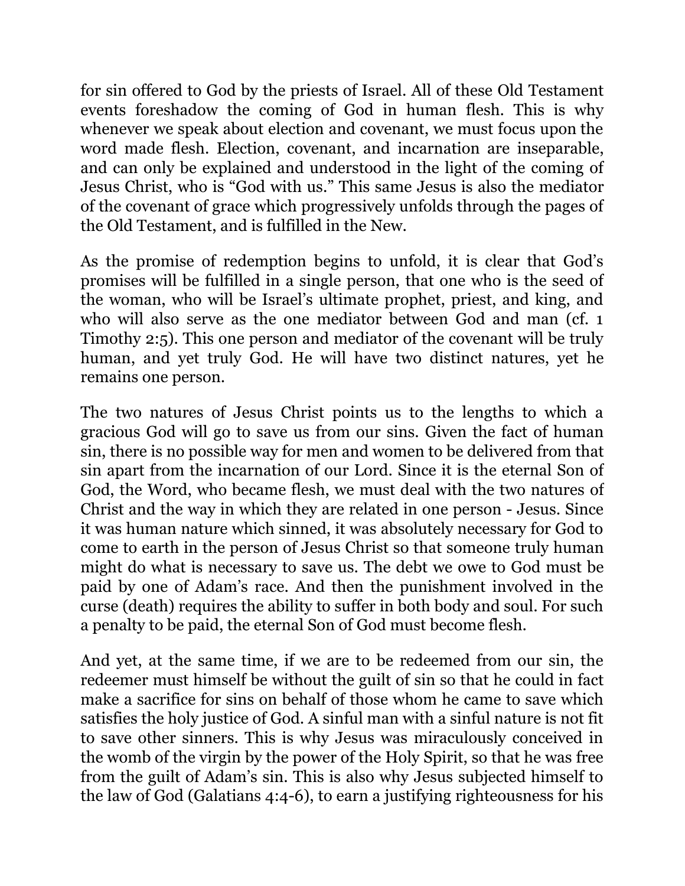for sin offered to God by the priests of Israel. All of these Old Testament events foreshadow the coming of God in human flesh. This is why whenever we speak about election and covenant, we must focus upon the word made flesh. Election, covenant, and incarnation are inseparable, and can only be explained and understood in the light of the coming of Jesus Christ, who is "God with us." This same Jesus is also the mediator of the covenant of grace which progressively unfolds through the pages of the Old Testament, and is fulfilled in the New.

As the promise of redemption begins to unfold, it is clear that God's promises will be fulfilled in a single person, that one who is the seed of the woman, who will be Israel's ultimate prophet, priest, and king, and who will also serve as the one mediator between God and man (cf. 1 Timothy 2:5). This one person and mediator of the covenant will be truly human, and yet truly God. He will have two distinct natures, yet he remains one person.

The two natures of Jesus Christ points us to the lengths to which a gracious God will go to save us from our sins. Given the fact of human sin, there is no possible way for men and women to be delivered from that sin apart from the incarnation of our Lord. Since it is the eternal Son of God, the Word, who became flesh, we must deal with the two natures of Christ and the way in which they are related in one person - Jesus. Since it was human nature which sinned, it was absolutely necessary for God to come to earth in the person of Jesus Christ so that someone truly human might do what is necessary to save us. The debt we owe to God must be paid by one of Adam's race. And then the punishment involved in the curse (death) requires the ability to suffer in both body and soul. For such a penalty to be paid, the eternal Son of God must become flesh.

And yet, at the same time, if we are to be redeemed from our sin, the redeemer must himself be without the guilt of sin so that he could in fact make a sacrifice for sins on behalf of those whom he came to save which satisfies the holy justice of God. A sinful man with a sinful nature is not fit to save other sinners. This is why Jesus was miraculously conceived in the womb of the virgin by the power of the Holy Spirit, so that he was free from the guilt of Adam's sin. This is also why Jesus subjected himself to the law of God (Galatians 4:4-6), to earn a justifying righteousness for his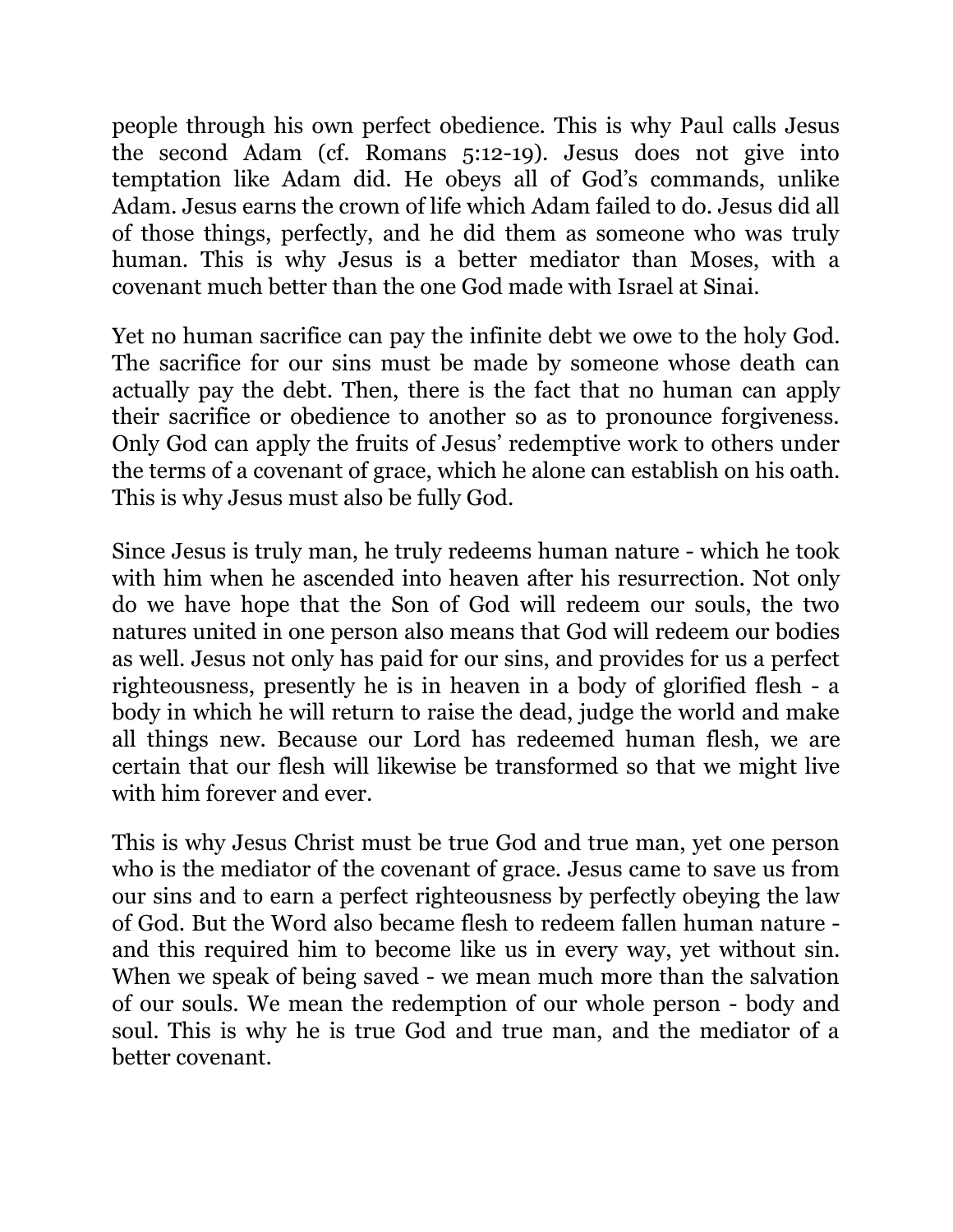people through his own perfect obedience. This is why Paul calls Jesus the second Adam (cf. Romans 5:12-19). Jesus does not give into temptation like Adam did. He obeys all of God's commands, unlike Adam. Jesus earns the crown of life which Adam failed to do. Jesus did all of those things, perfectly, and he did them as someone who was truly human. This is why Jesus is a better mediator than Moses, with a covenant much better than the one God made with Israel at Sinai.

Yet no human sacrifice can pay the infinite debt we owe to the holy God. The sacrifice for our sins must be made by someone whose death can actually pay the debt. Then, there is the fact that no human can apply their sacrifice or obedience to another so as to pronounce forgiveness. Only God can apply the fruits of Jesus' redemptive work to others under the terms of a covenant of grace, which he alone can establish on his oath. This is why Jesus must also be fully God.

Since Jesus is truly man, he truly redeems human nature - which he took with him when he ascended into heaven after his resurrection. Not only do we have hope that the Son of God will redeem our souls, the two natures united in one person also means that God will redeem our bodies as well. Jesus not only has paid for our sins, and provides for us a perfect righteousness, presently he is in heaven in a body of glorified flesh - a body in which he will return to raise the dead, judge the world and make all things new. Because our Lord has redeemed human flesh, we are certain that our flesh will likewise be transformed so that we might live with him forever and ever.

This is why Jesus Christ must be true God and true man, yet one person who is the mediator of the covenant of grace. Jesus came to save us from our sins and to earn a perfect righteousness by perfectly obeying the law of God. But the Word also became flesh to redeem fallen human nature - and this required him to become like us in every way, yet without sin. When we speak of being saved - we mean much more than the salvation of our souls. We mean the redemption of our whole person - body and soul. This is why he is true God and true man, and the mediator of a better covenant.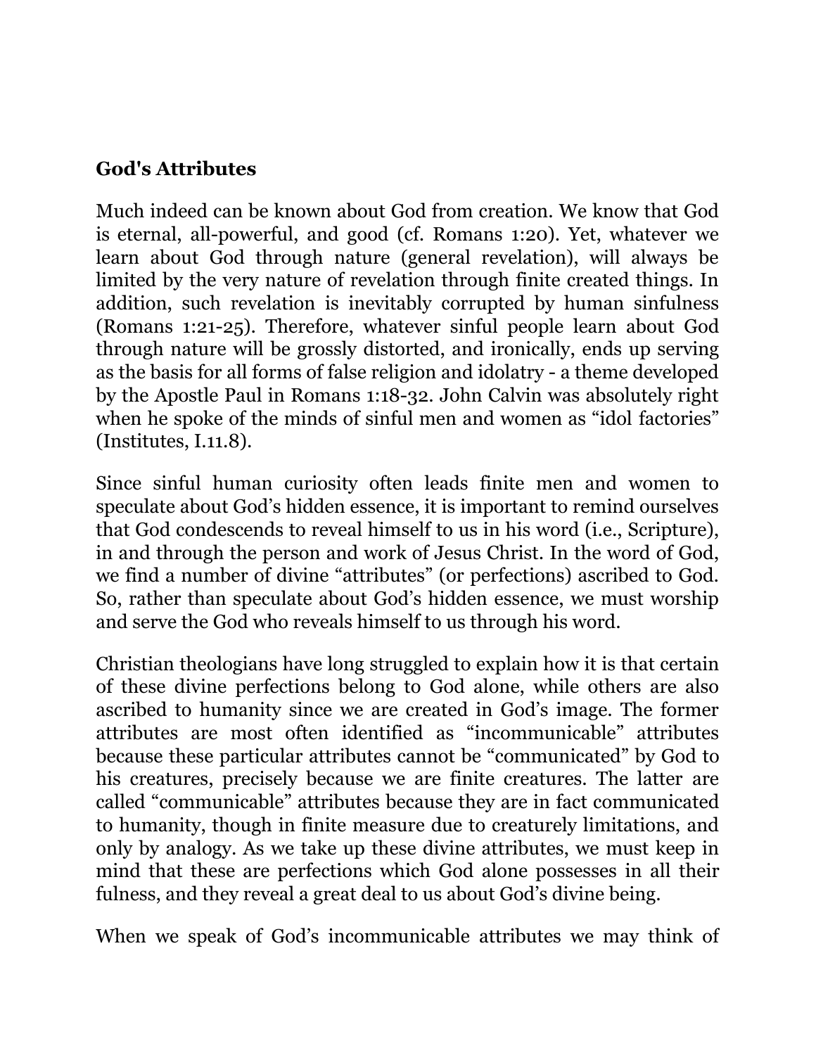**God's Attributes**

Much indeed can be known about God from creation. We know that God is eternal, all-powerful, and good (cf. Romans 1:20). Yet, whatever we learn about God through nature (general revelation), will always be limited by the very nature of revelation through finite created things. In addition, such revelation is inevitably corrupted by human sinfulness (Romans 1:21-25). Therefore, whatever sinful people learn about God through nature will be grossly distorted, and ironically, ends up serving as the basis for all forms of false religion and idolatry - a theme developed by the Apostle Paul in Romans 1:18-32. John Calvin was absolutely right when he spoke of the minds of sinful men and women as "idol factories" (Institutes, I.11.8).

Since sinful human curiosity often leads finite men and women to speculate about God's hidden essence, it is important to remind ourselves that God condescends to reveal himself to us in his word (i.e., Scripture), in and through the person and work of Jesus Christ. In the word of God, we find a number of divine "attributes" (or perfections) ascribed to God. So, rather than speculate about God's hidden essence, we must worship and serve the God who reveals himself to us through his word.

Christian theologians have long struggled to explain how it is that certain of these divine perfections belong to God alone, while others are also ascribed to humanity since we are created in God's image. The former attributes are most often identified as "incommunicable" attributes because these particular attributes cannot be "communicated" by God to his creatures, precisely because we are finite creatures. The latter are called "communicable" attributes because they are in fact communicated to humanity, though in finite measure due to creaturely limitations, and only by analogy. As we take up these divine attributes, we must keep in mind that these are perfections which God alone possesses in all their fulness, and they reveal a great deal to us about God's divine being.

When we speak of God's incommunicable attributes we may think of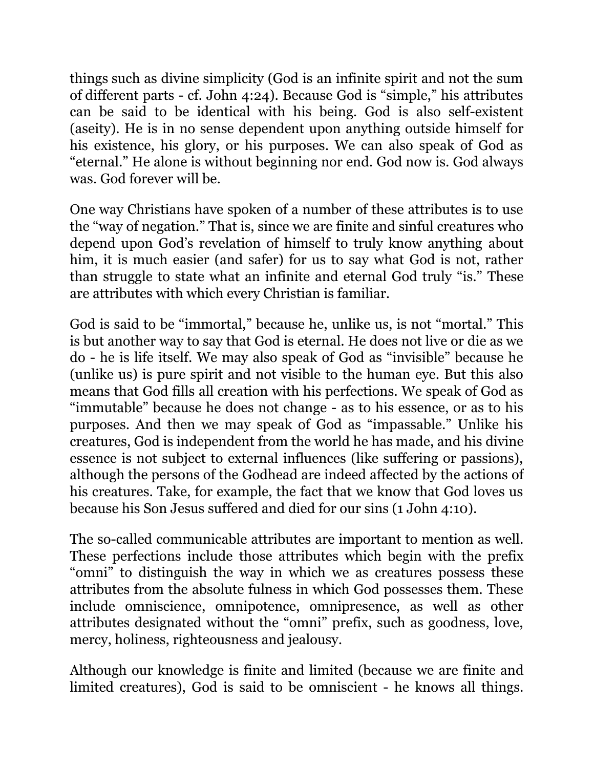things such as divine simplicity (God is an infinite spirit and not the sum of different parts - cf. John 4:24). Because God is "simple," his attributes can be said to be identical with his being. God is also self-existent (aseity). He is in no sense dependent upon anything outside himself for his existence, his glory, or his purposes. We can also speak of God as "eternal." He alone is without beginning nor end. God now is. God always was. God forever will be.

One way Christians have spoken of a number of these attributes is to use the "way of negation." That is, since we are finite and sinful creatures who depend upon God's revelation of himself to truly know anything about him, it is much easier (and safer) for us to say what God is not, rather than struggle to state what an infinite and eternal God truly "is." These are attributes with which every Christian is familiar.

God is said to be "immortal," because he, unlike us, is not "mortal." This is but another way to say that God is eternal. He does not live or die as we do - he is life itself. We may also speak of God as "invisible" because he (unlike us) is pure spirit and not visible to the human eye. But this also means that God fills all creation with his perfections. We speak of God as "immutable" because he does not change - as to his essence, or as to his purposes. And then we may speak of God as "impassable." Unlike his creatures, God is independent from the world he has made, and his divine essence is not subject to external influences (like suffering or passions), although the persons of the Godhead are indeed affected by the actions of his creatures. Take, for example, the fact that we know that God loves us because his Son Jesus suffered and died for our sins (1 John 4:10).

The so-called communicable attributes are important to mention as well. These perfections include those attributes which begin with the prefix "omni" to distinguish the way in which we as creatures possess these attributes from the absolute fulness in which God possesses them. These include omniscience, omnipotence, omnipresence, as well as other attributes designated without the "omni" prefix, such as goodness, love, mercy, holiness, righteousness and jealousy.

Although our knowledge is finite and limited (because we are finite and limited creatures), God is said to be omniscient - he knows all things.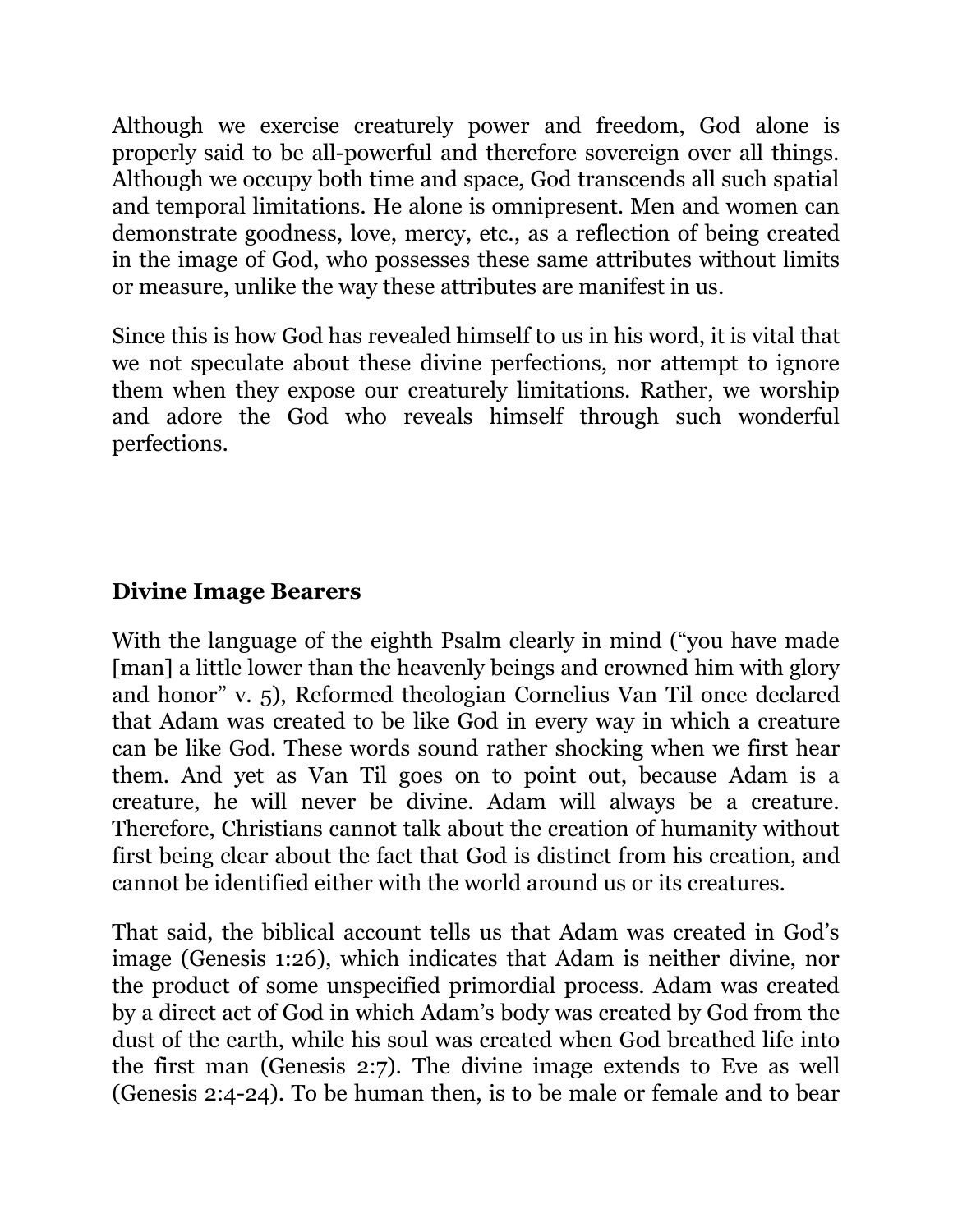Although we exercise creaturely power and freedom, God alone is properly said to be all-powerful and therefore sovereign over all things. Although we occupy both time and space, God transcends all such spatial and temporal limitations. He alone is omnipresent. Men and women can demonstrate goodness, love, mercy, etc., as a reflection of being created in the image of God, who possesses these same attributes without limits or measure, unlike the way these attributes are manifest in us.

Since this is how God has revealed himself to us in his word, it is vital that we not speculate about these divine perfections, nor attempt to ignore them when they expose our creaturely limitations. Rather, we worship and adore the God who reveals himself through such wonderful perfections.

## Divine Image Bearers

With the language of the eighth Psalm clearly in mind ("you have made [man] a little lower than the heavenly beings and crowned him with glory and honor" v. 5), Reformed theologian Cornelius Van Til once declared that Adam was created to be like God in every way in which a creature can be like God. These words sound rather shocking when we first hear them. And yet as Van Til goes on to point out, because Adam is a creature, he will never be divine. Adam will always be a creature. Therefore, Christians cannot talk about the creation of humanity without first being clear about the fact that God is distinct from his creation, and cannot be identified either with the world around us or its creatures.

That said, the biblical account tells us that Adam was created in God's image (Genesis 1:26), which indicates that Adam is neither divine, nor the product of some unspecified primordial process. Adam was created by a direct act of God in which Adam's body was created by God from the dust of the earth, while his soul was created when God breathed life into the first man (Genesis 2:7). The divine image extends to Eve as well (Genesis 2:4-24). To be human then, is to be male or female and to bear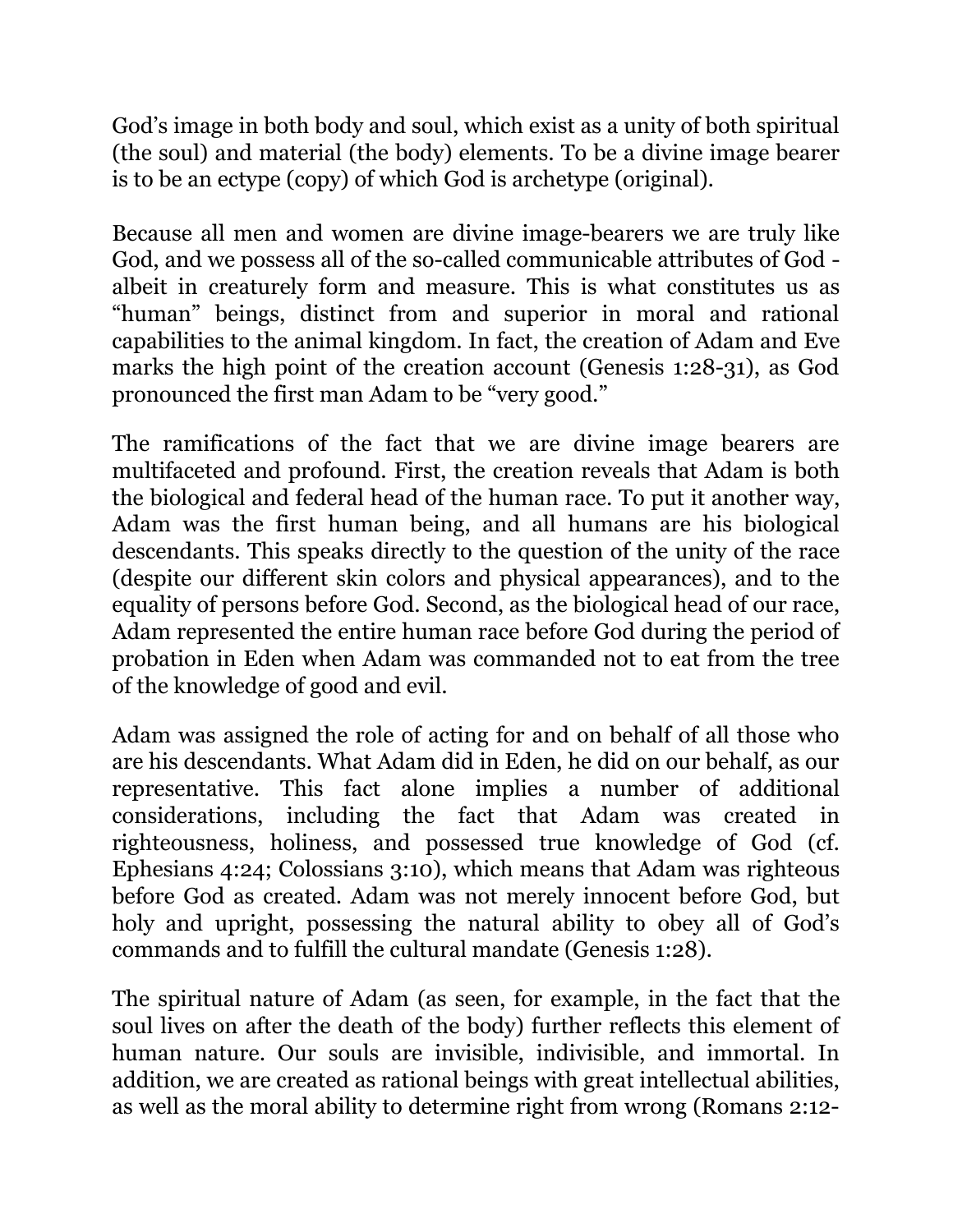God's image in both body and soul, which exist as a unity of both spiritual (the soul) and material (the body) elements. To be a divine image bearer is to be an ectype (copy) of which God is archetype (original).

Because all men and women are divine image-bearers we are truly like God, and we possess all of the so-called communicable attributes of God - albeit in creaturely form and measure. This is what constitutes us as "human" beings, distinct from and superior in moral and rational capabilities to the animal kingdom. In fact, the creation of Adam and Eve marks the high point of the creation account (Genesis 1:28-31), as God pronounced the first man Adam to be "very good."

The ramifications of the fact that we are divine image bearers are multifaceted and profound. First, the creation reveals that Adam is both the biological and federal head of the human race. To put it another way, Adam was the first human being, and all humans are his biological descendants. This speaks directly to the question of the unity of the race (despite our different skin colors and physical appearances), and to the equality of persons before God. Second, as the biological head of our race, Adam represented the entire human race before God during the period of probation in Eden when Adam was commanded not to eat from the tree of the knowledge of good and evil.

Adam was assigned the role of acting for and on behalf of all those who are his descendants. What Adam did in Eden, he did on our behalf, as our representative. This fact alone implies a number of additional considerations, including the fact that Adam was created in righteousness, holiness, and possessed true knowledge of God (cf. Ephesians 4:24; Colossians 3:10), which means that Adam was righteous before God as created. Adam was not merely innocent before God, but holy and upright, possessing the natural ability to obey all of God's commands and to fulfill the cultural mandate (Genesis 1:28).

The spiritual nature of Adam (as seen, for example, in the fact that the soul lives on after the death of the body) further reflects this element of human nature. Our souls are invisible, indivisible, and immortal. In addition, we are created as rational beings with great intellectual abilities, as well as the moral ability to determine right from wrong (Romans 2:12-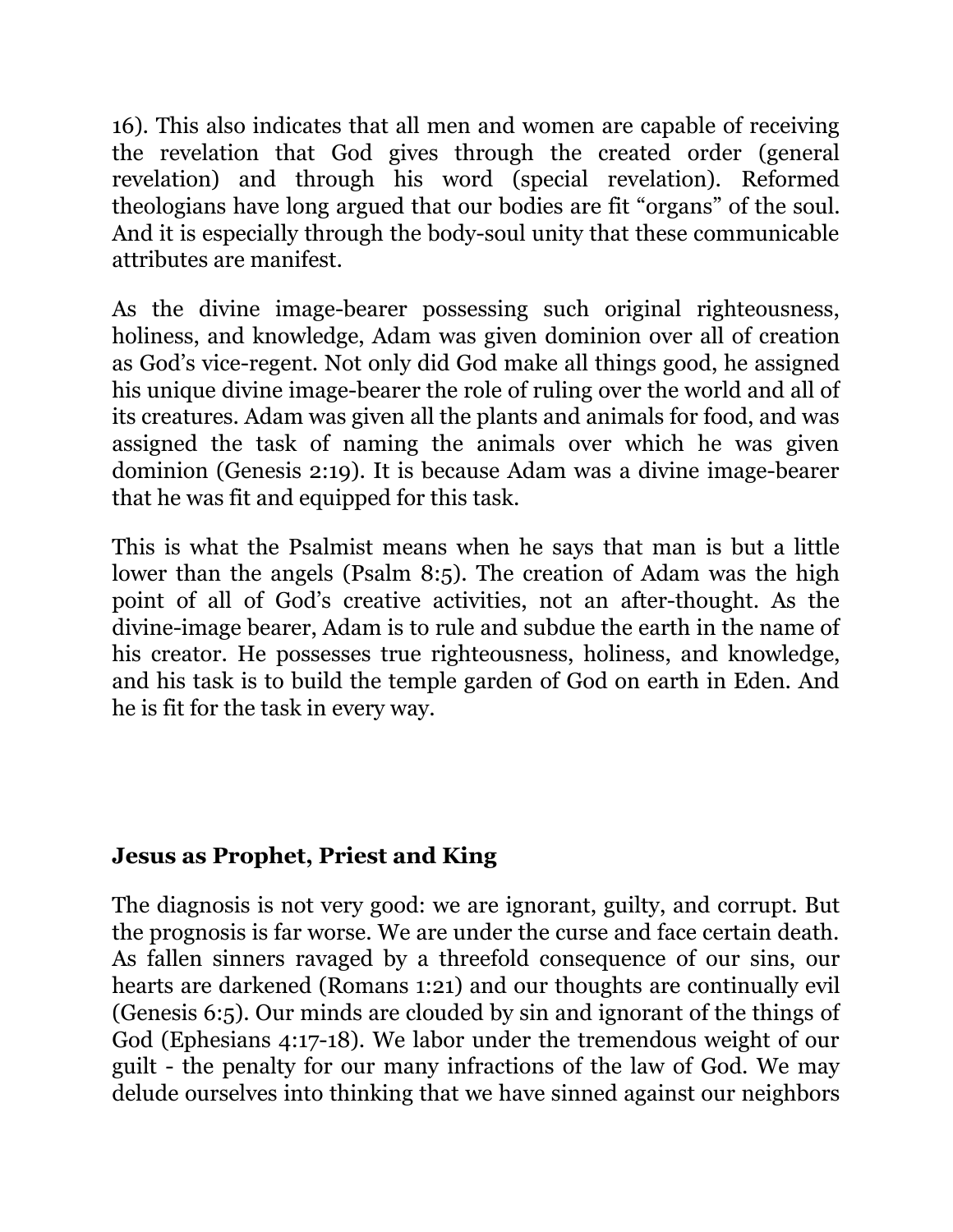16). This also indicates that all men and women are capable of receiving the revelation that God gives through the created order (general revelation) and through his word (special revelation). Reformed theologians have long argued that our bodies are fit "organs" of the soul. And it is especially through the body-soul unity that these communicable attributes are manifest.

As the divine image-bearer possessing such original righteousness, holiness, and knowledge, Adam was given dominion over all of creation as God's vice-regent. Not only did God make all things good, he assigned his unique divine image-bearer the role of ruling over the world and all of its creatures. Adam was given all the plants and animals for food, and was assigned the task of naming the animals over which he was given dominion (Genesis 2:19). It is because Adam was a divine image-bearer that he was fit and equipped for this task.

This is what the Psalmist means when he says that man is but a little lower than the angels (Psalm 8:5). The creation of Adam was the high point of all of God's creative activities, not an after-thought. As the divine-image bearer, Adam is to rule and subdue the earth in the name of his creator. He possesses true righteousness, holiness, and knowledge, and his task is to build the temple garden of God on earth in Eden. And he is fit for the task in every way.

## Jesus as Prophet, Priest and King

The diagnosis is not very good: we are ignorant, guilty, and corrupt. But the prognosis is far worse. We are under the curse and face certain death. As fallen sinners ravaged by a threefold consequence of our sins, our hearts are darkened (Romans 1:21) and our thoughts are continually evil (Genesis 6:5). Our minds are clouded by sin and ignorant of the things of God (Ephesians 4:17-18). We labor under the tremendous weight of our guilt - the penalty for our many infractions of the law of God. We may delude ourselves into thinking that we have sinned against our neighbors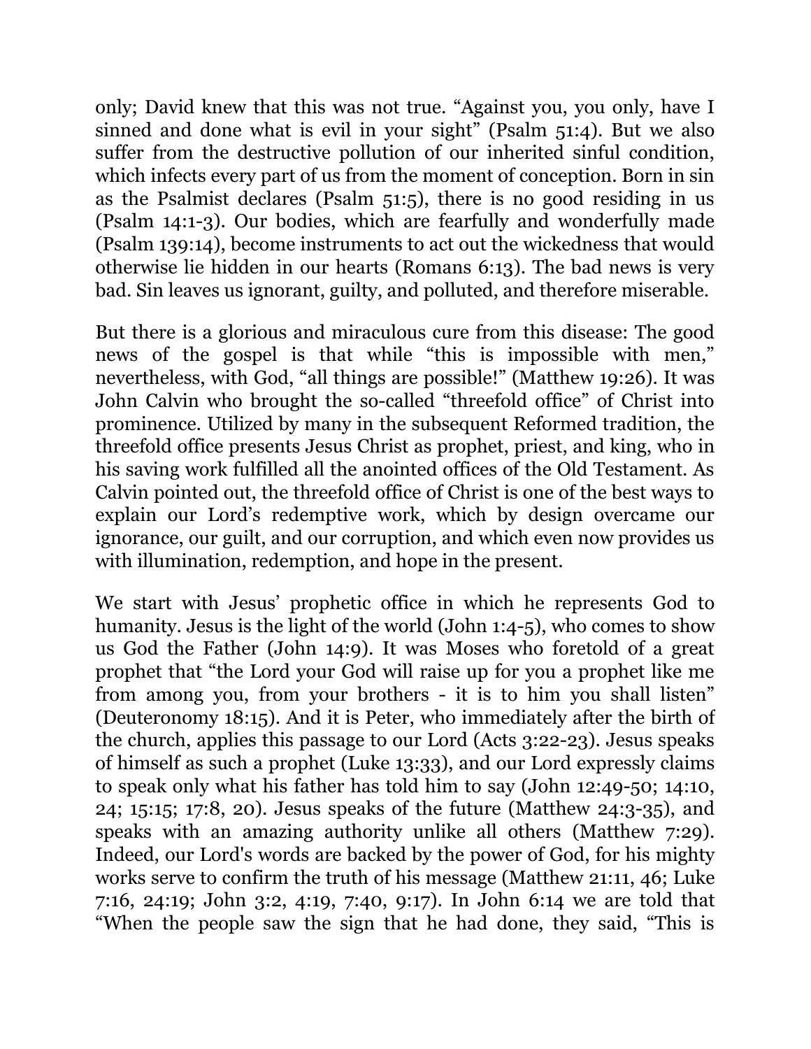only; David knew that this was not true. “Against you, you only, have I sinned and done what is evil in your sight” (Psalm 51:4). But we also suffer from the destructive pollution of our inherited sinful condition, which infects every part of us from the moment of conception. Born in sin as the Psalmist declares (Psalm 51:5), there is no good residing in us (Psalm 14:1-3). Our bodies, which are fearfully and wonderfully made (Psalm 139:14), become instruments to act out the wickedness that would otherwise lie hidden in our hearts (Romans 6:13). The bad news is very bad. Sin leaves us ignorant, guilty, and polluted, and therefore miserable.

But there is a glorious and miraculous cure from this disease: The good news of the gospel is that while “this is impossible with men,” nevertheless, with God, “all things are possible!” (Matthew 19:26). It was John Calvin who brought the so-called “threefold office” of Christ into prominence. Utilized by many in the subsequent Reformed tradition, the threefold office presents Jesus Christ as prophet, priest, and king, who in his saving work fulfilled all the anointed offices of the Old Testament. As Calvin pointed out, the threefold office of Christ is one of the best ways to explain our Lord’s redemptive work, which by design overcame our ignorance, our guilt, and our corruption, and which even now provides us with illumination, redemption, and hope in the present.

We start with Jesus’ prophetic office in which he represents God to humanity. Jesus is the light of the world (John 1:4-5), who comes to show us God the Father (John 14:9). It was Moses who foretold of a great prophet that “the Lord your God will raise up for you a prophet like me from among you, from your brothers - it is to him you shall listen” (Deuteronomy 18:15). And it is Peter, who immediately after the birth of the church, applies this passage to our Lord (Acts 3:22-23). Jesus speaks of himself as such a prophet (Luke 13:33), and our Lord expressly claims to speak only what his father has told him to say (John 12:49-50; 14:10, 24; 15:15; 17:8, 20). Jesus speaks of the future (Matthew 24:3-35), and speaks with an amazing authority unlike all others (Matthew 7:29). Indeed, our Lord's words are backed by the power of God, for his mighty works serve to confirm the truth of his message (Matthew 21:11, 46; Luke 7:16, 24:19; John 3:2, 4:19, 7:40, 9:17). In John 6:14 we are told that “When the people saw the sign that he had done, they said, “This is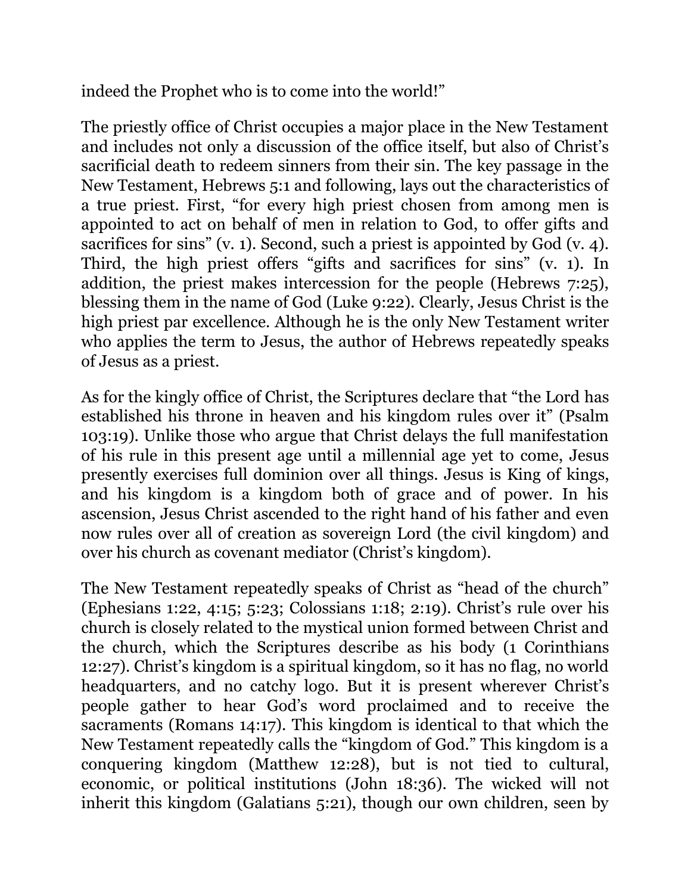indeed the Prophet who is to come into the world!"

The priestly office of Christ occupies a major place in the New Testament and includes not only a discussion of the office itself, but also of Christ's sacrificial death to redeem sinners from their sin. The key passage in the New Testament, Hebrews 5:1 and following, lays out the characteristics of a true priest. First, "for every high priest chosen from among men is appointed to act on behalf of men in relation to God, to offer gifts and sacrifices for sins" (v. 1). Second, such a priest is appointed by God (v. 4). Third, the high priest offers "gifts and sacrifices for sins" (v. 1). In addition, the priest makes intercession for the people (Hebrews 7:25), blessing them in the name of God (Luke 9:22). Clearly, Jesus Christ is the high priest par excellence. Although he is the only New Testament writer who applies the term to Jesus, the author of Hebrews repeatedly speaks of Jesus as a priest.

As for the kingly office of Christ, the Scriptures declare that "the Lord has established his throne in heaven and his kingdom rules over it" (Psalm 103:19). Unlike those who argue that Christ delays the full manifestation of his rule in this present age until a millennial age yet to come, Jesus presently exercises full dominion over all things. Jesus is King of kings, and his kingdom is a kingdom both of grace and of power. In his ascension, Jesus Christ ascended to the right hand of his father and even now rules over all of creation as sovereign Lord (the civil kingdom) and over his church as covenant mediator (Christ's kingdom).

The New Testament repeatedly speaks of Christ as "head of the church" (Ephesians 1:22, 4:15; 5:23; Colossians 1:18; 2:19). Christ's rule over his church is closely related to the mystical union formed between Christ and the church, which the Scriptures describe as his body (1 Corinthians 12:27). Christ's kingdom is a spiritual kingdom, so it has no flag, no world headquarters, and no catchy logo. But it is present wherever Christ's people gather to hear God's word proclaimed and to receive the sacraments (Romans 14:17). This kingdom is identical to that which the New Testament repeatedly calls the "kingdom of God." This kingdom is a conquering kingdom (Matthew 12:28), but is not tied to cultural, economic, or political institutions (John 18:36). The wicked will not inherit this kingdom (Galatians 5:21), though our own children, seen by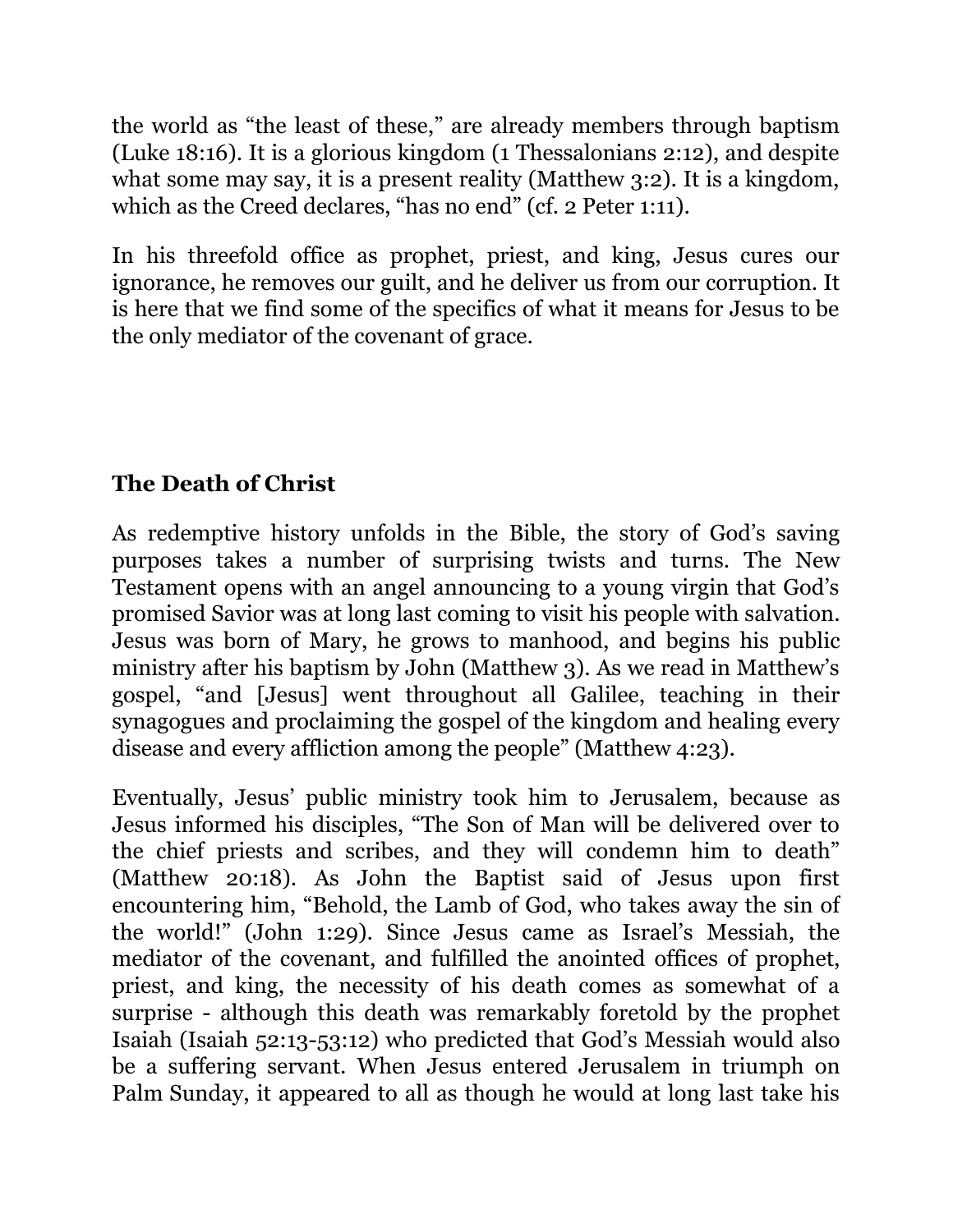the world as "the least of these," are already members through baptism (Luke 18:16). It is a glorious kingdom (1 Thessalonians 2:12), and despite what some may say, it is a present reality (Matthew 3:2). It is a kingdom, which as the Creed declares, "has no end" (cf. 2 Peter 1:11).

In his threefold office as prophet, priest, and king, Jesus cures our ignorance, he removes our guilt, and he deliver us from our corruption. It is here that we find some of the specifics of what it means for Jesus to be the only mediator of the covenant of grace.

**The Death of Christ**

As redemptive history unfolds in the Bible, the story of God's saving purposes takes a number of surprising twists and turns. The New Testament opens with an angel announcing to a young virgin that God's promised Savior was at long last coming to visit his people with salvation. Jesus was born of Mary, he grows to manhood, and begins his public ministry after his baptism by John (Matthew 3). As we read in Matthew's gospel, "and [Jesus] went throughout all Galilee, teaching in their synagogues and proclaiming the gospel of the kingdom and healing every disease and every affliction among the people" (Matthew 4:23).

Eventually, Jesus' public ministry took him to Jerusalem, because as Jesus informed his disciples, "The Son of Man will be delivered over to the chief priests and scribes, and they will condemn him to death" (Matthew 20:18). As John the Baptist said of Jesus upon first encountering him, "Behold, the Lamb of God, who takes away the sin of the world!" (John 1:29). Since Jesus came as Israel's Messiah, the mediator of the covenant, and fulfilled the anointed offices of prophet, priest, and king, the necessity of his death comes as somewhat of a surprise - although this death was remarkably foretold by the prophet Isaiah (Isaiah 52:13-53:12) who predicted that God's Messiah would also be a suffering servant. When Jesus entered Jerusalem in triumph on Palm Sunday, it appeared to all as though he would at long last take his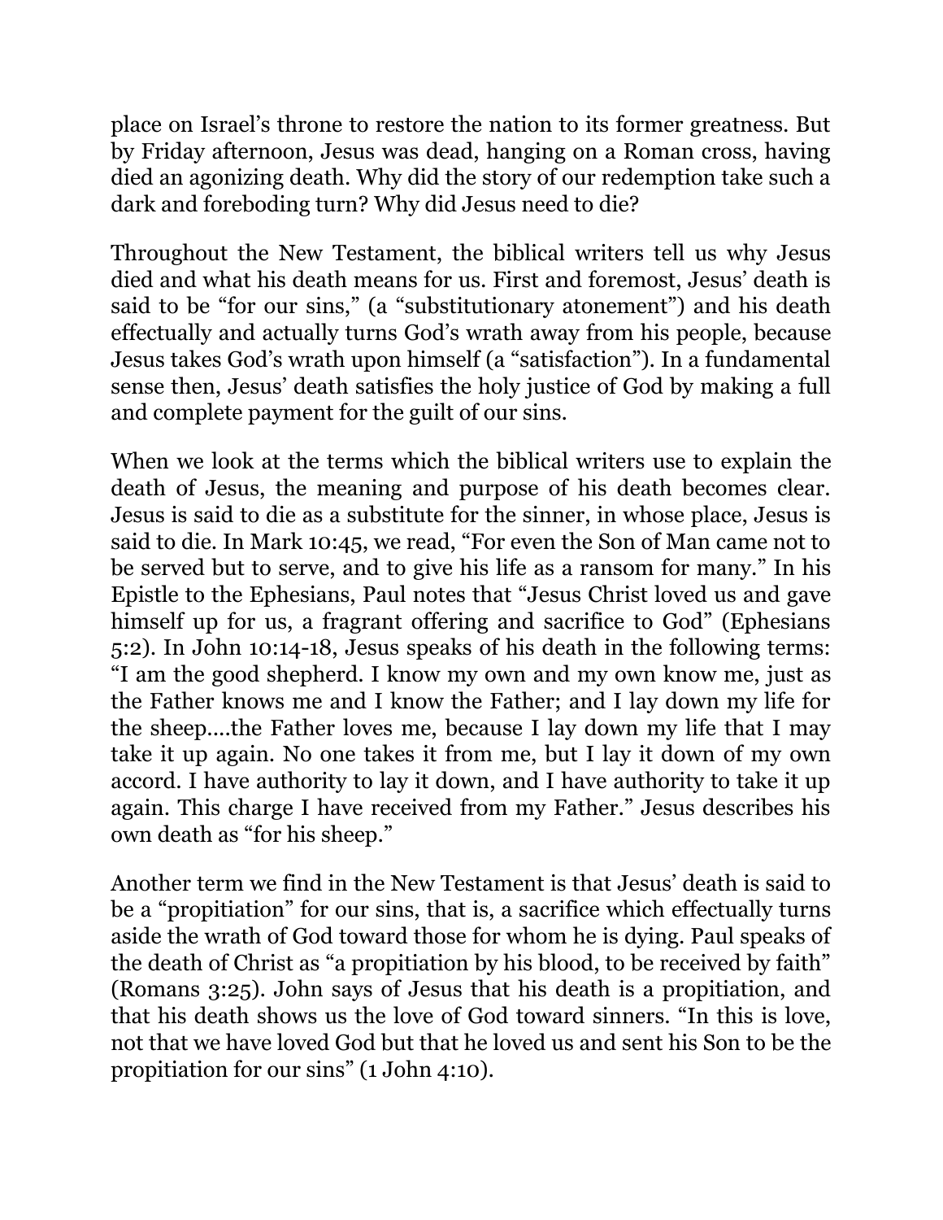place on Israel's throne to restore the nation to its former greatness. But by Friday afternoon, Jesus was dead, hanging on a Roman cross, having died an agonizing death. Why did the story of our redemption take such a dark and foreboding turn? Why did Jesus need to die?

Throughout the New Testament, the biblical writers tell us why Jesus died and what his death means for us. First and foremost, Jesus' death is said to be "for our sins," (a "substitutionary atonement") and his death effectually and actually turns God's wrath away from his people, because Jesus takes God's wrath upon himself (a "satisfaction"). In a fundamental sense then, Jesus' death satisfies the holy justice of God by making a full and complete payment for the guilt of our sins.

When we look at the terms which the biblical writers use to explain the death of Jesus, the meaning and purpose of his death becomes clear. Jesus is said to die as a substitute for the sinner, in whose place, Jesus is said to die. In Mark 10:45, we read, "For even the Son of Man came not to be served but to serve, and to give his life as a ransom for many." In his Epistle to the Ephesians, Paul notes that "Jesus Christ loved us and gave himself up for us, a fragrant offering and sacrifice to God" (Ephesians 5:2). In John 10:14-18, Jesus speaks of his death in the following terms: "I am the good shepherd. I know my own and my own know me, just as the Father knows me and I know the Father; and I lay down my life for the sheep....the Father loves me, because I lay down my life that I may take it up again. No one takes it from me, but I lay it down of my own accord. I have authority to lay it down, and I have authority to take it up again. This charge I have received from my Father." Jesus describes his own death as "for his sheep."

Another term we find in the New Testament is that Jesus' death is said to be a "propitiation" for our sins, that is, a sacrifice which effectually turns aside the wrath of God toward those for whom he is dying. Paul speaks of the death of Christ as "a propitiation by his blood, to be received by faith" (Romans 3:25). John says of Jesus that his death is a propitiation, and that his death shows us the love of God toward sinners. "In this is love, not that we have loved God but that he loved us and sent his Son to be the propitiation for our sins" (1 John 4:10).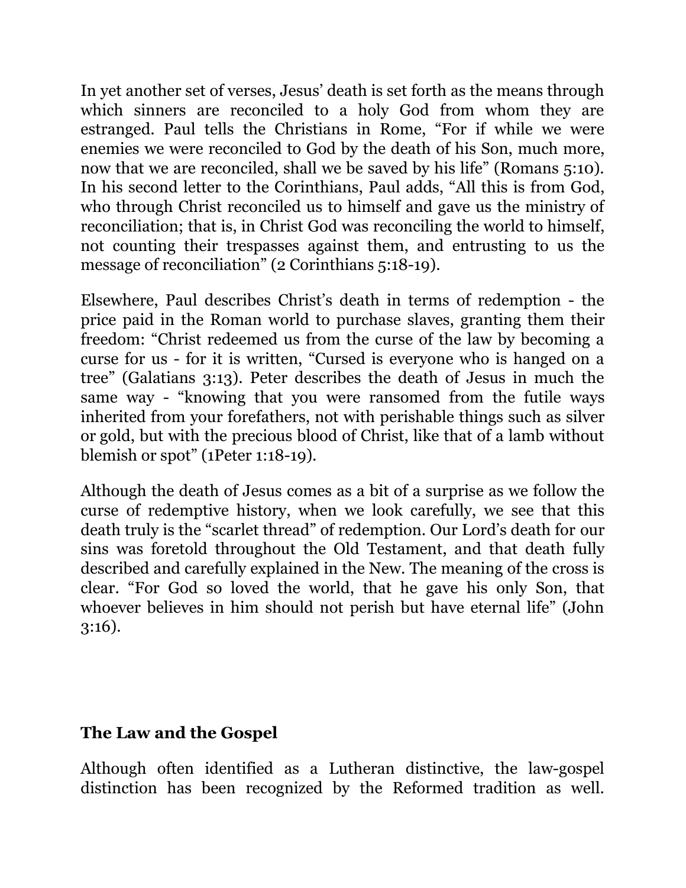In yet another set of verses, Jesus' death is set forth as the means through which sinners are reconciled to a holy God from whom they are estranged. Paul tells the Christians in Rome, "For if while we were enemies we were reconciled to God by the death of his Son, much more, now that we are reconciled, shall we be saved by his life" (Romans 5:10). In his second letter to the Corinthians, Paul adds, "All this is from God, who through Christ reconciled us to himself and gave us the ministry of reconciliation; that is, in Christ God was reconciling the world to himself, not counting their trespasses against them, and entrusting to us the message of reconciliation" (2 Corinthians 5:18-19).

Elsewhere, Paul describes Christ's death in terms of redemption - the price paid in the Roman world to purchase slaves, granting them their freedom: "Christ redeemed us from the curse of the law by becoming a curse for us - for it is written, "Cursed is everyone who is hanged on a tree" (Galatians 3:13). Peter describes the death of Jesus in much the same way - "knowing that you were ransomed from the futile ways inherited from your forefathers, not with perishable things such as silver or gold, but with the precious blood of Christ, like that of a lamb without blemish or spot" (1Peter 1:18-19).

Although the death of Jesus comes as a bit of a surprise as we follow the curse of redemptive history, when we look carefully, we see that this death truly is the "scarlet thread" of redemption. Our Lord's death for our sins was foretold throughout the Old Testament, and that death fully described and carefully explained in the New. The meaning of the cross is clear. "For God so loved the world, that he gave his only Son, that whoever believes in him should not perish but have eternal life" (John 3:16).

## The Law and the Gospel

Although often identified as a Lutheran distinctive, the law-gospel distinction has been recognized by the Reformed tradition as well.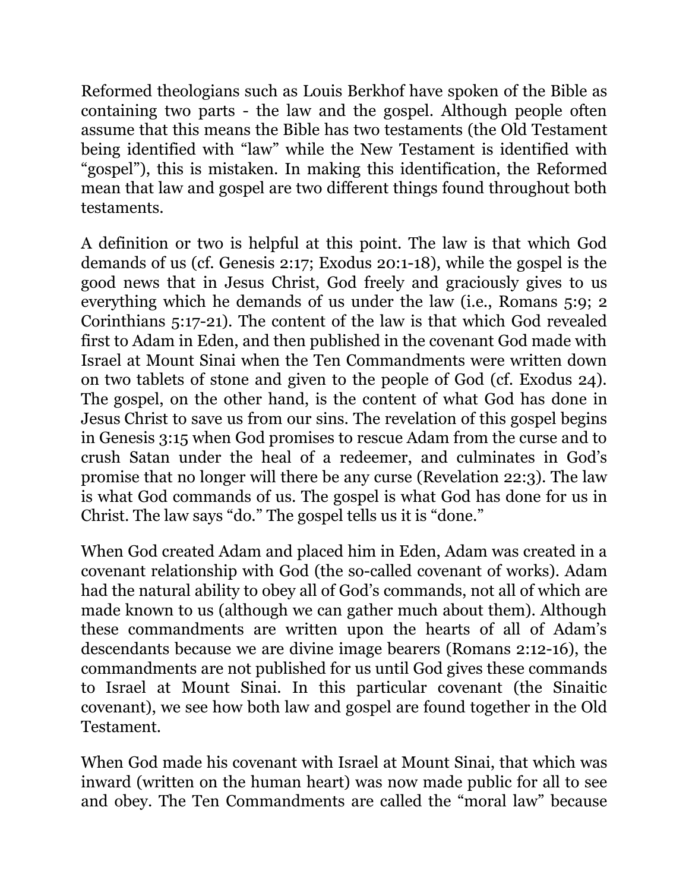Reformed theologians such as Louis Berkhof have spoken of the Bible as containing two parts - the law and the gospel. Although people often assume that this means the Bible has two testaments (the Old Testament being identified with "law" while the New Testament is identified with "gospel"), this is mistaken. In making this identification, the Reformed mean that law and gospel are two different things found throughout both testaments.

A definition or two is helpful at this point. The law is that which God demands of us (cf. Genesis 2:17; Exodus 20:1-18), while the gospel is the good news that in Jesus Christ, God freely and graciously gives to us everything which he demands of us under the law (i.e., Romans 5:9; 2 Corinthians 5:17-21). The content of the law is that which God revealed first to Adam in Eden, and then published in the covenant God made with Israel at Mount Sinai when the Ten Commandments were written down on two tablets of stone and given to the people of God (cf. Exodus 24). The gospel, on the other hand, is the content of what God has done in Jesus Christ to save us from our sins. The revelation of this gospel begins in Genesis 3:15 when God promises to rescue Adam from the curse and to crush Satan under the heal of a redeemer, and culminates in God's promise that no longer will there be any curse (Revelation 22:3). The law is what God commands of us. The gospel is what God has done for us in Christ. The law says "do." The gospel tells us it is "done."

When God created Adam and placed him in Eden, Adam was created in a covenant relationship with God (the so-called covenant of works). Adam had the natural ability to obey all of God's commands, not all of which are made known to us (although we can gather much about them). Although these commandments are written upon the hearts of all of Adam's descendants because we are divine image bearers (Romans 2:12-16), the commandments are not published for us until God gives these commands to Israel at Mount Sinai. In this particular covenant (the Sinaitic covenant), we see how both law and gospel are found together in the Old Testament.

When God made his covenant with Israel at Mount Sinai, that which was inward (written on the human heart) was now made public for all to see and obey. The Ten Commandments are called the "moral law" because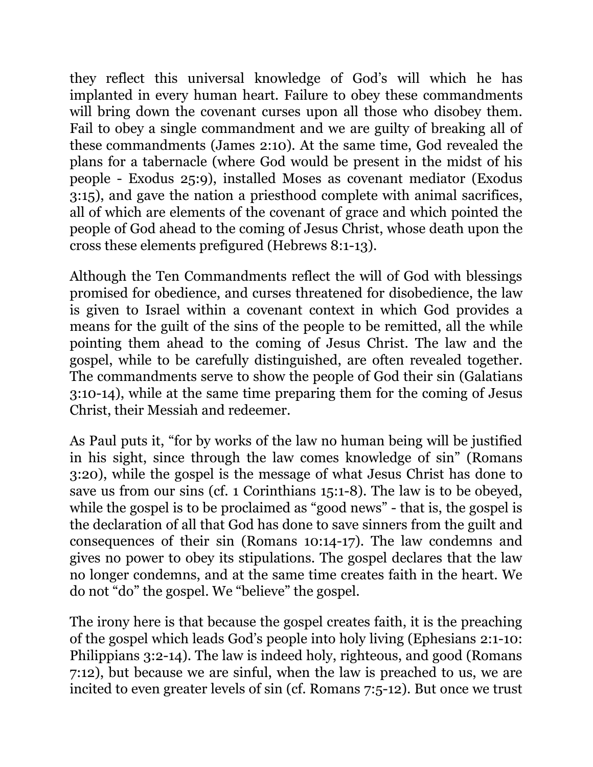they reflect this universal knowledge of God's will which he has implanted in every human heart. Failure to obey these commandments will bring down the covenant curses upon all those who disobey them. Fail to obey a single commandment and we are guilty of breaking all of these commandments (James 2:10). At the same time, God revealed the plans for a tabernacle (where God would be present in the midst of his people - Exodus 25:9), installed Moses as covenant mediator (Exodus 3:15), and gave the nation a priesthood complete with animal sacrifices, all of which are elements of the covenant of grace and which pointed the people of God ahead to the coming of Jesus Christ, whose death upon the cross these elements prefigured (Hebrews 8:1-13).

Although the Ten Commandments reflect the will of God with blessings promised for obedience, and curses threatened for disobedience, the law is given to Israel within a covenant context in which God provides a means for the guilt of the sins of the people to be remitted, all the while pointing them ahead to the coming of Jesus Christ. The law and the gospel, while to be carefully distinguished, are often revealed together. The commandments serve to show the people of God their sin (Galatians 3:10-14), while at the same time preparing them for the coming of Jesus Christ, their Messiah and redeemer.

As Paul puts it, "for by works of the law no human being will be justified in his sight, since through the law comes knowledge of sin" (Romans 3:20), while the gospel is the message of what Jesus Christ has done to save us from our sins (cf. 1 Corinthians 15:1-8). The law is to be obeyed, while the gospel is to be proclaimed as "good news" - that is, the gospel is the declaration of all that God has done to save sinners from the guilt and consequences of their sin (Romans 10:14-17). The law condemns and gives no power to obey its stipulations. The gospel declares that the law no longer condemns, and at the same time creates faith in the heart. We do not "do" the gospel. We "believe" the gospel.

The irony here is that because the gospel creates faith, it is the preaching of the gospel which leads God's people into holy living (Ephesians 2:1-10: Philippians 3:2-14). The law is indeed holy, righteous, and good (Romans 7:12), but because we are sinful, when the law is preached to us, we are incited to even greater levels of sin (cf. Romans 7:5-12). But once we trust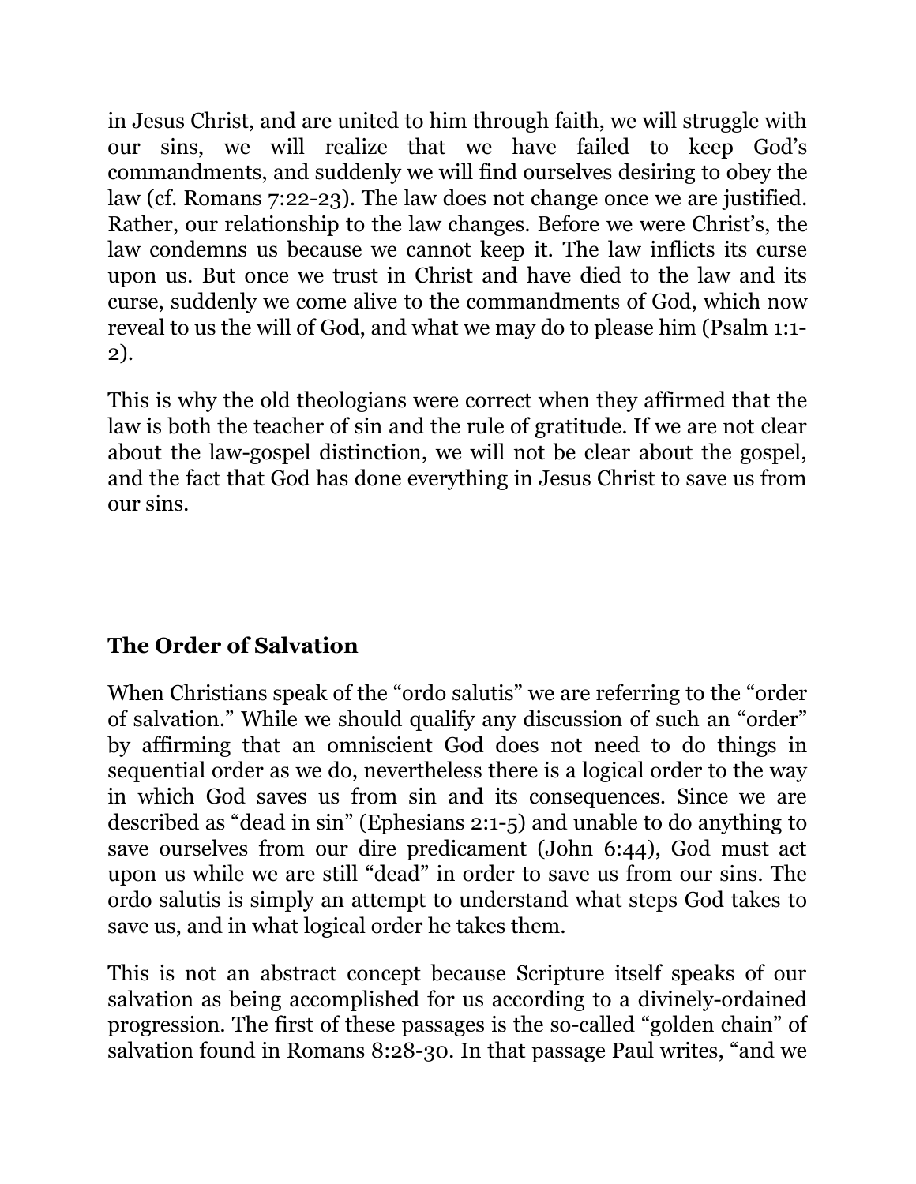in Jesus Christ, and are united to him through faith, we will struggle with our sins, we will realize that we have failed to keep God's commandments, and suddenly we will find ourselves desiring to obey the law (cf. Romans 7:22-23). The law does not change once we are justified. Rather, our relationship to the law changes. Before we were Christ's, the law condemns us because we cannot keep it. The law inflicts its curse upon us. But once we trust in Christ and have died to the law and its curse, suddenly we come alive to the commandments of God, which now reveal to us the will of God, and what we may do to please him (Psalm 1:1-2).

This is why the old theologians were correct when they affirmed that the law is both the teacher of sin and the rule of gratitude. If we are not clear about the law-gospel distinction, we will not be clear about the gospel, and the fact that God has done everything in Jesus Christ to save us from our sins.

### The Order of Salvation

When Christians speak of the "ordo salutis" we are referring to the "order of salvation." While we should qualify any discussion of such an "order" by affirming that an omniscient God does not need to do things in sequential order as we do, nevertheless there is a logical order to the way in which God saves us from sin and its consequences. Since we are described as "dead in sin" (Ephesians 2:1-5) and unable to do anything to save ourselves from our dire predicament (John 6:44), God must act upon us while we are still "dead" in order to save us from our sins. The ordo salutis is simply an attempt to understand what steps God takes to save us, and in what logical order he takes them.

This is not an abstract concept because Scripture itself speaks of our salvation as being accomplished for us according to a divinely-ordained progression. The first of these passages is the so-called "golden chain" of salvation found in Romans 8:28-30. In that passage Paul writes, "and we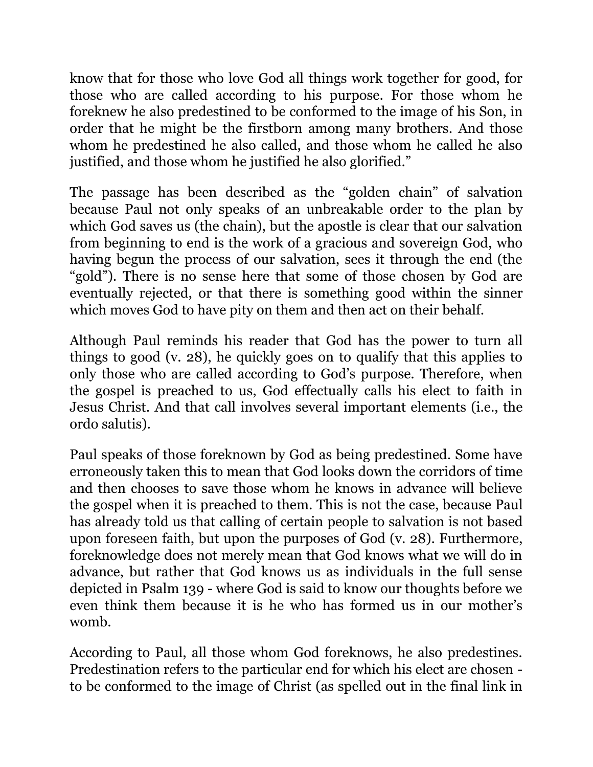know that for those who love God all things work together for good, for those who are called according to his purpose. For those whom he foreknew he also predestined to be conformed to the image of his Son, in order that he might be the firstborn among many brothers. And those whom he predestined he also called, and those whom he called he also justified, and those whom he justified he also glorified."

The passage has been described as the "golden chain" of salvation because Paul not only speaks of an unbreakable order to the plan by which God saves us (the chain), but the apostle is clear that our salvation from beginning to end is the work of a gracious and sovereign God, who having begun the process of our salvation, sees it through the end (the "gold"). There is no sense here that some of those chosen by God are eventually rejected, or that there is something good within the sinner which moves God to have pity on them and then act on their behalf.

Although Paul reminds his reader that God has the power to turn all things to good (v. 28), he quickly goes on to qualify that this applies to only those who are called according to God's purpose. Therefore, when the gospel is preached to us, God effectually calls his elect to faith in Jesus Christ. And that call involves several important elements (i.e., the ordo salutis).

Paul speaks of those foreknown by God as being predestined. Some have erroneously taken this to mean that God looks down the corridors of time and then chooses to save those whom he knows in advance will believe the gospel when it is preached to them. This is not the case, because Paul has already told us that calling of certain people to salvation is not based upon foreseen faith, but upon the purposes of God (v. 28). Furthermore, foreknowledge does not merely mean that God knows what we will do in advance, but rather that God knows us as individuals in the full sense depicted in Psalm 139 - where God is said to know our thoughts before we even think them because it is he who has formed us in our mother's womb.

According to Paul, all those whom God foreknows, he also predestines. Predestination refers to the particular end for which his elect are chosen - to be conformed to the image of Christ (as spelled out in the final link in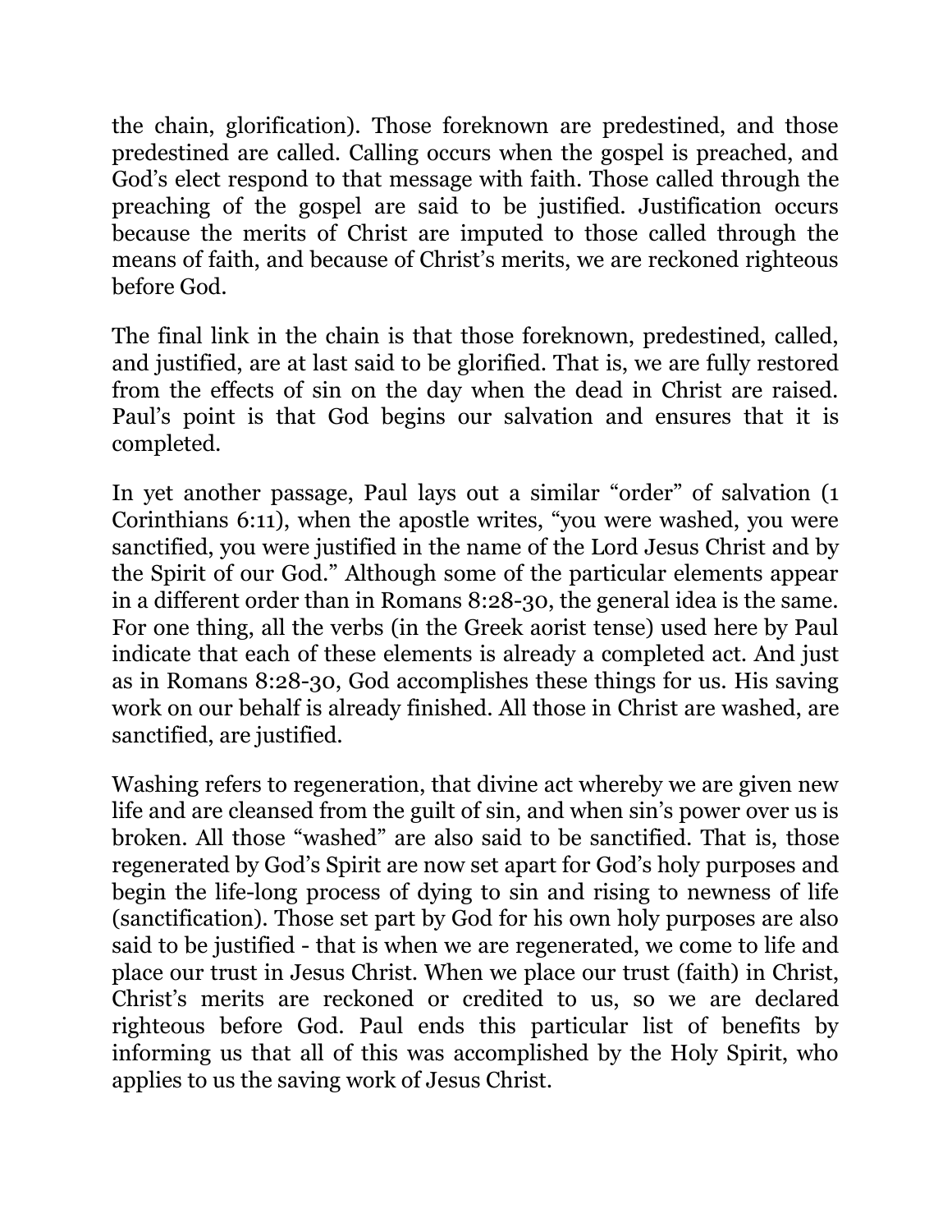the chain, glorification). Those foreknown are predestined, and those predestined are called. Calling occurs when the gospel is preached, and God's elect respond to that message with faith. Those called through the preaching of the gospel are said to be justified. Justification occurs because the merits of Christ are imputed to those called through the means of faith, and because of Christ's merits, we are reckoned righteous before God.

The final link in the chain is that those foreknown, predestined, called, and justified, are at last said to be glorified. That is, we are fully restored from the effects of sin on the day when the dead in Christ are raised. Paul's point is that God begins our salvation and ensures that it is completed.

In yet another passage, Paul lays out a similar "order" of salvation (1 Corinthians 6:11), when the apostle writes, "you were washed, you were sanctified, you were justified in the name of the Lord Jesus Christ and by the Spirit of our God." Although some of the particular elements appear in a different order than in Romans 8:28-30, the general idea is the same. For one thing, all the verbs (in the Greek aorist tense) used here by Paul indicate that each of these elements is already a completed act. And just as in Romans 8:28-30, God accomplishes these things for us. His saving work on our behalf is already finished. All those in Christ are washed, are sanctified, are justified.

Washing refers to regeneration, that divine act whereby we are given new life and are cleansed from the guilt of sin, and when sin's power over us is broken. All those "washed" are also said to be sanctified. That is, those regenerated by God's Spirit are now set apart for God's holy purposes and begin the life-long process of dying to sin and rising to newness of life (sanctification). Those set part by God for his own holy purposes are also said to be justified - that is when we are regenerated, we come to life and place our trust in Jesus Christ. When we place our trust (faith) in Christ, Christ's merits are reckoned or credited to us, so we are declared righteous before God. Paul ends this particular list of benefits by informing us that all of this was accomplished by the Holy Spirit, who applies to us the saving work of Jesus Christ.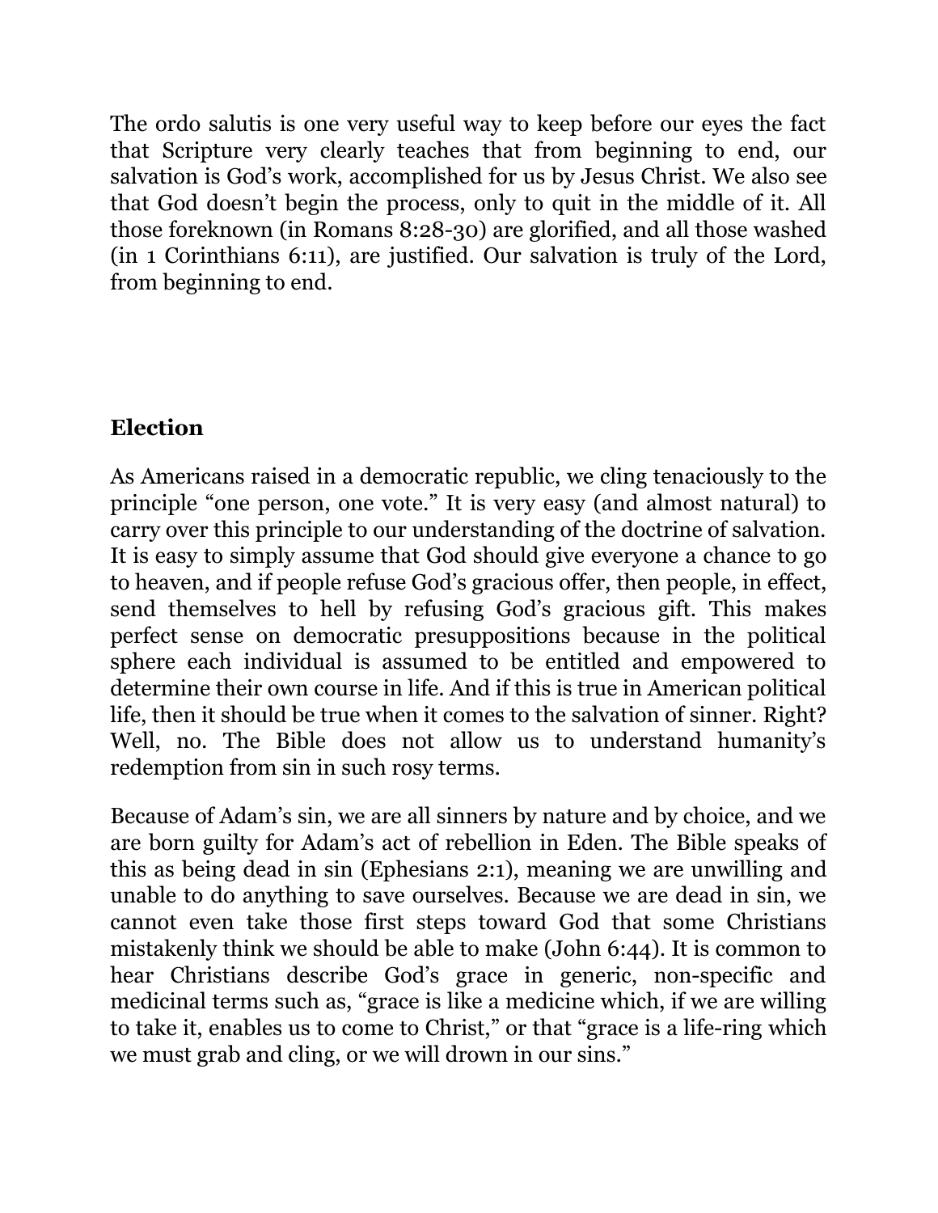The ordo salutis is one very useful way to keep before our eyes the fact that Scripture very clearly teaches that from beginning to end, our salvation is God's work, accomplished for us by Jesus Christ. We also see that God doesn't begin the process, only to quit in the middle of it. All those foreknown (in Romans 8:28-30) are glorified, and all those washed (in 1 Corinthians 6:11), are justified. Our salvation is truly of the Lord, from beginning to end.

## Election

As Americans raised in a democratic republic, we cling tenaciously to the principle "one person, one vote." It is very easy (and almost natural) to carry over this principle to our understanding of the doctrine of salvation. It is easy to simply assume that God should give everyone a chance to go to heaven, and if people refuse God's gracious offer, then people, in effect, send themselves to hell by refusing God's gracious gift. This makes perfect sense on democratic presuppositions because in the political sphere each individual is assumed to be entitled and empowered to determine their own course in life. And if this is true in American political life, then it should be true when it comes to the salvation of sinner. Right? Well, no. The Bible does not allow us to understand humanity's redemption from sin in such rosy terms.

Because of Adam's sin, we are all sinners by nature and by choice, and we are born guilty for Adam's act of rebellion in Eden. The Bible speaks of this as being dead in sin (Ephesians 2:1), meaning we are unwilling and unable to do anything to save ourselves. Because we are dead in sin, we cannot even take those first steps toward God that some Christians mistakenly think we should be able to make (John 6:44). It is common to hear Christians describe God's grace in generic, non-specific and medicinal terms such as, "grace is like a medicine which, if we are willing to take it, enables us to come to Christ," or that "grace is a life-ring which we must grab and cling, or we will drown in our sins."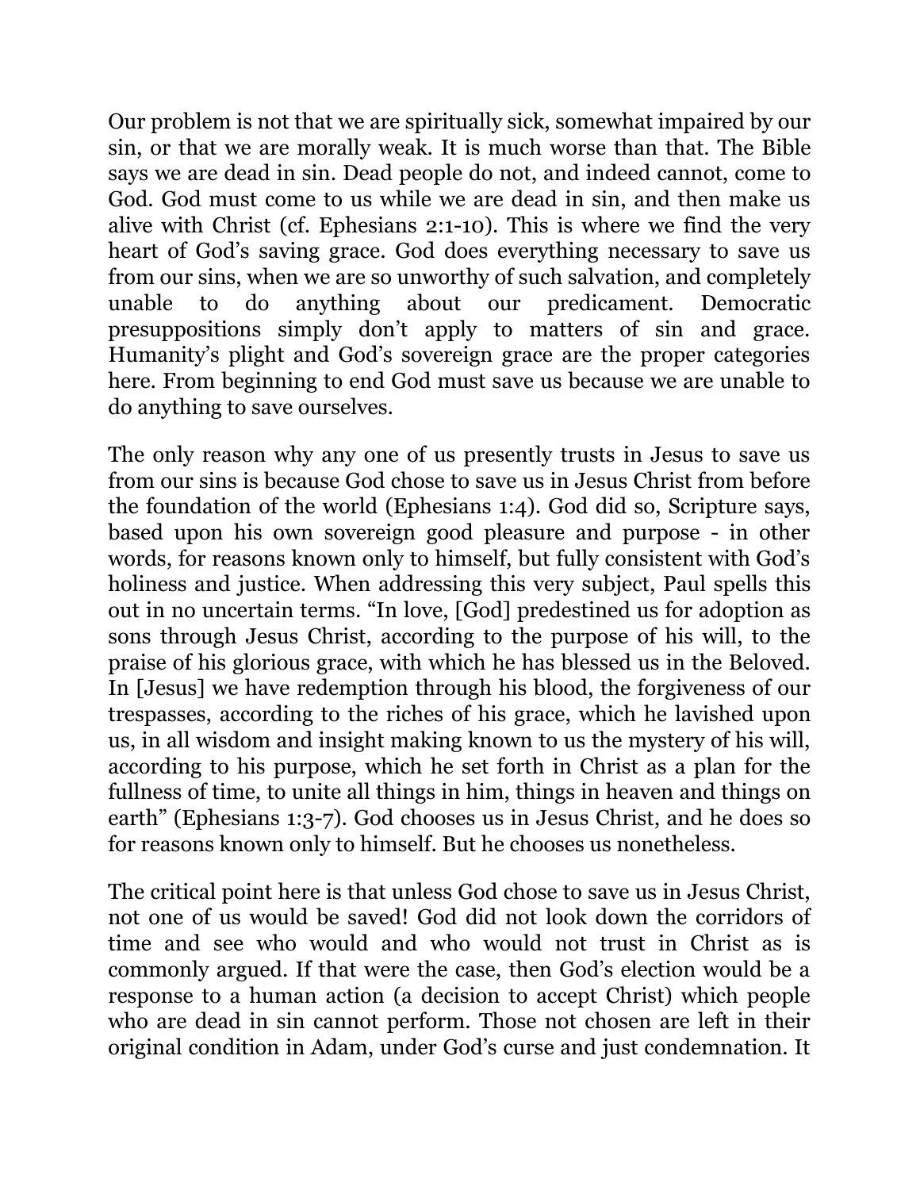Our problem is not that we are spiritually sick, somewhat impaired by our sin, or that we are morally weak. It is much worse than that. The Bible says we are dead in sin. Dead people do not, and indeed cannot, come to God. God must come to us while we are dead in sin, and then make us alive with Christ (cf. Ephesians 2:1-10). This is where we find the very heart of God's saving grace. God does everything necessary to save us from our sins, when we are so unworthy of such salvation, and completely unable to do anything about our predicament. Democratic presuppositions simply don't apply to matters of sin and grace. Humanity's plight and God's sovereign grace are the proper categories here. From beginning to end God must save us because we are unable to do anything to save ourselves.

The only reason why any one of us presently trusts in Jesus to save us from our sins is because God chose to save us in Jesus Christ from before the foundation of the world (Ephesians 1:4). God did so, Scripture says, based upon his own sovereign good pleasure and purpose - in other words, for reasons known only to himself, but fully consistent with God's holiness and justice. When addressing this very subject, Paul spells this out in no uncertain terms. "In love, [God] predestined us for adoption as sons through Jesus Christ, according to the purpose of his will, to the praise of his glorious grace, with which he has blessed us in the Beloved. In [Jesus] we have redemption through his blood, the forgiveness of our trespasses, according to the riches of his grace, which he lavished upon us, in all wisdom and insight making known to us the mystery of his will, according to his purpose, which he set forth in Christ as a plan for the fullness of time, to unite all things in him, things in heaven and things on earth" (Ephesians 1:3-7). God chooses us in Jesus Christ, and he does so for reasons known only to himself. But he chooses us nonetheless.

The critical point here is that unless God chose to save us in Jesus Christ, not one of us would be saved! God did not look down the corridors of time and see who would and who would not trust in Christ as is commonly argued. If that were the case, then God's election would be a response to a human action (a decision to accept Christ) which people who are dead in sin cannot perform. Those not chosen are left in their original condition in Adam, under God's curse and just condemnation. It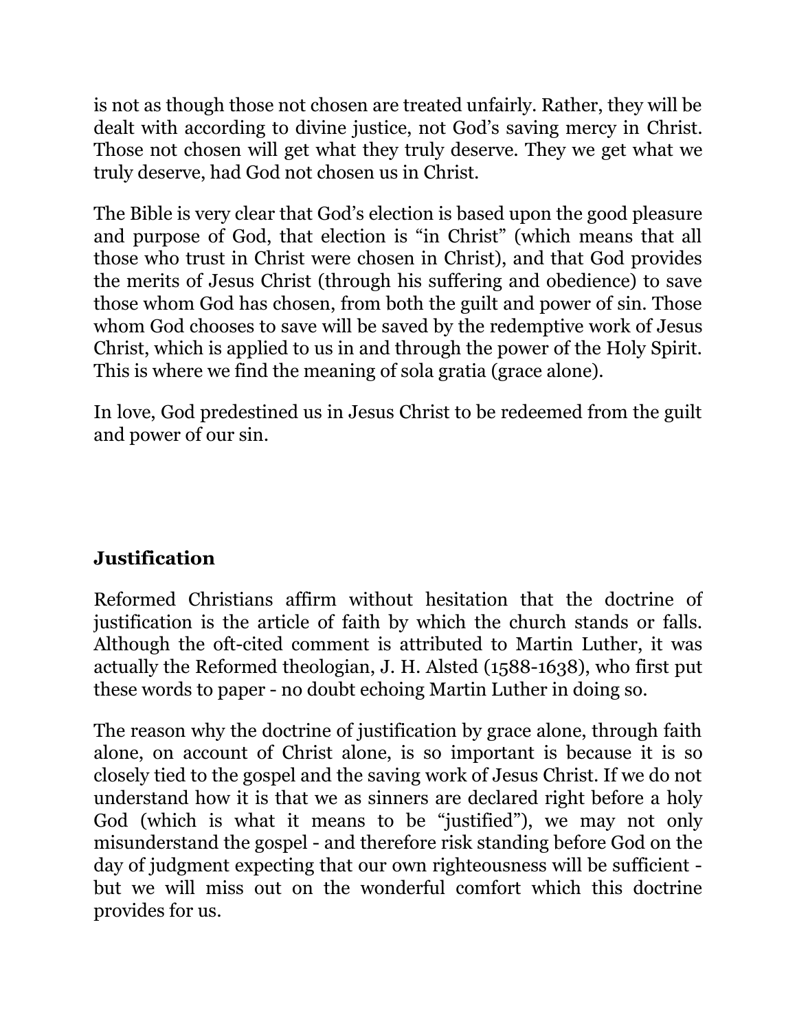is not as though those not chosen are treated unfairly. Rather, they will be dealt with according to divine justice, not God's saving mercy in Christ. Those not chosen will get what they truly deserve. They we get what we truly deserve, had God not chosen us in Christ.

The Bible is very clear that God's election is based upon the good pleasure and purpose of God, that election is "in Christ" (which means that all those who trust in Christ were chosen in Christ), and that God provides the merits of Jesus Christ (through his suffering and obedience) to save those whom God has chosen, from both the guilt and power of sin. Those whom God chooses to save will be saved by the redemptive work of Jesus Christ, which is applied to us in and through the power of the Holy Spirit. This is where we find the meaning of sola gratia (grace alone).

In love, God predestined us in Jesus Christ to be redeemed from the guilt and power of our sin.

## Justification

Reformed Christians affirm without hesitation that the doctrine of justification is the article of faith by which the church stands or falls. Although the oft-cited comment is attributed to Martin Luther, it was actually the Reformed theologian, J. H. Alsted (1588-1638), who first put these words to paper - no doubt echoing Martin Luther in doing so.

The reason why the doctrine of justification by grace alone, through faith alone, on account of Christ alone, is so important is because it is so closely tied to the gospel and the saving work of Jesus Christ. If we do not understand how it is that we as sinners are declared right before a holy God (which is what it means to be "justified"), we may not only misunderstand the gospel - and therefore risk standing before God on the day of judgment expecting that our own righteousness will be sufficient - but we will miss out on the wonderful comfort which this doctrine provides for us.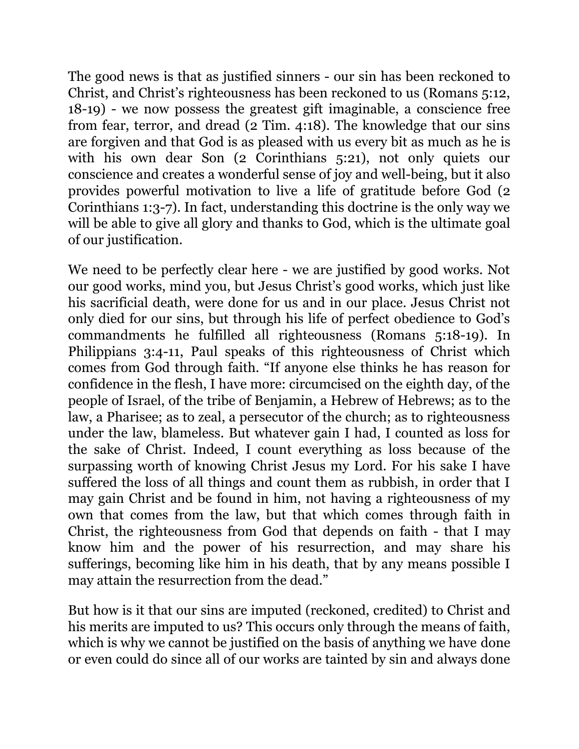The good news is that as justified sinners - our sin has been reckoned to Christ, and Christ's righteousness has been reckoned to us (Romans 5:12, 18-19) - we now possess the greatest gift imaginable, a conscience free from fear, terror, and dread (2 Tim. 4:18). The knowledge that our sins are forgiven and that God is as pleased with us every bit as much as he is with his own dear Son (2 Corinthians 5:21), not only quiets our conscience and creates a wonderful sense of joy and well-being, but it also provides powerful motivation to live a life of gratitude before God (2 Corinthians 1:3-7). In fact, understanding this doctrine is the only way we will be able to give all glory and thanks to God, which is the ultimate goal of our justification.

We need to be perfectly clear here - we are justified by good works. Not our good works, mind you, but Jesus Christ's good works, which just like his sacrificial death, were done for us and in our place. Jesus Christ not only died for our sins, but through his life of perfect obedience to God's commandments he fulfilled all righteousness (Romans 5:18-19). In Philippians 3:4-11, Paul speaks of this righteousness of Christ which comes from God through faith. "If anyone else thinks he has reason for confidence in the flesh, I have more: circumcised on the eighth day, of the people of Israel, of the tribe of Benjamin, a Hebrew of Hebrews; as to the law, a Pharisee; as to zeal, a persecutor of the church; as to righteousness under the law, blameless. But whatever gain I had, I counted as loss for the sake of Christ. Indeed, I count everything as loss because of the surpassing worth of knowing Christ Jesus my Lord. For his sake I have suffered the loss of all things and count them as rubbish, in order that I may gain Christ and be found in him, not having a righteousness of my own that comes from the law, but that which comes through faith in Christ, the righteousness from God that depends on faith - that I may know him and the power of his resurrection, and may share his sufferings, becoming like him in his death, that by any means possible I may attain the resurrection from the dead."

But how is it that our sins are imputed (reckoned, credited) to Christ and his merits are imputed to us? This occurs only through the means of faith, which is why we cannot be justified on the basis of anything we have done or even could do since all of our works are tainted by sin and always done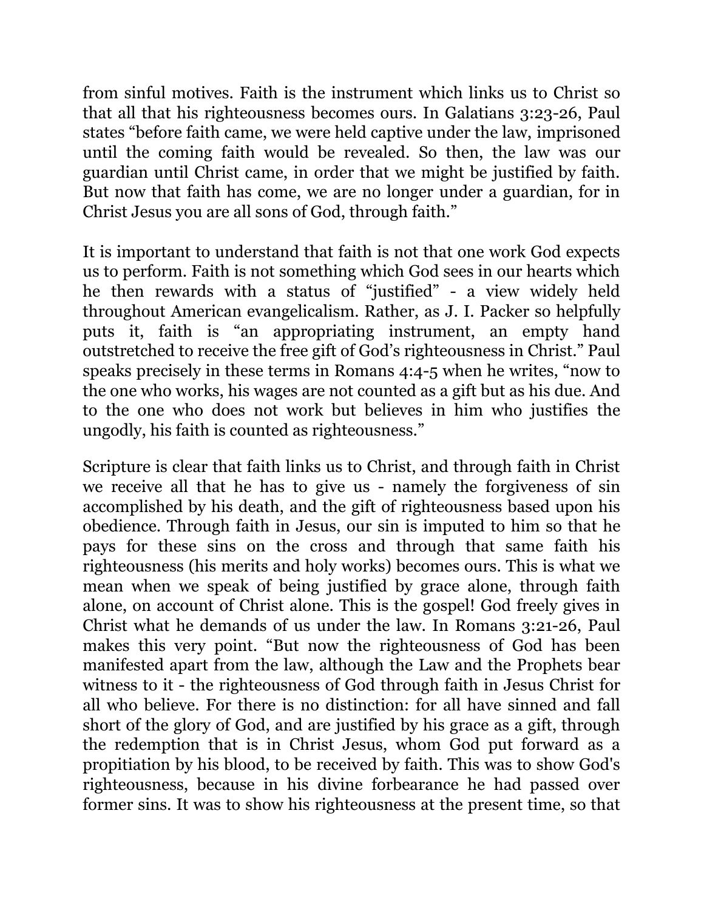from sinful motives. Faith is the instrument which links us to Christ so that all that his righteousness becomes ours. In Galatians 3:23-26, Paul states "before faith came, we were held captive under the law, imprisoned until the coming faith would be revealed. So then, the law was our guardian until Christ came, in order that we might be justified by faith. But now that faith has come, we are no longer under a guardian, for in Christ Jesus you are all sons of God, through faith."

It is important to understand that faith is not that one work God expects us to perform. Faith is not something which God sees in our hearts which he then rewards with a status of "justified" - a view widely held throughout American evangelicalism. Rather, as J. I. Packer so helpfully puts it, faith is "an appropriating instrument, an empty hand outstretched to receive the free gift of God's righteousness in Christ." Paul speaks precisely in these terms in Romans 4:4-5 when he writes, "now to the one who works, his wages are not counted as a gift but as his due. And to the one who does not work but believes in him who justifies the ungodly, his faith is counted as righteousness."

Scripture is clear that faith links us to Christ, and through faith in Christ we receive all that he has to give us - namely the forgiveness of sin accomplished by his death, and the gift of righteousness based upon his obedience. Through faith in Jesus, our sin is imputed to him so that he pays for these sins on the cross and through that same faith his righteousness (his merits and holy works) becomes ours. This is what we mean when we speak of being justified by grace alone, through faith alone, on account of Christ alone. This is the gospel! God freely gives in Christ what he demands of us under the law. In Romans 3:21-26, Paul makes this very point. "But now the righteousness of God has been manifested apart from the law, although the Law and the Prophets bear witness to it - the righteousness of God through faith in Jesus Christ for all who believe. For there is no distinction: for all have sinned and fall short of the glory of God, and are justified by his grace as a gift, through the redemption that is in Christ Jesus, whom God put forward as a propitiation by his blood, to be received by faith. This was to show God's righteousness, because in his divine forbearance he had passed over former sins. It was to show his righteousness at the present time, so that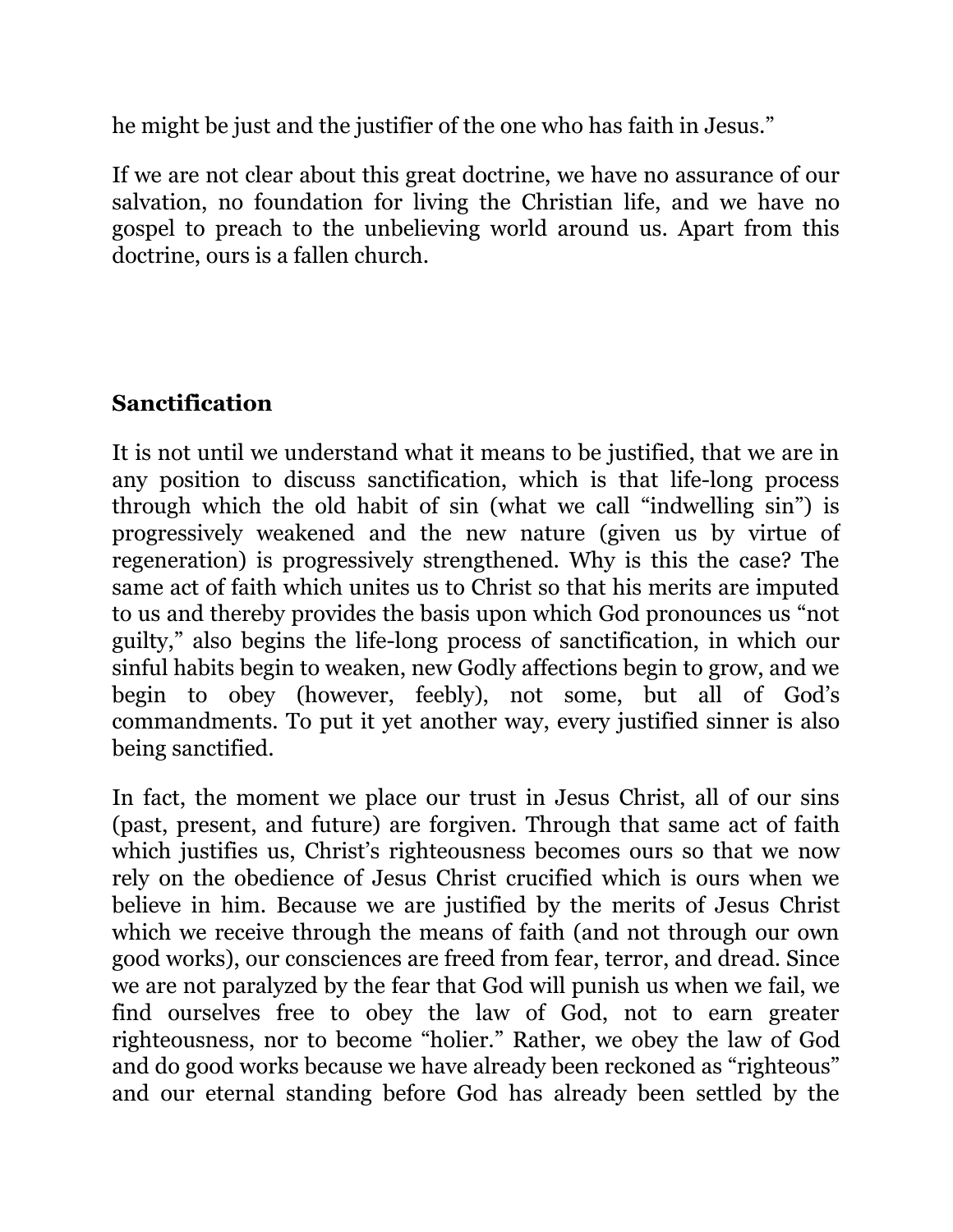he might be just and the justifier of the one who has faith in Jesus."

If we are not clear about this great doctrine, we have no assurance of our salvation, no foundation for living the Christian life, and we have no gospel to preach to the unbelieving world around us. Apart from this doctrine, ours is a fallen church.

## Sanctification

It is not until we understand what it means to be justified, that we are in any position to discuss sanctification, which is that life-long process through which the old habit of sin (what we call "indwelling sin") is progressively weakened and the new nature (given us by virtue of regeneration) is progressively strengthened. Why is this the case? The same act of faith which unites us to Christ so that his merits are imputed to us and thereby provides the basis upon which God pronounces us "not guilty," also begins the life-long process of sanctification, in which our sinful habits begin to weaken, new Godly affections begin to grow, and we begin to obey (however, feebly), not some, but all of God's commandments. To put it yet another way, every justified sinner is also being sanctified.

In fact, the moment we place our trust in Jesus Christ, all of our sins (past, present, and future) are forgiven. Through that same act of faith which justifies us, Christ's righteousness becomes ours so that we now rely on the obedience of Jesus Christ crucified which is ours when we believe in him. Because we are justified by the merits of Jesus Christ which we receive through the means of faith (and not through our own good works), our consciences are freed from fear, terror, and dread. Since we are not paralyzed by the fear that God will punish us when we fail, we find ourselves free to obey the law of God, not to earn greater righteousness, nor to become "holier." Rather, we obey the law of God and do good works because we have already been reckoned as "righteous" and our eternal standing before God has already been settled by the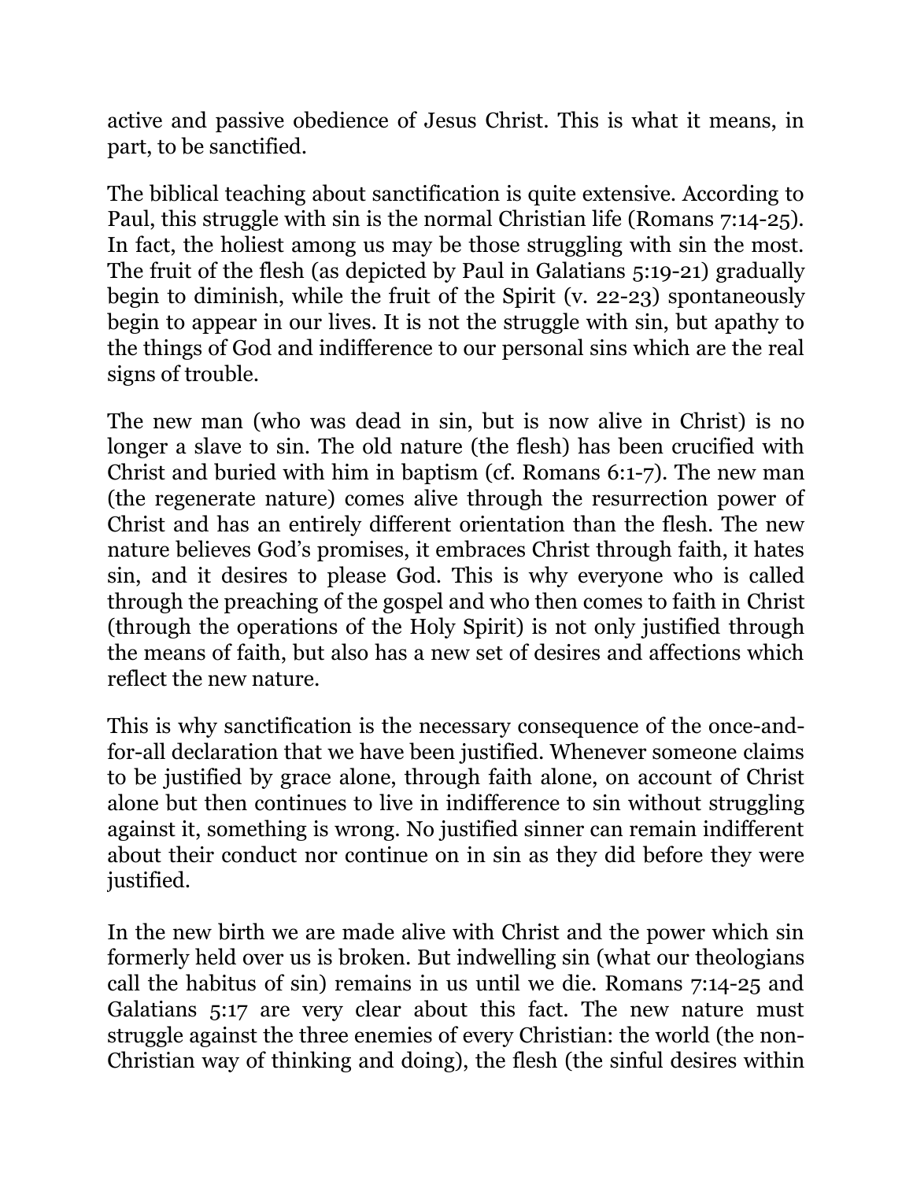active and passive obedience of Jesus Christ. This is what it means, in part, to be sanctified.

The biblical teaching about sanctification is quite extensive. According to Paul, this struggle with sin is the normal Christian life (Romans 7:14-25). In fact, the holiest among us may be those struggling with sin the most. The fruit of the flesh (as depicted by Paul in Galatians 5:19-21) gradually begin to diminish, while the fruit of the Spirit (v. 22-23) spontaneously begin to appear in our lives. It is not the struggle with sin, but apathy to the things of God and indifference to our personal sins which are the real signs of trouble.

The new man (who was dead in sin, but is now alive in Christ) is no longer a slave to sin. The old nature (the flesh) has been crucified with Christ and buried with him in baptism (cf. Romans 6:1-7). The new man (the regenerate nature) comes alive through the resurrection power of Christ and has an entirely different orientation than the flesh. The new nature believes God's promises, it embraces Christ through faith, it hates sin, and it desires to please God. This is why everyone who is called through the preaching of the gospel and who then comes to faith in Christ (through the operations of the Holy Spirit) is not only justified through the means of faith, but also has a new set of desires and affections which reflect the new nature.

This is why sanctification is the necessary consequence of the once-and-for-all declaration that we have been justified. Whenever someone claims to be justified by grace alone, through faith alone, on account of Christ alone but then continues to live in indifference to sin without struggling against it, something is wrong. No justified sinner can remain indifferent about their conduct nor continue on in sin as they did before they were justified.

In the new birth we are made alive with Christ and the power which sin formerly held over us is broken. But indwelling sin (what our theologians call the habitus of sin) remains in us until we die. Romans 7:14-25 and Galatians 5:17 are very clear about this fact. The new nature must struggle against the three enemies of every Christian: the world (the non-Christian way of thinking and doing), the flesh (the sinful desires within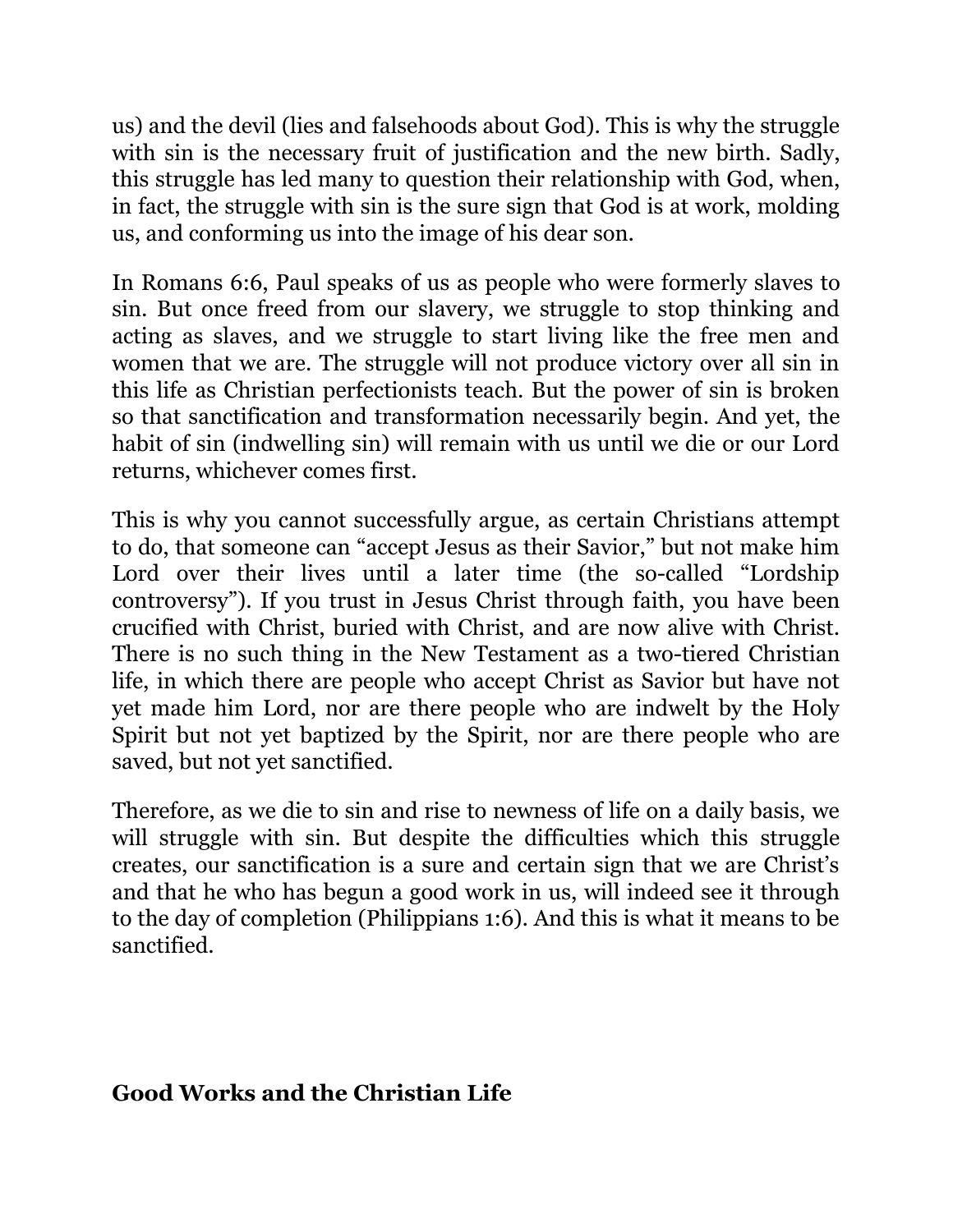us) and the devil (lies and falsehoods about God). This is why the struggle with sin is the necessary fruit of justification and the new birth. Sadly, this struggle has led many to question their relationship with God, when, in fact, the struggle with sin is the sure sign that God is at work, molding us, and conforming us into the image of his dear son.

In Romans 6:6, Paul speaks of us as people who were formerly slaves to sin. But once freed from our slavery, we struggle to stop thinking and acting as slaves, and we struggle to start living like the free men and women that we are. The struggle will not produce victory over all sin in this life as Christian perfectionists teach. But the power of sin is broken so that sanctification and transformation necessarily begin. And yet, the habit of sin (indwelling sin) will remain with us until we die or our Lord returns, whichever comes first.

This is why you cannot successfully argue, as certain Christians attempt to do, that someone can "accept Jesus as their Savior," but not make him Lord over their lives until a later time (the so-called "Lordship controversy"). If you trust in Jesus Christ through faith, you have been crucified with Christ, buried with Christ, and are now alive with Christ. There is no such thing in the New Testament as a two-tiered Christian life, in which there are people who accept Christ as Savior but have not yet made him Lord, nor are there people who are indwelt by the Holy Spirit but not yet baptized by the Spirit, nor are there people who are saved, but not yet sanctified.

Therefore, as we die to sin and rise to newness of life on a daily basis, we will struggle with sin. But despite the difficulties which this struggle creates, our sanctification is a sure and certain sign that we are Christ's and that he who has begun a good work in us, will indeed see it through to the day of completion (Philippians 1:6). And this is what it means to be sanctified.

## Good Works and the Christian Life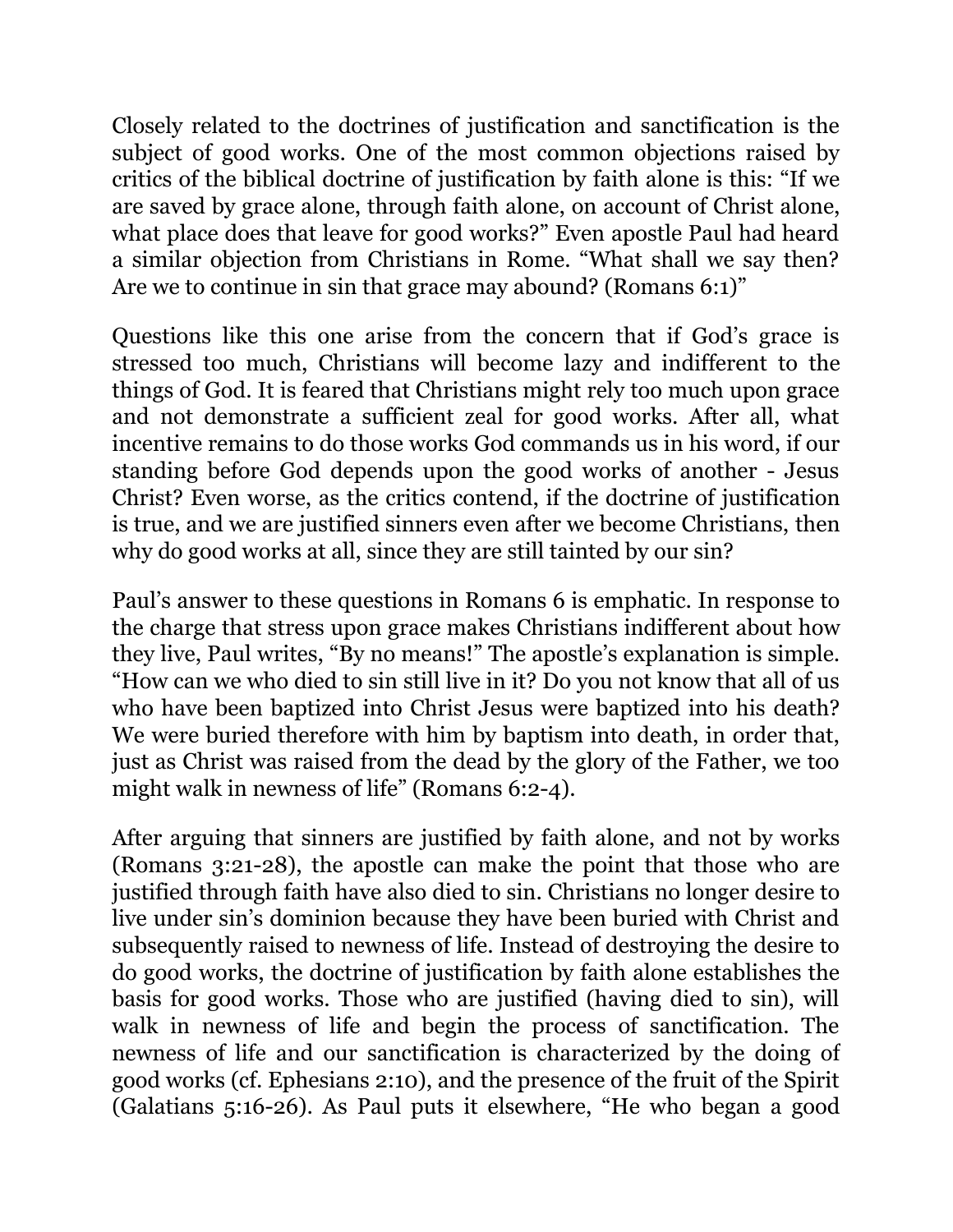Closely related to the doctrines of justification and sanctification is the subject of good works. One of the most common objections raised by critics of the biblical doctrine of justification by faith alone is this: "If we are saved by grace alone, through faith alone, on account of Christ alone, what place does that leave for good works?" Even apostle Paul had heard a similar objection from Christians in Rome. "What shall we say then? Are we to continue in sin that grace may abound? (Romans 6:1)"

Questions like this one arise from the concern that if God's grace is stressed too much, Christians will become lazy and indifferent to the things of God. It is feared that Christians might rely too much upon grace and not demonstrate a sufficient zeal for good works. After all, what incentive remains to do those works God commands us in his word, if our standing before God depends upon the good works of another - Jesus Christ? Even worse, as the critics contend, if the doctrine of justification is true, and we are justified sinners even after we become Christians, then why do good works at all, since they are still tainted by our sin?

Paul's answer to these questions in Romans 6 is emphatic. In response to the charge that stress upon grace makes Christians indifferent about how they live, Paul writes, "By no means!" The apostle's explanation is simple. "How can we who died to sin still live in it? Do you not know that all of us who have been baptized into Christ Jesus were baptized into his death? We were buried therefore with him by baptism into death, in order that, just as Christ was raised from the dead by the glory of the Father, we too might walk in newness of life" (Romans 6:2-4).

After arguing that sinners are justified by faith alone, and not by works (Romans 3:21-28), the apostle can make the point that those who are justified through faith have also died to sin. Christians no longer desire to live under sin's dominion because they have been buried with Christ and subsequently raised to newness of life. Instead of destroying the desire to do good works, the doctrine of justification by faith alone establishes the basis for good works. Those who are justified (having died to sin), will walk in newness of life and begin the process of sanctification. The newness of life and our sanctification is characterized by the doing of good works (cf. Ephesians 2:10), and the presence of the fruit of the Spirit (Galatians 5:16-26). As Paul puts it elsewhere, "He who began a good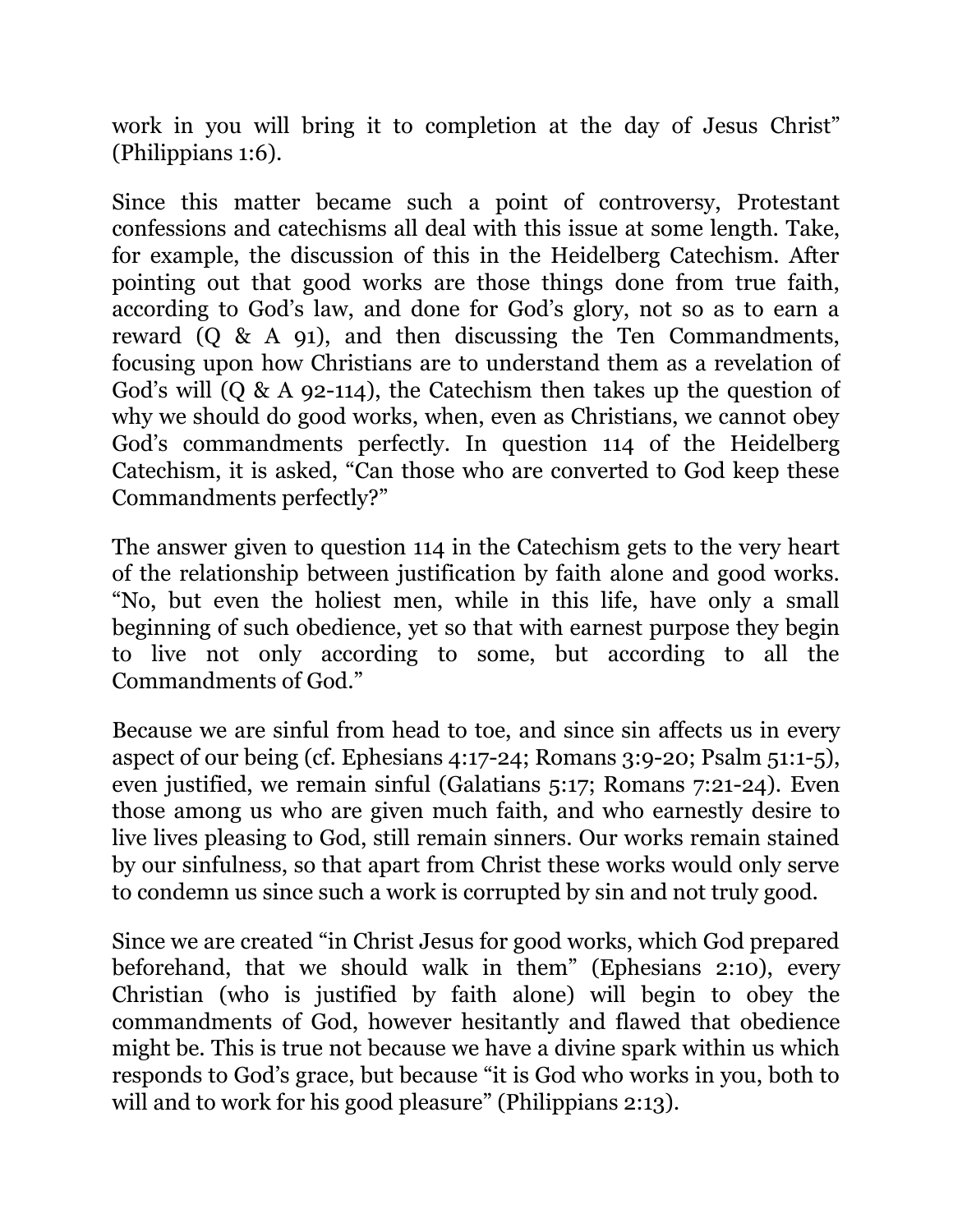work in you will bring it to completion at the day of Jesus Christ" (Philippians 1:6).

Since this matter became such a point of controversy, Protestant confessions and catechisms all deal with this issue at some length. Take, for example, the discussion of this in the Heidelberg Catechism. After pointing out that good works are those things done from true faith, according to God's law, and done for God's glory, not so as to earn a reward (Q & A 91), and then discussing the Ten Commandments, focusing upon how Christians are to understand them as a revelation of God's will (Q & A 92-114), the Catechism then takes up the question of why we should do good works, when, even as Christians, we cannot obey God's commandments perfectly. In question 114 of the Heidelberg Catechism, it is asked, "Can those who are converted to God keep these Commandments perfectly?"

The answer given to question 114 in the Catechism gets to the very heart of the relationship between justification by faith alone and good works. "No, but even the holiest men, while in this life, have only a small beginning of such obedience, yet so that with earnest purpose they begin to live not only according to some, but according to all the Commandments of God."

Because we are sinful from head to toe, and since sin affects us in every aspect of our being (cf. Ephesians 4:17-24; Romans 3:9-20; Psalm 51:1-5), even justified, we remain sinful (Galatians 5:17; Romans 7:21-24). Even those among us who are given much faith, and who earnestly desire to live lives pleasing to God, still remain sinners. Our works remain stained by our sinfulness, so that apart from Christ these works would only serve to condemn us since such a work is corrupted by sin and not truly good.

Since we are created "in Christ Jesus for good works, which God prepared beforehand, that we should walk in them" (Ephesians 2:10), every Christian (who is justified by faith alone) will begin to obey the commandments of God, however hesitantly and flawed that obedience might be. This is true not because we have a divine spark within us which responds to God's grace, but because "it is God who works in you, both to will and to work for his good pleasure" (Philippians 2:13).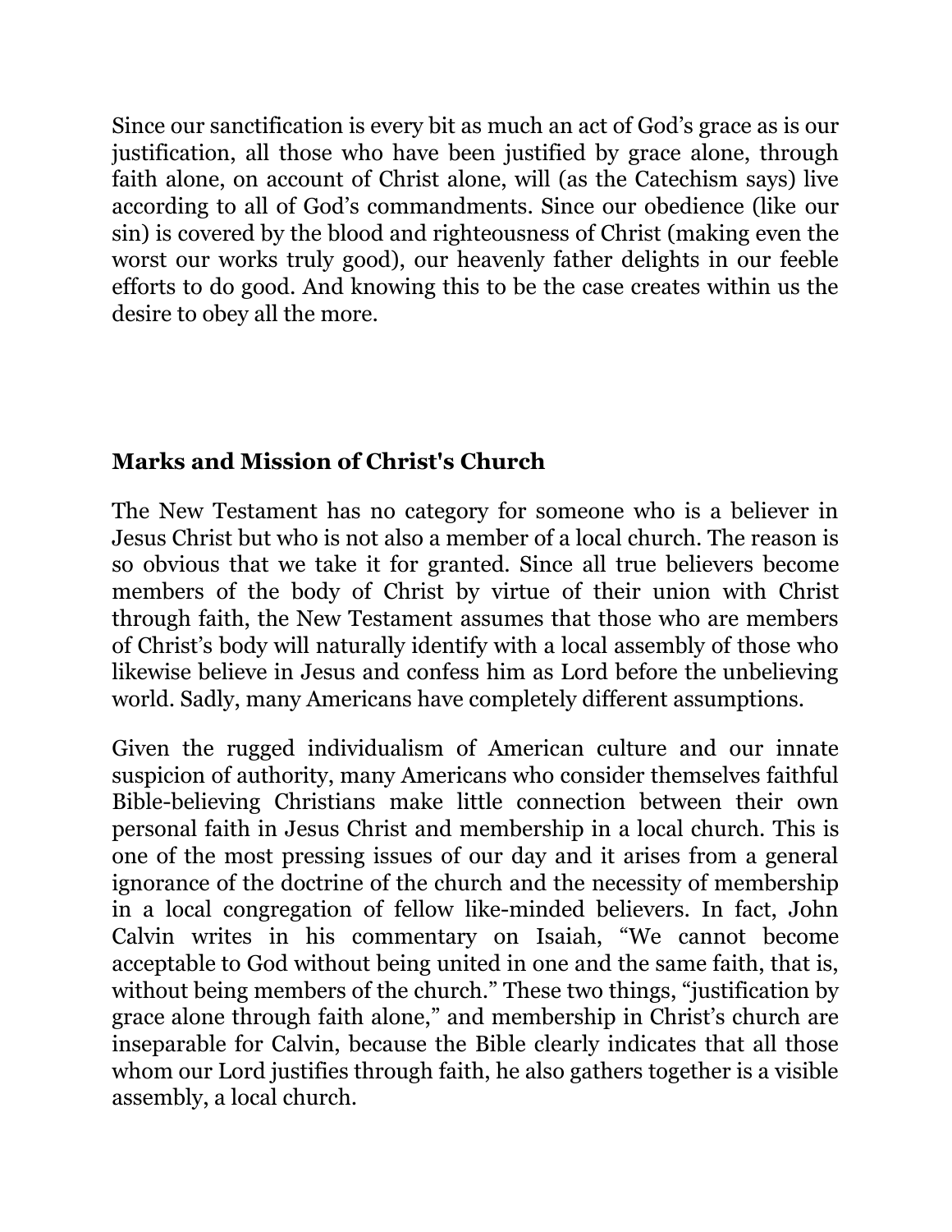Since our sanctification is every bit as much an act of God's grace as is our justification, all those who have been justified by grace alone, through faith alone, on account of Christ alone, will (as the Catechism says) live according to all of God's commandments. Since our obedience (like our sin) is covered by the blood and righteousness of Christ (making even the worst our works truly good), our heavenly father delights in our feeble efforts to do good. And knowing this to be the case creates within us the desire to obey all the more.

**Marks and Mission of Christ's Church**

The New Testament has no category for someone who is a believer in Jesus Christ but who is not also a member of a local church. The reason is so obvious that we take it for granted. Since all true believers become members of the body of Christ by virtue of their union with Christ through faith, the New Testament assumes that those who are members of Christ's body will naturally identify with a local assembly of those who likewise believe in Jesus and confess him as Lord before the unbelieving world. Sadly, many Americans have completely different assumptions.

Given the rugged individualism of American culture and our innate suspicion of authority, many Americans who consider themselves faithful Bible-believing Christians make little connection between their own personal faith in Jesus Christ and membership in a local church. This is one of the most pressing issues of our day and it arises from a general ignorance of the doctrine of the church and the necessity of membership in a local congregation of fellow like-minded believers. In fact, John Calvin writes in his commentary on Isaiah, "We cannot become acceptable to God without being united in one and the same faith, that is, without being members of the church." These two things, "justification by grace alone through faith alone," and membership in Christ's church are inseparable for Calvin, because the Bible clearly indicates that all those whom our Lord justifies through faith, he also gathers together is a visible assembly, a local church.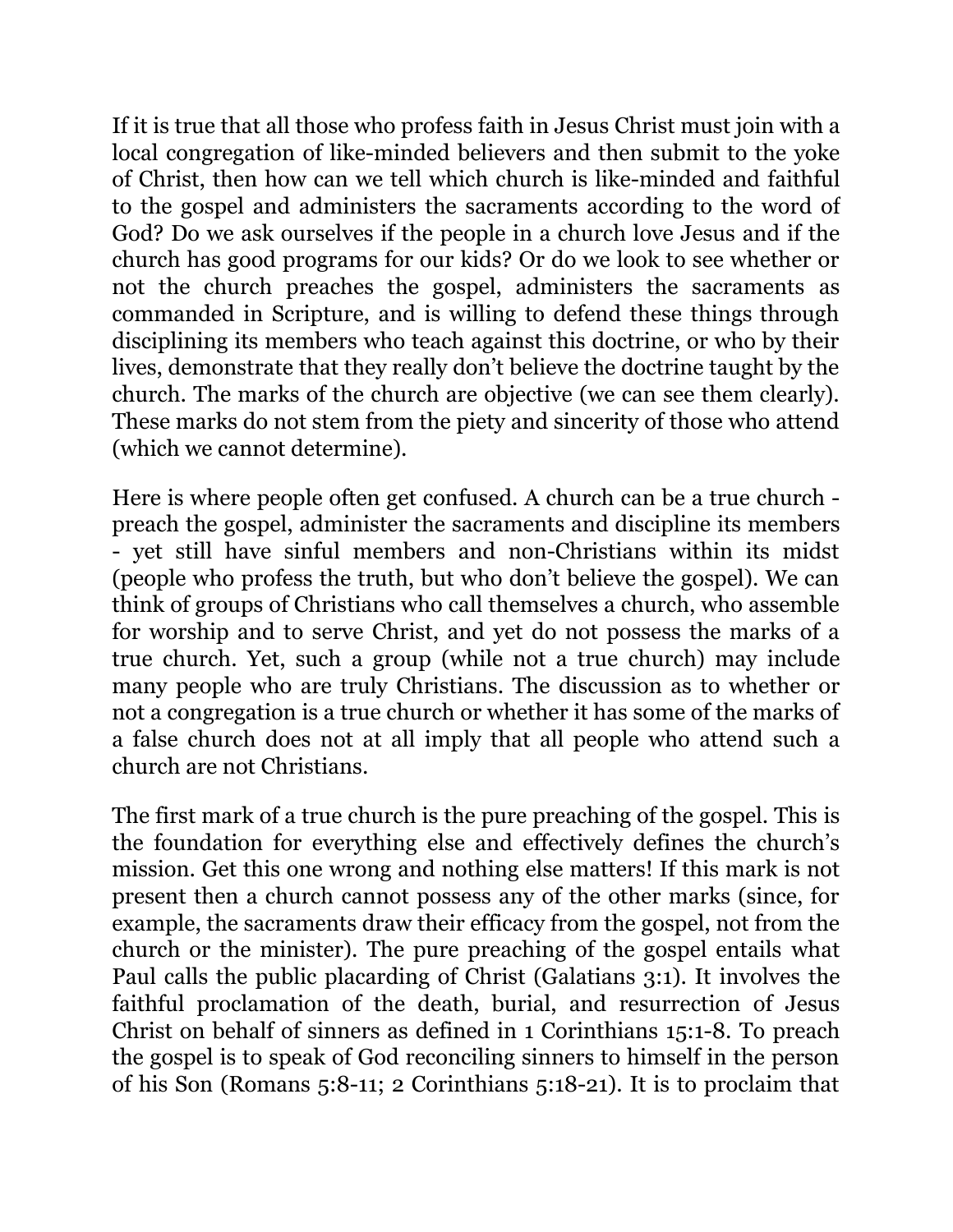If it is true that all those who profess faith in Jesus Christ must join with a local congregation of like-minded believers and then submit to the yoke of Christ, then how can we tell which church is like-minded and faithful to the gospel and administers the sacraments according to the word of God? Do we ask ourselves if the people in a church love Jesus and if the church has good programs for our kids? Or do we look to see whether or not the church preaches the gospel, administers the sacraments as commanded in Scripture, and is willing to defend these things through disciplining its members who teach against this doctrine, or who by their lives, demonstrate that they really don't believe the doctrine taught by the church. The marks of the church are objective (we can see them clearly). These marks do not stem from the piety and sincerity of those who attend (which we cannot determine).

Here is where people often get confused. A church can be a true church - preach the gospel, administer the sacraments and discipline its members - yet still have sinful members and non-Christians within its midst (people who profess the truth, but who don't believe the gospel). We can think of groups of Christians who call themselves a church, who assemble for worship and to serve Christ, and yet do not possess the marks of a true church. Yet, such a group (while not a true church) may include many people who are truly Christians. The discussion as to whether or not a congregation is a true church or whether it has some of the marks of a false church does not at all imply that all people who attend such a church are not Christians.

The first mark of a true church is the pure preaching of the gospel. This is the foundation for everything else and effectively defines the church's mission. Get this one wrong and nothing else matters! If this mark is not present then a church cannot possess any of the other marks (since, for example, the sacraments draw their efficacy from the gospel, not from the church or the minister). The pure preaching of the gospel entails what Paul calls the public placarding of Christ (Galatians 3:1). It involves the faithful proclamation of the death, burial, and resurrection of Jesus Christ on behalf of sinners as defined in 1 Corinthians 15:1-8. To preach the gospel is to speak of God reconciling sinners to himself in the person of his Son (Romans 5:8-11; 2 Corinthians 5:18-21). It is to proclaim that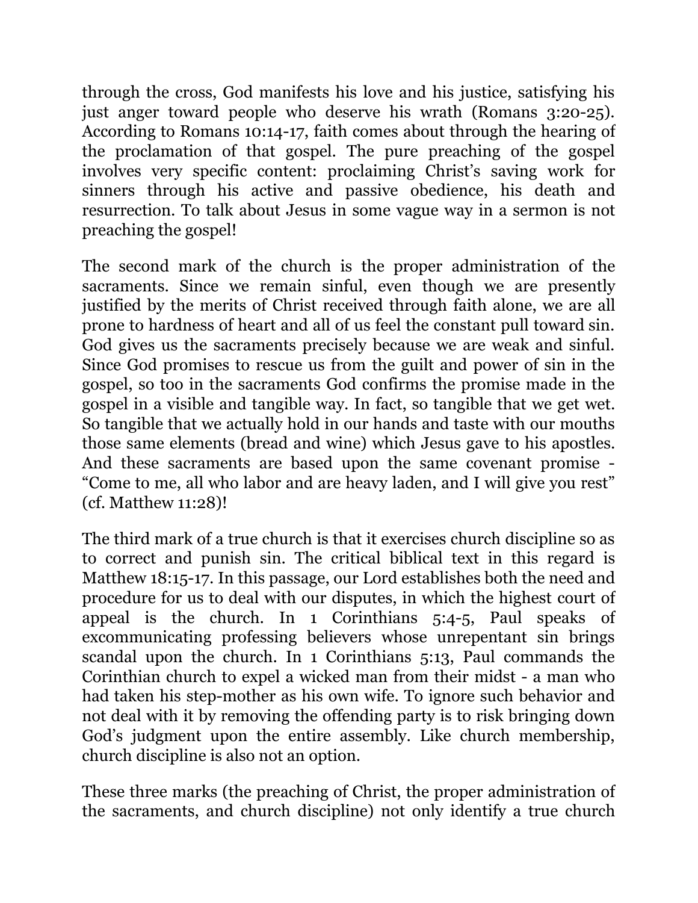through the cross, God manifests his love and his justice, satisfying his just anger toward people who deserve his wrath (Romans 3:20-25). According to Romans 10:14-17, faith comes about through the hearing of the proclamation of that gospel. The pure preaching of the gospel involves very specific content: proclaiming Christ's saving work for sinners through his active and passive obedience, his death and resurrection. To talk about Jesus in some vague way in a sermon is not preaching the gospel!

The second mark of the church is the proper administration of the sacraments. Since we remain sinful, even though we are presently justified by the merits of Christ received through faith alone, we are all prone to hardness of heart and all of us feel the constant pull toward sin. God gives us the sacraments precisely because we are weak and sinful. Since God promises to rescue us from the guilt and power of sin in the gospel, so too in the sacraments God confirms the promise made in the gospel in a visible and tangible way. In fact, so tangible that we get wet. So tangible that we actually hold in our hands and taste with our mouths those same elements (bread and wine) which Jesus gave to his apostles. And these sacraments are based upon the same covenant promise - "Come to me, all who labor and are heavy laden, and I will give you rest" (cf. Matthew 11:28)!

The third mark of a true church is that it exercises church discipline so as to correct and punish sin. The critical biblical text in this regard is Matthew 18:15-17. In this passage, our Lord establishes both the need and procedure for us to deal with our disputes, in which the highest court of appeal is the church. In 1 Corinthians 5:4-5, Paul speaks of excommunicating professing believers whose unrepentant sin brings scandal upon the church. In 1 Corinthians 5:13, Paul commands the Corinthian church to expel a wicked man from their midst - a man who had taken his step-mother as his own wife. To ignore such behavior and not deal with it by removing the offending party is to risk bringing down God's judgment upon the entire assembly. Like church membership, church discipline is also not an option.

These three marks (the preaching of Christ, the proper administration of the sacraments, and church discipline) not only identify a true church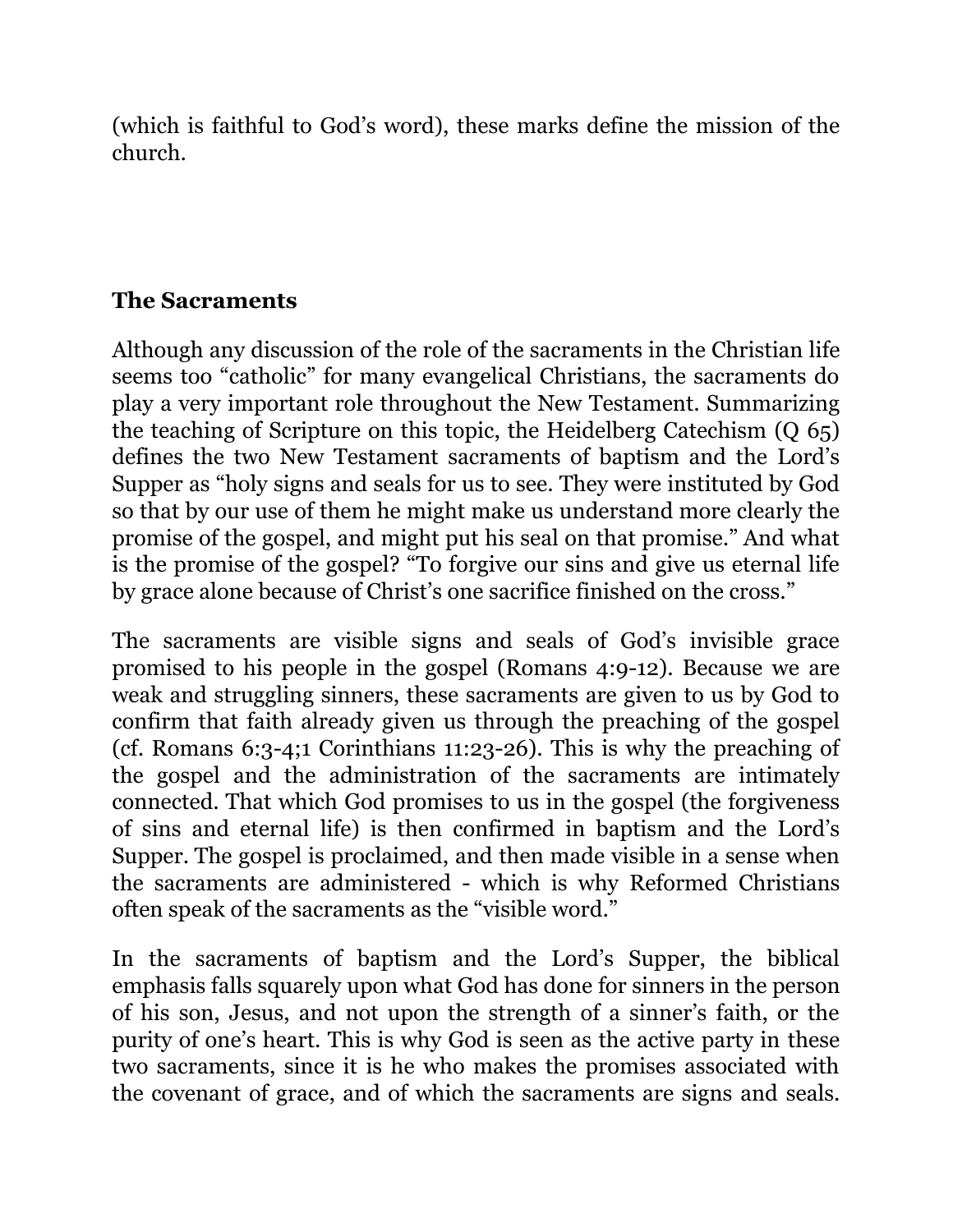(which is faithful to God's word), these marks define the mission of the church.

## The Sacraments

Although any discussion of the role of the sacraments in the Christian life seems too "catholic" for many evangelical Christians, the sacraments do play a very important role throughout the New Testament. Summarizing the teaching of Scripture on this topic, the Heidelberg Catechism (Q 65) defines the two New Testament sacraments of baptism and the Lord's Supper as "holy signs and seals for us to see. They were instituted by God so that by our use of them he might make us understand more clearly the promise of the gospel, and might put his seal on that promise." And what is the promise of the gospel? "To forgive our sins and give us eternal life by grace alone because of Christ's one sacrifice finished on the cross."

The sacraments are visible signs and seals of God's invisible grace promised to his people in the gospel (Romans 4:9-12). Because we are weak and struggling sinners, these sacraments are given to us by God to confirm that faith already given us through the preaching of the gospel (cf. Romans 6:3-4;1 Corinthians 11:23-26). This is why the preaching of the gospel and the administration of the sacraments are intimately connected. That which God promises to us in the gospel (the forgiveness of sins and eternal life) is then confirmed in baptism and the Lord's Supper. The gospel is proclaimed, and then made visible in a sense when the sacraments are administered - which is why Reformed Christians often speak of the sacraments as the "visible word."

In the sacraments of baptism and the Lord's Supper, the biblical emphasis falls squarely upon what God has done for sinners in the person of his son, Jesus, and not upon the strength of a sinner's faith, or the purity of one's heart. This is why God is seen as the active party in these two sacraments, since it is he who makes the promises associated with the covenant of grace, and of which the sacraments are signs and seals.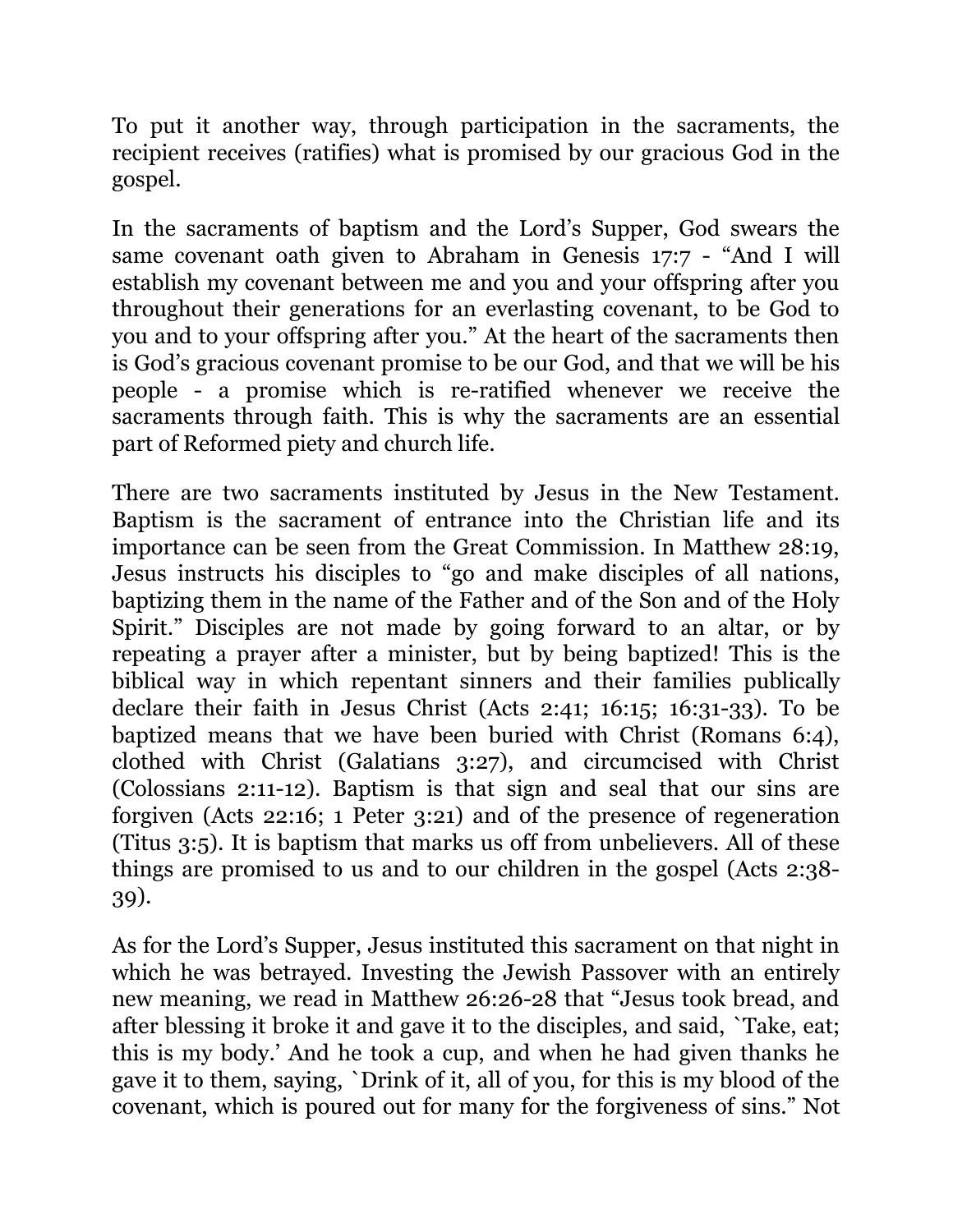To put it another way, through participation in the sacraments, the recipient receives (ratifies) what is promised by our gracious God in the gospel.

In the sacraments of baptism and the Lord's Supper, God swears the same covenant oath given to Abraham in Genesis 17:7 - "And I will establish my covenant between me and you and your offspring after you throughout their generations for an everlasting covenant, to be God to you and to your offspring after you." At the heart of the sacraments then is God's gracious covenant promise to be our God, and that we will be his people - a promise which is re-ratified whenever we receive the sacraments through faith. This is why the sacraments are an essential part of Reformed piety and church life.

There are two sacraments instituted by Jesus in the New Testament. Baptism is the sacrament of entrance into the Christian life and its importance can be seen from the Great Commission. In Matthew 28:19, Jesus instructs his disciples to "go and make disciples of all nations, baptizing them in the name of the Father and of the Son and of the Holy Spirit." Disciples are not made by going forward to an altar, or by repeating a prayer after a minister, but by being baptized! This is the biblical way in which repentant sinners and their families publically declare their faith in Jesus Christ (Acts 2:41; 16:15; 16:31-33). To be baptized means that we have been buried with Christ (Romans 6:4), clothed with Christ (Galatians 3:27), and circumcised with Christ (Colossians 2:11-12). Baptism is that sign and seal that our sins are forgiven (Acts 22:16; 1 Peter 3:21) and of the presence of regeneration (Titus 3:5). It is baptism that marks us off from unbelievers. All of these things are promised to us and to our children in the gospel (Acts 2:38-39).

As for the Lord's Supper, Jesus instituted this sacrament on that night in which he was betrayed. Investing the Jewish Passover with an entirely new meaning, we read in Matthew 26:26-28 that "Jesus took bread, and after blessing it broke it and gave it to the disciples, and said, `Take, eat; this is my body.' And he took a cup, and when he had given thanks he gave it to them, saying, `Drink of it, all of you, for this is my blood of the covenant, which is poured out for many for the forgiveness of sins." Not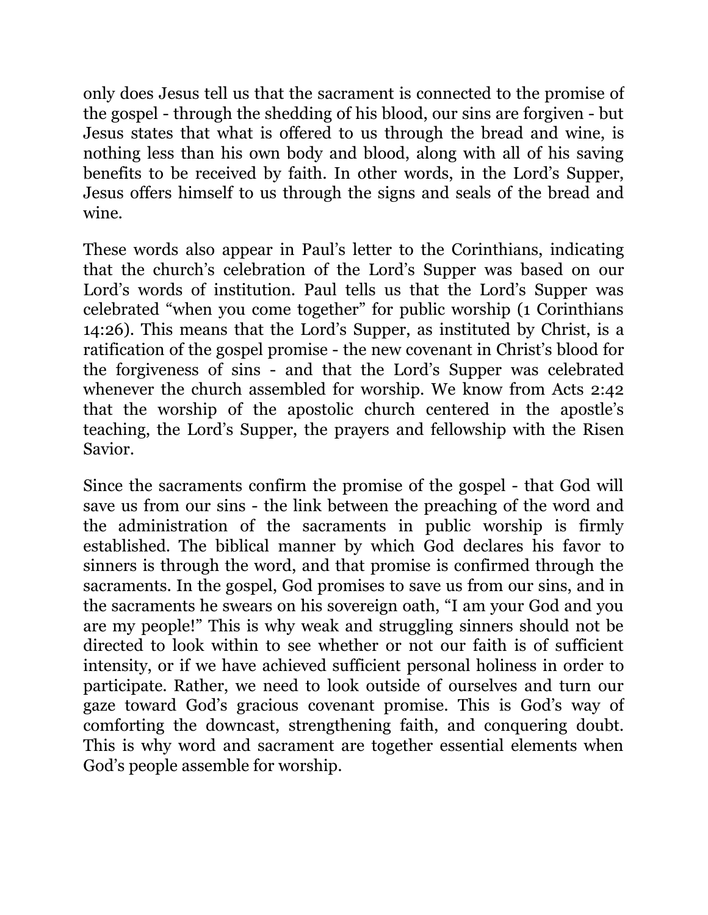only does Jesus tell us that the sacrament is connected to the promise of the gospel - through the shedding of his blood, our sins are forgiven - but Jesus states that what is offered to us through the bread and wine, is nothing less than his own body and blood, along with all of his saving benefits to be received by faith. In other words, in the Lord's Supper, Jesus offers himself to us through the signs and seals of the bread and wine.

These words also appear in Paul's letter to the Corinthians, indicating that the church's celebration of the Lord's Supper was based on our Lord's words of institution. Paul tells us that the Lord's Supper was celebrated "when you come together" for public worship (1 Corinthians 14:26). This means that the Lord's Supper, as instituted by Christ, is a ratification of the gospel promise - the new covenant in Christ's blood for the forgiveness of sins - and that the Lord's Supper was celebrated whenever the church assembled for worship. We know from Acts 2:42 that the worship of the apostolic church centered in the apostle's teaching, the Lord's Supper, the prayers and fellowship with the Risen Savior.

Since the sacraments confirm the promise of the gospel - that God will save us from our sins - the link between the preaching of the word and the administration of the sacraments in public worship is firmly established. The biblical manner by which God declares his favor to sinners is through the word, and that promise is confirmed through the sacraments. In the gospel, God promises to save us from our sins, and in the sacraments he swears on his sovereign oath, "I am your God and you are my people!" This is why weak and struggling sinners should not be directed to look within to see whether or not our faith is of sufficient intensity, or if we have achieved sufficient personal holiness in order to participate. Rather, we need to look outside of ourselves and turn our gaze toward God's gracious covenant promise. This is God's way of comforting the downcast, strengthening faith, and conquering doubt. This is why word and sacrament are together essential elements when God's people assemble for worship.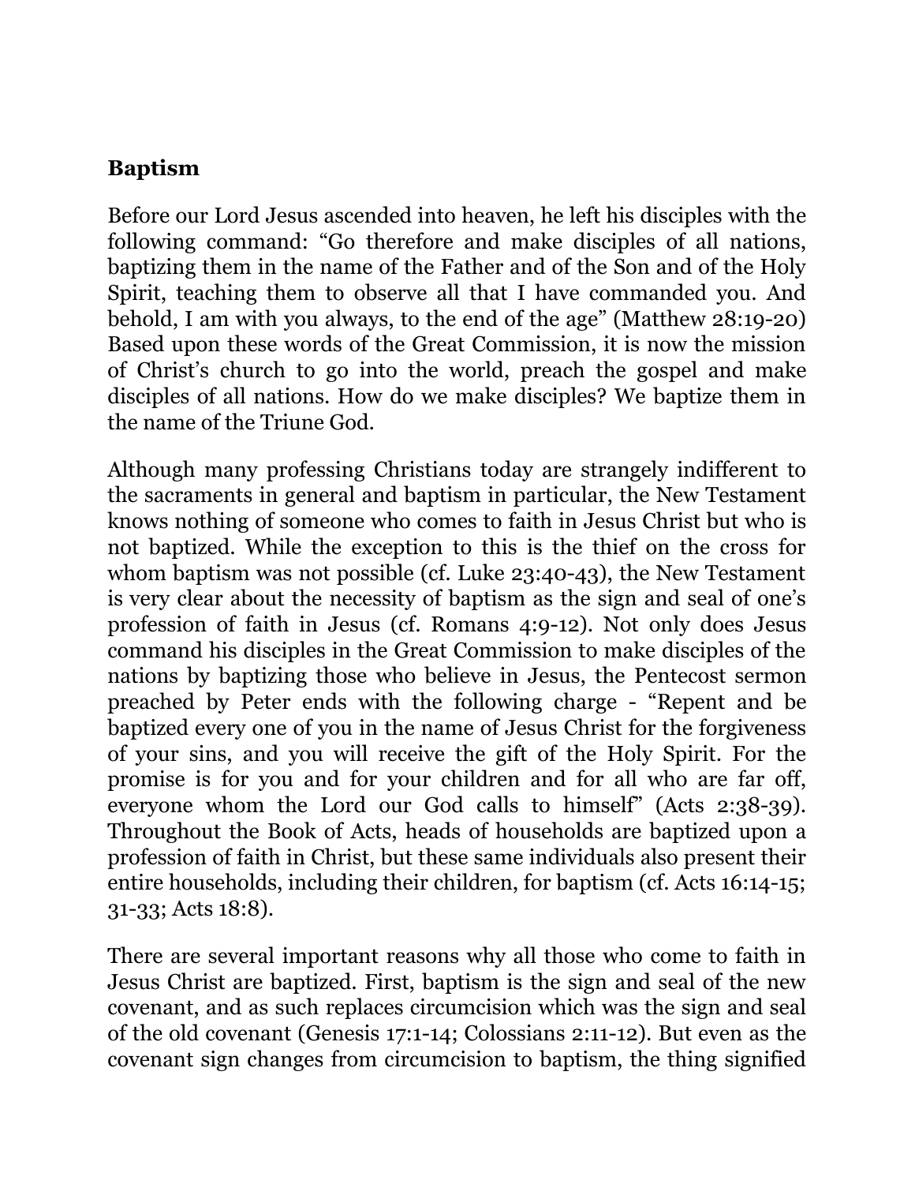**Baptism**

Before our Lord Jesus ascended into heaven, he left his disciples with the following command: "Go therefore and make disciples of all nations, baptizing them in the name of the Father and of the Son and of the Holy Spirit, teaching them to observe all that I have commanded you. And behold, I am with you always, to the end of the age" (Matthew 28:19-20) Based upon these words of the Great Commission, it is now the mission of Christ's church to go into the world, preach the gospel and make disciples of all nations. How do we make disciples? We baptize them in the name of the Triune God.

Although many professing Christians today are strangely indifferent to the sacraments in general and baptism in particular, the New Testament knows nothing of someone who comes to faith in Jesus Christ but who is not baptized. While the exception to this is the thief on the cross for whom baptism was not possible (cf. Luke 23:40-43), the New Testament is very clear about the necessity of baptism as the sign and seal of one's profession of faith in Jesus (cf. Romans 4:9-12). Not only does Jesus command his disciples in the Great Commission to make disciples of the nations by baptizing those who believe in Jesus, the Pentecost sermon preached by Peter ends with the following charge - "Repent and be baptized every one of you in the name of Jesus Christ for the forgiveness of your sins, and you will receive the gift of the Holy Spirit. For the promise is for you and for your children and for all who are far off, everyone whom the Lord our God calls to himself" (Acts 2:38-39). Throughout the Book of Acts, heads of households are baptized upon a profession of faith in Christ, but these same individuals also present their entire households, including their children, for baptism (cf. Acts 16:14-15; 31-33; Acts 18:8).

There are several important reasons why all those who come to faith in Jesus Christ are baptized. First, baptism is the sign and seal of the new covenant, and as such replaces circumcision which was the sign and seal of the old covenant (Genesis 17:1-14; Colossians 2:11-12). But even as the covenant sign changes from circumcision to baptism, the thing signified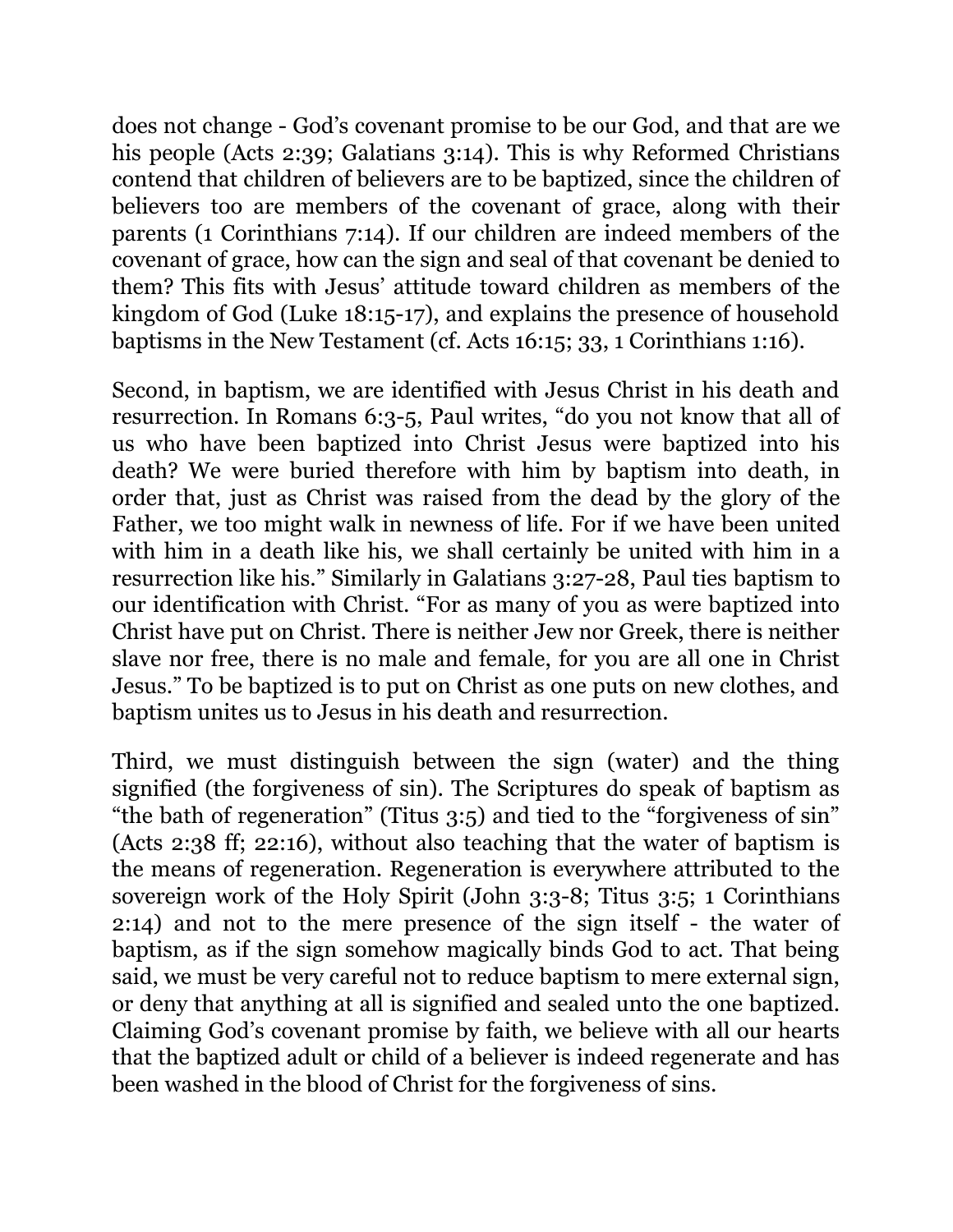does not change - God's covenant promise to be our God, and that are we his people (Acts 2:39; Galatians 3:14). This is why Reformed Christians contend that children of believers are to be baptized, since the children of believers too are members of the covenant of grace, along with their parents (1 Corinthians 7:14). If our children are indeed members of the covenant of grace, how can the sign and seal of that covenant be denied to them? This fits with Jesus' attitude toward children as members of the kingdom of God (Luke 18:15-17), and explains the presence of household baptisms in the New Testament (cf. Acts 16:15; 33, 1 Corinthians 1:16).

Second, in baptism, we are identified with Jesus Christ in his death and resurrection. In Romans 6:3-5, Paul writes, "do you not know that all of us who have been baptized into Christ Jesus were baptized into his death? We were buried therefore with him by baptism into death, in order that, just as Christ was raised from the dead by the glory of the Father, we too might walk in newness of life. For if we have been united with him in a death like his, we shall certainly be united with him in a resurrection like his." Similarly in Galatians 3:27-28, Paul ties baptism to our identification with Christ. "For as many of you as were baptized into Christ have put on Christ. There is neither Jew nor Greek, there is neither slave nor free, there is no male and female, for you are all one in Christ Jesus." To be baptized is to put on Christ as one puts on new clothes, and baptism unites us to Jesus in his death and resurrection.

Third, we must distinguish between the sign (water) and the thing signified (the forgiveness of sin). The Scriptures do speak of baptism as "the bath of regeneration" (Titus 3:5) and tied to the "forgiveness of sin" (Acts 2:38 ff; 22:16), without also teaching that the water of baptism is the means of regeneration. Regeneration is everywhere attributed to the sovereign work of the Holy Spirit (John 3:3-8; Titus 3:5; 1 Corinthians 2:14) and not to the mere presence of the sign itself - the water of baptism, as if the sign somehow magically binds God to act. That being said, we must be very careful not to reduce baptism to mere external sign, or deny that anything at all is signified and sealed unto the one baptized. Claiming God's covenant promise by faith, we believe with all our hearts that the baptized adult or child of a believer is indeed regenerate and has been washed in the blood of Christ for the forgiveness of sins.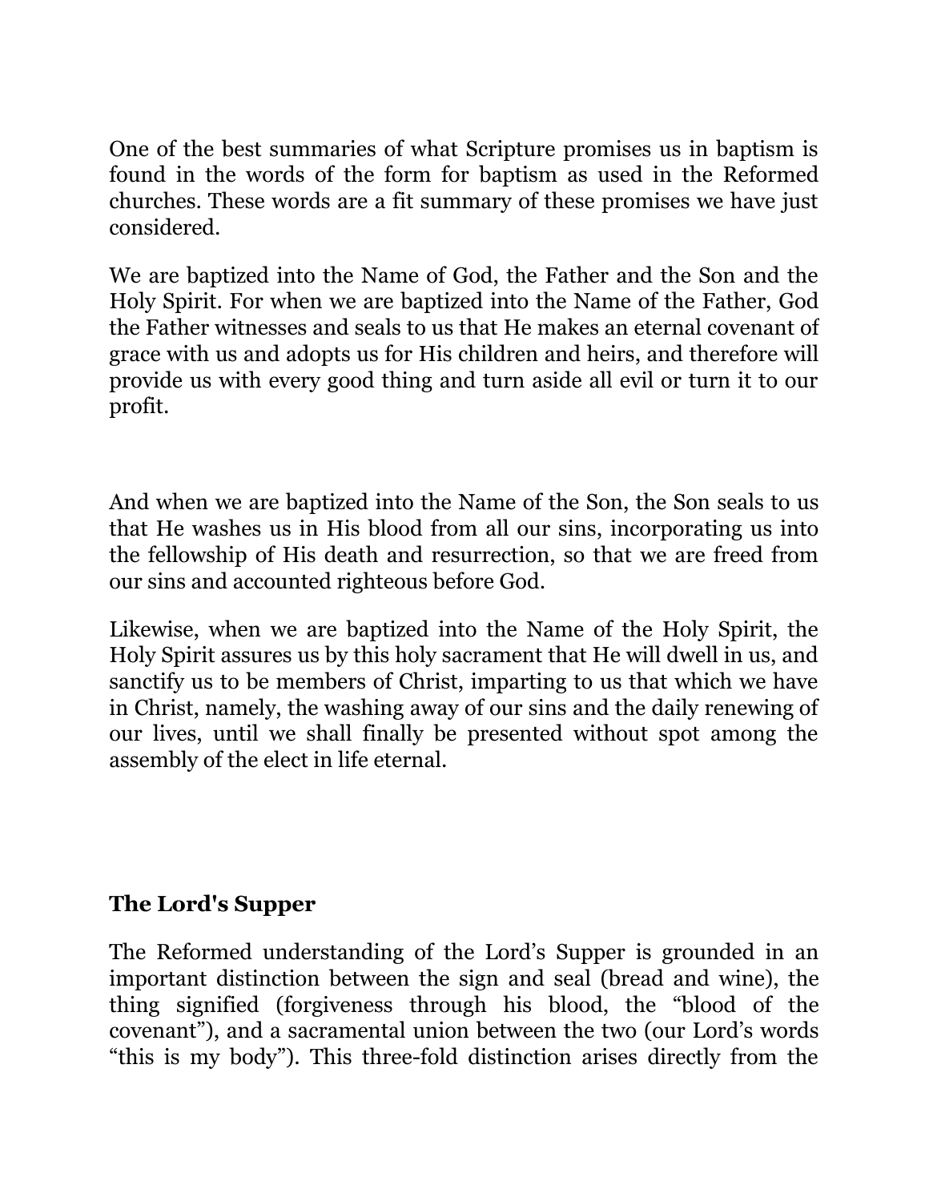One of the best summaries of what Scripture promises us in baptism is found in the words of the form for baptism as used in the Reformed churches. These words are a fit summary of these promises we have just considered.

We are baptized into the Name of God, the Father and the Son and the Holy Spirit. For when we are baptized into the Name of the Father, God the Father witnesses and seals to us that He makes an eternal covenant of grace with us and adopts us for His children and heirs, and therefore will provide us with every good thing and turn aside all evil or turn it to our profit.

And when we are baptized into the Name of the Son, the Son seals to us that He washes us in His blood from all our sins, incorporating us into the fellowship of His death and resurrection, so that we are freed from our sins and accounted righteous before God.

Likewise, when we are baptized into the Name of the Holy Spirit, the Holy Spirit assures us by this holy sacrament that He will dwell in us, and sanctify us to be members of Christ, imparting to us that which we have in Christ, namely, the washing away of our sins and the daily renewing of our lives, until we shall finally be presented without spot among the assembly of the elect in life eternal.

### The Lord's Supper

The Reformed understanding of the Lord's Supper is grounded in an important distinction between the sign and seal (bread and wine), the thing signified (forgiveness through his blood, the "blood of the covenant"), and a sacramental union between the two (our Lord's words "this is my body"). This three-fold distinction arises directly from the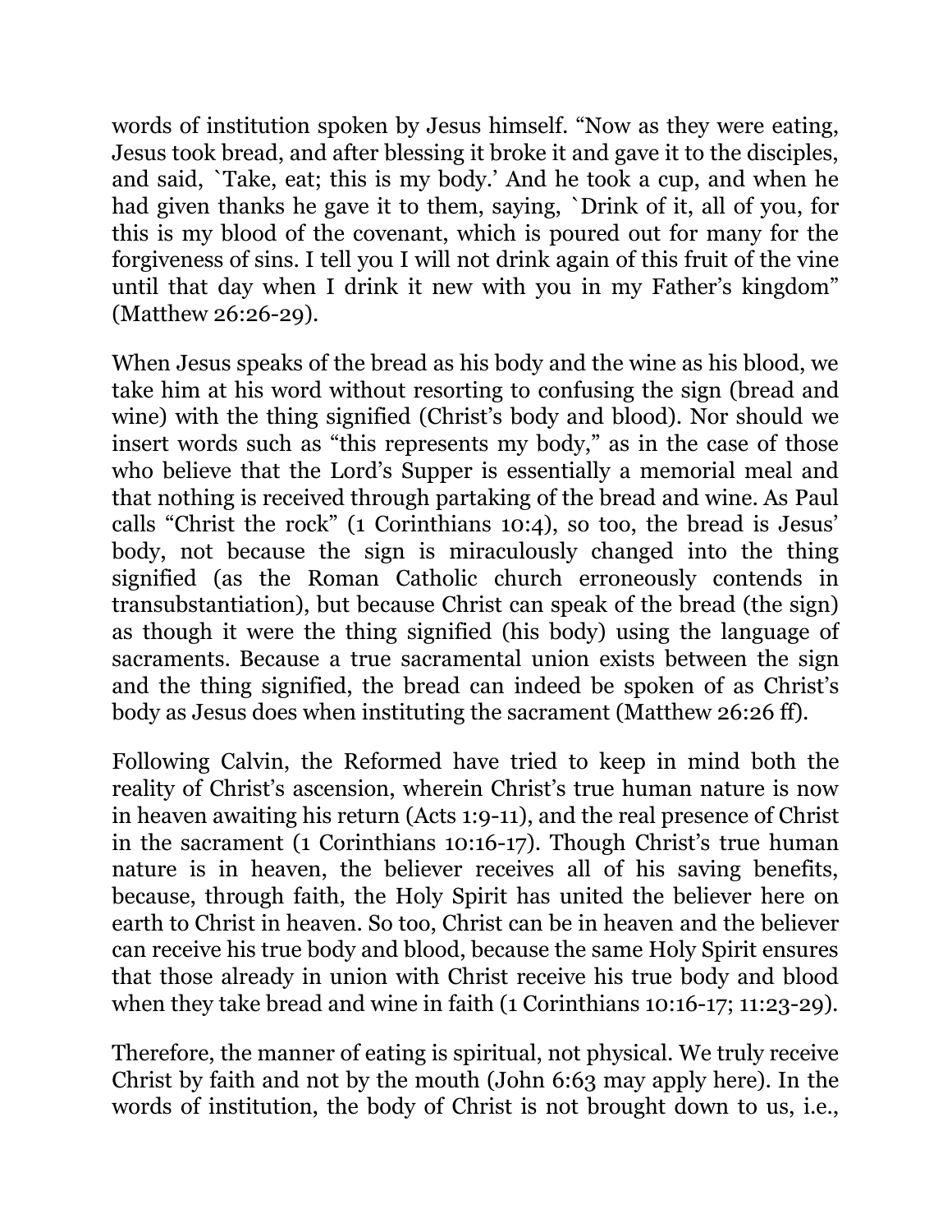words of institution spoken by Jesus himself. “Now as they were eating, Jesus took bread, and after blessing it broke it and gave it to the disciples, and said, `Take, eat; this is my body.’ And he took a cup, and when he had given thanks he gave it to them, saying, `Drink of it, all of you, for this is my blood of the covenant, which is poured out for many for the forgiveness of sins. I tell you I will not drink again of this fruit of the vine until that day when I drink it new with you in my Father’s kingdom” (Matthew 26:26-29).

When Jesus speaks of the bread as his body and the wine as his blood, we take him at his word without resorting to confusing the sign (bread and wine) with the thing signified (Christ’s body and blood). Nor should we insert words such as “this represents my body,” as in the case of those who believe that the Lord’s Supper is essentially a memorial meal and that nothing is received through partaking of the bread and wine. As Paul calls “Christ the rock” (1 Corinthians 10:4), so too, the bread is Jesus’ body, not because the sign is miraculously changed into the thing signified (as the Roman Catholic church erroneously contends in transubstantiation), but because Christ can speak of the bread (the sign) as though it were the thing signified (his body) using the language of sacraments. Because a true sacramental union exists between the sign and the thing signified, the bread can indeed be spoken of as Christ’s body as Jesus does when instituting the sacrament (Matthew 26:26 ff).

Following Calvin, the Reformed have tried to keep in mind both the reality of Christ’s ascension, wherein Christ’s true human nature is now in heaven awaiting his return (Acts 1:9-11), and the real presence of Christ in the sacrament (1 Corinthians 10:16-17). Though Christ’s true human nature is in heaven, the believer receives all of his saving benefits, because, through faith, the Holy Spirit has united the believer here on earth to Christ in heaven. So too, Christ can be in heaven and the believer can receive his true body and blood, because the same Holy Spirit ensures that those already in union with Christ receive his true body and blood when they take bread and wine in faith (1 Corinthians 10:16-17; 11:23-29).

Therefore, the manner of eating is spiritual, not physical. We truly receive Christ by faith and not by the mouth (John 6:63 may apply here). In the words of institution, the body of Christ is not brought down to us, i.e.,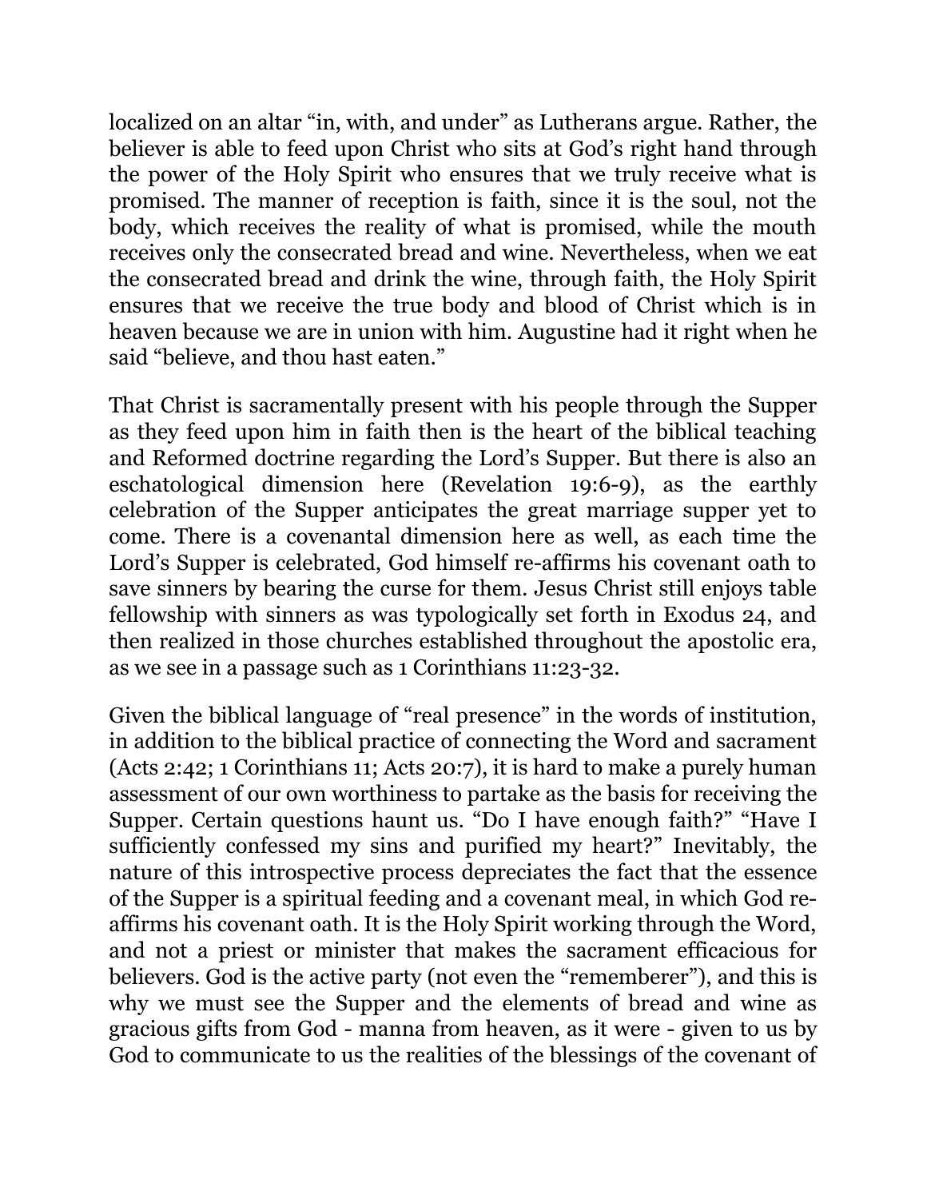localized on an altar "in, with, and under" as Lutherans argue. Rather, the believer is able to feed upon Christ who sits at God's right hand through the power of the Holy Spirit who ensures that we truly receive what is promised. The manner of reception is faith, since it is the soul, not the body, which receives the reality of what is promised, while the mouth receives only the consecrated bread and wine. Nevertheless, when we eat the consecrated bread and drink the wine, through faith, the Holy Spirit ensures that we receive the true body and blood of Christ which is in heaven because we are in union with him. Augustine had it right when he said "believe, and thou hast eaten."

That Christ is sacramentally present with his people through the Supper as they feed upon him in faith then is the heart of the biblical teaching and Reformed doctrine regarding the Lord's Supper. But there is also an eschatological dimension here (Revelation 19:6-9), as the earthly celebration of the Supper anticipates the great marriage supper yet to come. There is a covenantal dimension here as well, as each time the Lord's Supper is celebrated, God himself re-affirms his covenant oath to save sinners by bearing the curse for them. Jesus Christ still enjoys table fellowship with sinners as was typologically set forth in Exodus 24, and then realized in those churches established throughout the apostolic era, as we see in a passage such as 1 Corinthians 11:23-32.

Given the biblical language of "real presence" in the words of institution, in addition to the biblical practice of connecting the Word and sacrament (Acts 2:42; 1 Corinthians 11; Acts 20:7), it is hard to make a purely human assessment of our own worthiness to partake as the basis for receiving the Supper. Certain questions haunt us. "Do I have enough faith?" "Have I sufficiently confessed my sins and purified my heart?" Inevitably, the nature of this introspective process depreciates the fact that the essence of the Supper is a spiritual feeding and a covenant meal, in which God re-affirms his covenant oath. It is the Holy Spirit working through the Word, and not a priest or minister that makes the sacrament efficacious for believers. God is the active party (not even the "rememberer"), and this is why we must see the Supper and the elements of bread and wine as gracious gifts from God - manna from heaven, as it were - given to us by God to communicate to us the realities of the blessings of the covenant of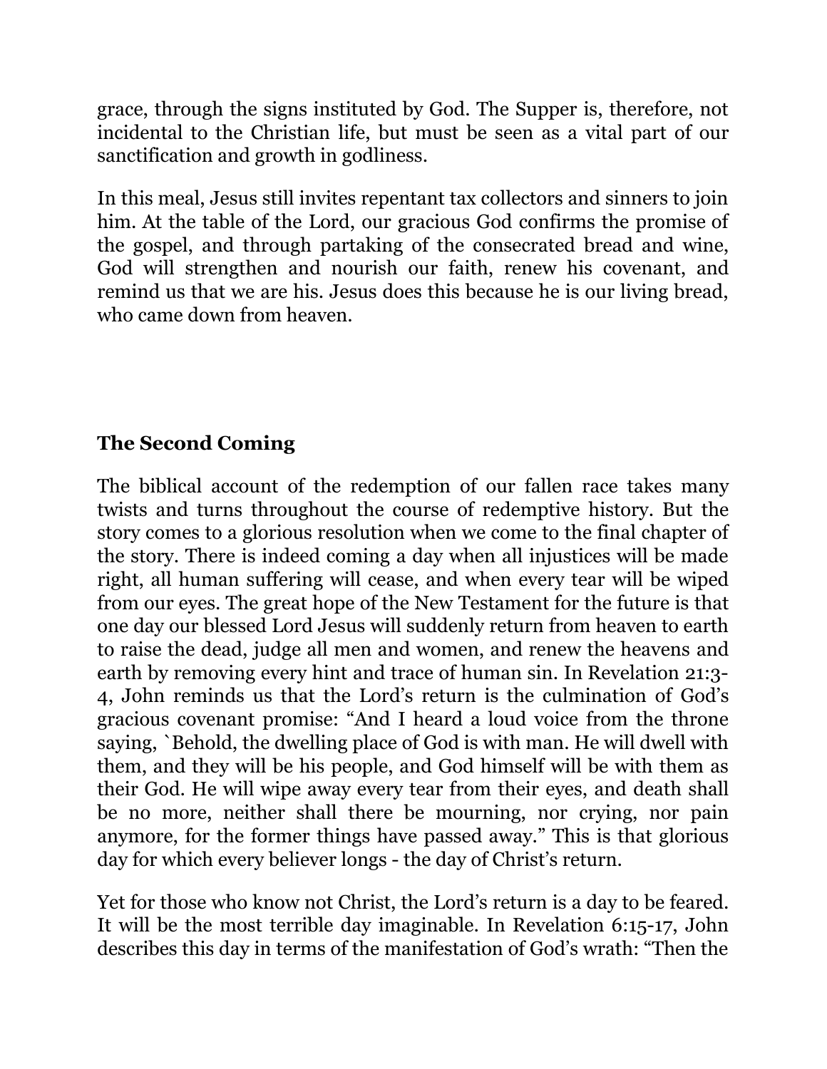grace, through the signs instituted by God. The Supper is, therefore, not incidental to the Christian life, but must be seen as a vital part of our sanctification and growth in godliness.

In this meal, Jesus still invites repentant tax collectors and sinners to join him. At the table of the Lord, our gracious God confirms the promise of the gospel, and through partaking of the consecrated bread and wine, God will strengthen and nourish our faith, renew his covenant, and remind us that we are his. Jesus does this because he is our living bread, who came down from heaven.

## The Second Coming

The biblical account of the redemption of our fallen race takes many twists and turns throughout the course of redemptive history. But the story comes to a glorious resolution when we come to the final chapter of the story. There is indeed coming a day when all injustices will be made right, all human suffering will cease, and when every tear will be wiped from our eyes. The great hope of the New Testament for the future is that one day our blessed Lord Jesus will suddenly return from heaven to earth to raise the dead, judge all men and women, and renew the heavens and earth by removing every hint and trace of human sin. In Revelation 21:3-4, John reminds us that the Lord's return is the culmination of God's gracious covenant promise: "And I heard a loud voice from the throne saying, `Behold, the dwelling place of God is with man. He will dwell with them, and they will be his people, and God himself will be with them as their God. He will wipe away every tear from their eyes, and death shall be no more, neither shall there be mourning, nor crying, nor pain anymore, for the former things have passed away." This is that glorious day for which every believer longs - the day of Christ's return.

Yet for those who know not Christ, the Lord's return is a day to be feared. It will be the most terrible day imaginable. In Revelation 6:15-17, John describes this day in terms of the manifestation of God's wrath: "Then the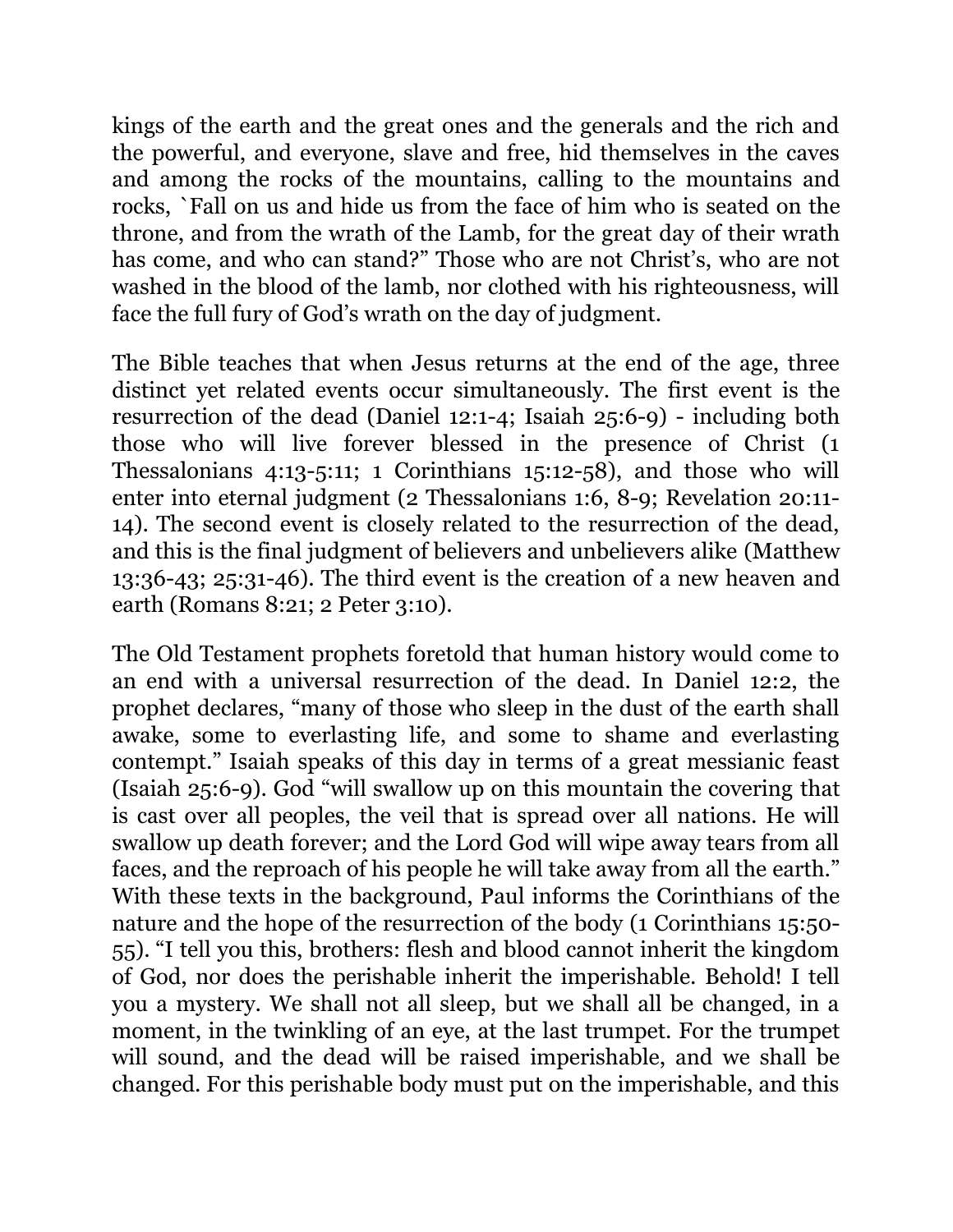kings of the earth and the great ones and the generals and the rich and the powerful, and everyone, slave and free, hid themselves in the caves and among the rocks of the mountains, calling to the mountains and rocks, `Fall on us and hide us from the face of him who is seated on the throne, and from the wrath of the Lamb, for the great day of their wrath has come, and who can stand?" Those who are not Christ's, who are not washed in the blood of the lamb, nor clothed with his righteousness, will face the full fury of God's wrath on the day of judgment.

The Bible teaches that when Jesus returns at the end of the age, three distinct yet related events occur simultaneously. The first event is the resurrection of the dead (Daniel 12:1-4; Isaiah 25:6-9) - including both those who will live forever blessed in the presence of Christ (1 Thessalonians 4:13-5:11; 1 Corinthians 15:12-58), and those who will enter into eternal judgment (2 Thessalonians 1:6, 8-9; Revelation 20:11-14). The second event is closely related to the resurrection of the dead, and this is the final judgment of believers and unbelievers alike (Matthew 13:36-43; 25:31-46). The third event is the creation of a new heaven and earth (Romans 8:21; 2 Peter 3:10).

The Old Testament prophets foretold that human history would come to an end with a universal resurrection of the dead. In Daniel 12:2, the prophet declares, "many of those who sleep in the dust of the earth shall awake, some to everlasting life, and some to shame and everlasting contempt." Isaiah speaks of this day in terms of a great messianic feast (Isaiah 25:6-9). God "will swallow up on this mountain the covering that is cast over all peoples, the veil that is spread over all nations. He will swallow up death forever; and the Lord God will wipe away tears from all faces, and the reproach of his people he will take away from all the earth." With these texts in the background, Paul informs the Corinthians of the nature and the hope of the resurrection of the body (1 Corinthians 15:50-55). "I tell you this, brothers: flesh and blood cannot inherit the kingdom of God, nor does the perishable inherit the imperishable. Behold! I tell you a mystery. We shall not all sleep, but we shall all be changed, in a moment, in the twinkling of an eye, at the last trumpet. For the trumpet will sound, and the dead will be raised imperishable, and we shall be changed. For this perishable body must put on the imperishable, and this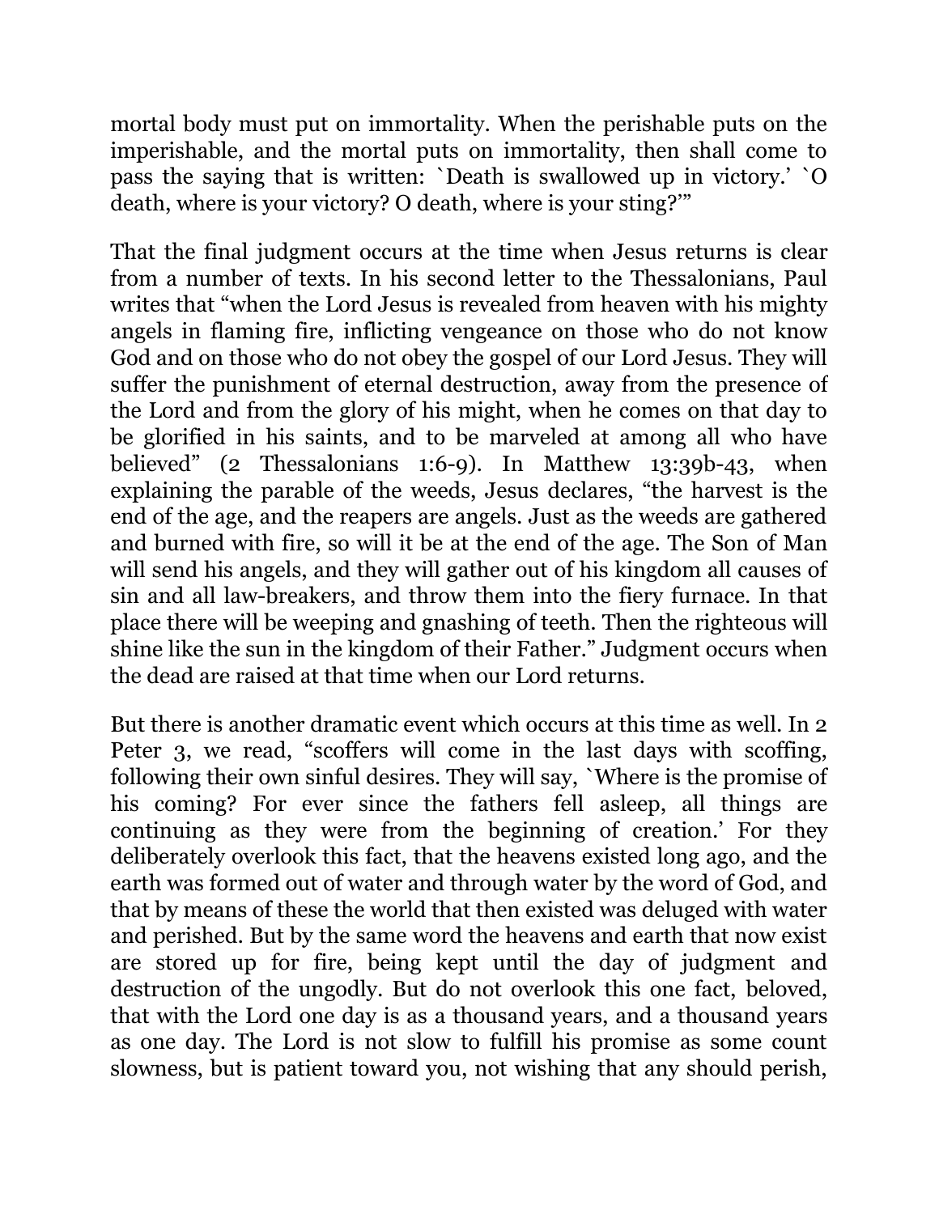mortal body must put on immortality. When the perishable puts on the imperishable, and the mortal puts on immortality, then shall come to pass the saying that is written: `Death is swallowed up in victory.' `O death, where is your victory? O death, where is your sting?'"

That the final judgment occurs at the time when Jesus returns is clear from a number of texts. In his second letter to the Thessalonians, Paul writes that "when the Lord Jesus is revealed from heaven with his mighty angels in flaming fire, inflicting vengeance on those who do not know God and on those who do not obey the gospel of our Lord Jesus. They will suffer the punishment of eternal destruction, away from the presence of the Lord and from the glory of his might, when he comes on that day to be glorified in his saints, and to be marveled at among all who have believed" (2 Thessalonians 1:6-9). In Matthew 13:39b-43, when explaining the parable of the weeds, Jesus declares, "the harvest is the end of the age, and the reapers are angels. Just as the weeds are gathered and burned with fire, so will it be at the end of the age. The Son of Man will send his angels, and they will gather out of his kingdom all causes of sin and all law-breakers, and throw them into the fiery furnace. In that place there will be weeping and gnashing of teeth. Then the righteous will shine like the sun in the kingdom of their Father." Judgment occurs when the dead are raised at that time when our Lord returns.

But there is another dramatic event which occurs at this time as well. In 2 Peter 3, we read, "scoffers will come in the last days with scoffing, following their own sinful desires. They will say, `Where is the promise of his coming? For ever since the fathers fell asleep, all things are continuing as they were from the beginning of creation.' For they deliberately overlook this fact, that the heavens existed long ago, and the earth was formed out of water and through water by the word of God, and that by means of these the world that then existed was deluged with water and perished. But by the same word the heavens and earth that now exist are stored up for fire, being kept until the day of judgment and destruction of the ungodly. But do not overlook this one fact, beloved, that with the Lord one day is as a thousand years, and a thousand years as one day. The Lord is not slow to fulfill his promise as some count slowness, but is patient toward you, not wishing that any should perish,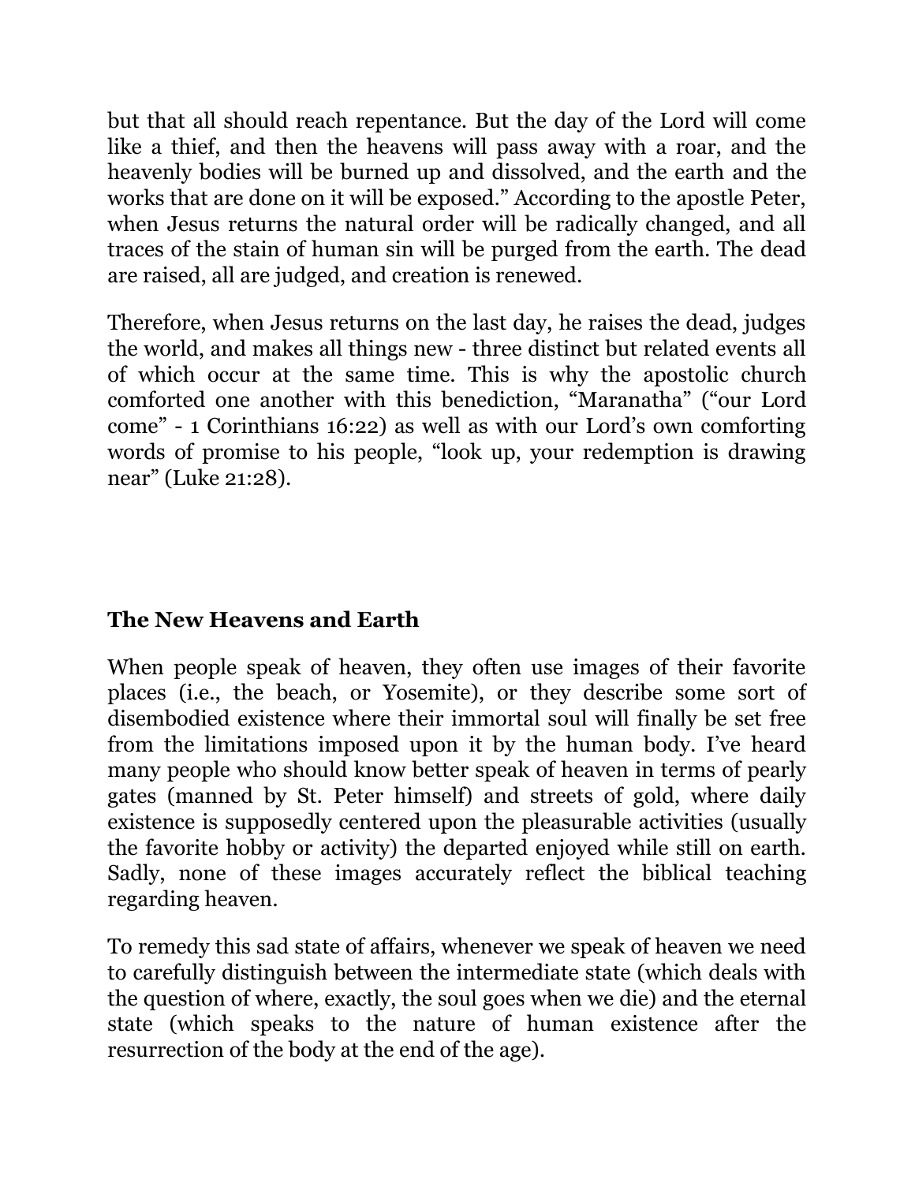but that all should reach repentance. But the day of the Lord will come like a thief, and then the heavens will pass away with a roar, and the heavenly bodies will be burned up and dissolved, and the earth and the works that are done on it will be exposed." According to the apostle Peter, when Jesus returns the natural order will be radically changed, and all traces of the stain of human sin will be purged from the earth. The dead are raised, all are judged, and creation is renewed.

Therefore, when Jesus returns on the last day, he raises the dead, judges the world, and makes all things new - three distinct but related events all of which occur at the same time. This is why the apostolic church comforted one another with this benediction, "Maranatha" ("our Lord come" - 1 Corinthians 16:22) as well as with our Lord's own comforting words of promise to his people, "look up, your redemption is drawing near" (Luke 21:28).

## The New Heavens and Earth

When people speak of heaven, they often use images of their favorite places (i.e., the beach, or Yosemite), or they describe some sort of disembodied existence where their immortal soul will finally be set free from the limitations imposed upon it by the human body. I've heard many people who should know better speak of heaven in terms of pearly gates (manned by St. Peter himself) and streets of gold, where daily existence is supposedly centered upon the pleasurable activities (usually the favorite hobby or activity) the departed enjoyed while still on earth. Sadly, none of these images accurately reflect the biblical teaching regarding heaven.

To remedy this sad state of affairs, whenever we speak of heaven we need to carefully distinguish between the intermediate state (which deals with the question of where, exactly, the soul goes when we die) and the eternal state (which speaks to the nature of human existence after the resurrection of the body at the end of the age).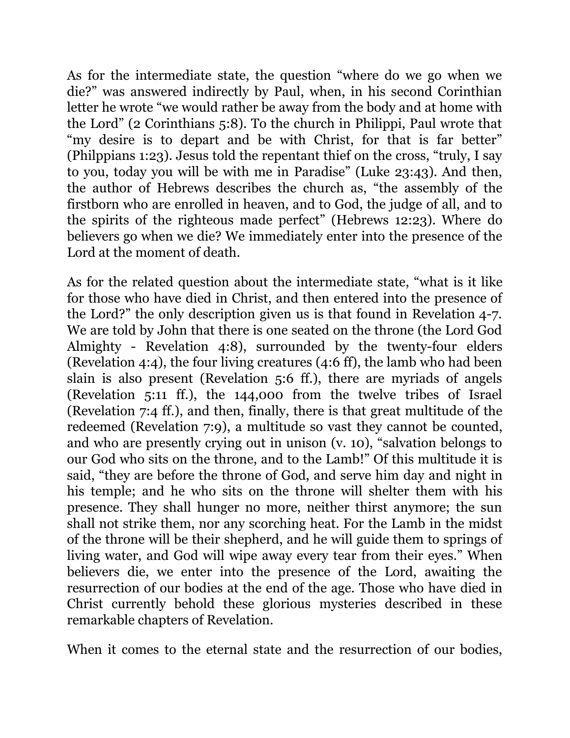As for the intermediate state, the question "where do we go when we die?" was answered indirectly by Paul, when, in his second Corinthian letter he wrote "we would rather be away from the body and at home with the Lord" (2 Corinthians 5:8). To the church in Philippi, Paul wrote that "my desire is to depart and be with Christ, for that is far better" (Philppians 1:23). Jesus told the repentant thief on the cross, "truly, I say to you, today you will be with me in Paradise" (Luke 23:43). And then, the author of Hebrews describes the church as, "the assembly of the firstborn who are enrolled in heaven, and to God, the judge of all, and to the spirits of the righteous made perfect" (Hebrews 12:23). Where do believers go when we die? We immediately enter into the presence of the Lord at the moment of death.

As for the related question about the intermediate state, "what is it like for those who have died in Christ, and then entered into the presence of the Lord?" the only description given us is that found in Revelation 4-7. We are told by John that there is one seated on the throne (the Lord God Almighty - Revelation 4:8), surrounded by the twenty-four elders (Revelation 4:4), the four living creatures (4:6 ff), the lamb who had been slain is also present (Revelation 5:6 ff.), there are myriads of angels (Revelation 5:11 ff.), the 144,000 from the twelve tribes of Israel (Revelation 7:4 ff.), and then, finally, there is that great multitude of the redeemed (Revelation 7:9), a multitude so vast they cannot be counted, and who are presently crying out in unison (v. 10), "salvation belongs to our God who sits on the throne, and to the Lamb!" Of this multitude it is said, "they are before the throne of God, and serve him day and night in his temple; and he who sits on the throne will shelter them with his presence. They shall hunger no more, neither thirst anymore; the sun shall not strike them, nor any scorching heat. For the Lamb in the midst of the throne will be their shepherd, and he will guide them to springs of living water, and God will wipe away every tear from their eyes." When believers die, we enter into the presence of the Lord, awaiting the resurrection of our bodies at the end of the age. Those who have died in Christ currently behold these glorious mysteries described in these remarkable chapters of Revelation.

When it comes to the eternal state and the resurrection of our bodies,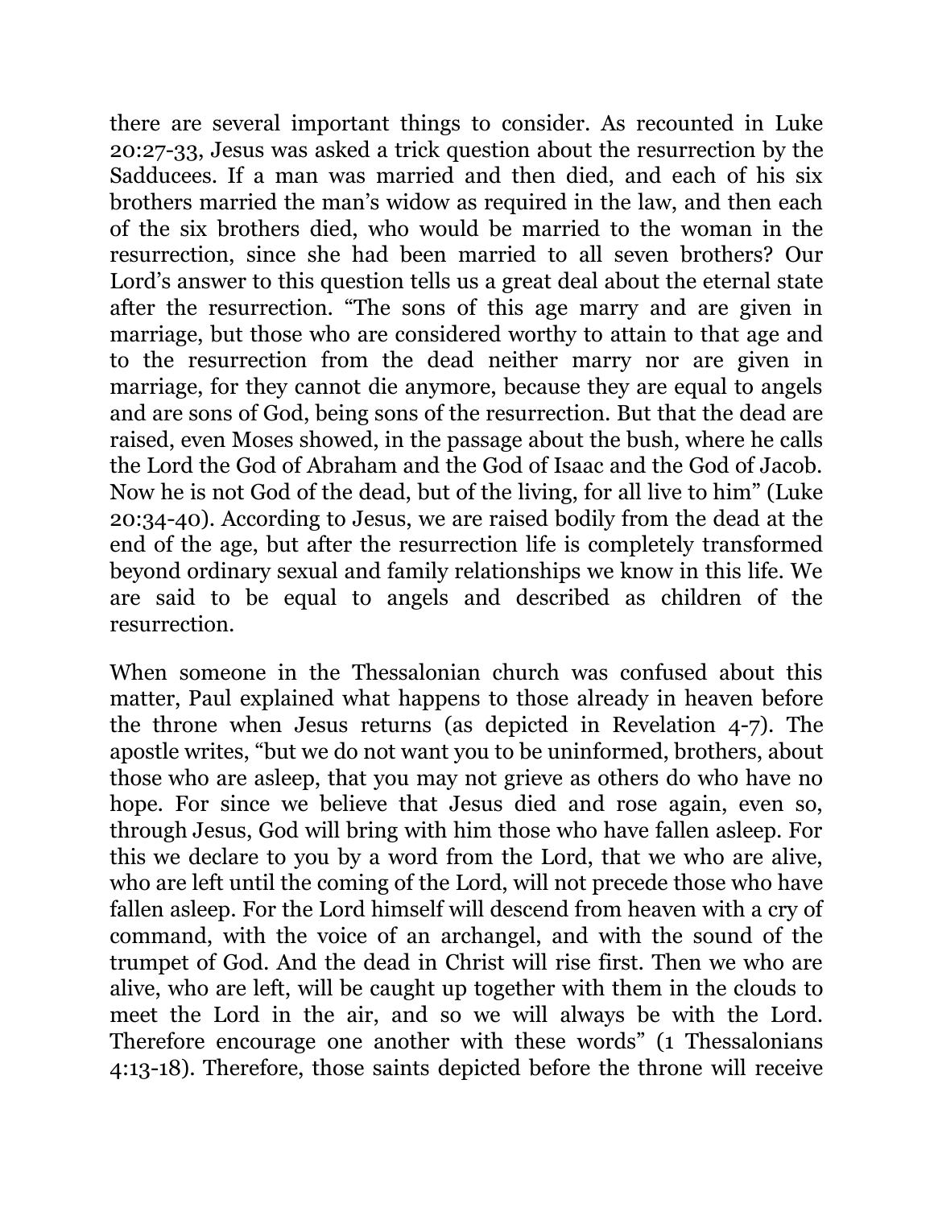there are several important things to consider. As recounted in Luke 20:27-33, Jesus was asked a trick question about the resurrection by the Sadducees. If a man was married and then died, and each of his six brothers married the man's widow as required in the law, and then each of the six brothers died, who would be married to the woman in the resurrection, since she had been married to all seven brothers? Our Lord's answer to this question tells us a great deal about the eternal state after the resurrection. "The sons of this age marry and are given in marriage, but those who are considered worthy to attain to that age and to the resurrection from the dead neither marry nor are given in marriage, for they cannot die anymore, because they are equal to angels and are sons of God, being sons of the resurrection. But that the dead are raised, even Moses showed, in the passage about the bush, where he calls the Lord the God of Abraham and the God of Isaac and the God of Jacob. Now he is not God of the dead, but of the living, for all live to him" (Luke 20:34-40). According to Jesus, we are raised bodily from the dead at the end of the age, but after the resurrection life is completely transformed beyond ordinary sexual and family relationships we know in this life. We are said to be equal to angels and described as children of the resurrection.

When someone in the Thessalonian church was confused about this matter, Paul explained what happens to those already in heaven before the throne when Jesus returns (as depicted in Revelation 4-7). The apostle writes, "but we do not want you to be uninformed, brothers, about those who are asleep, that you may not grieve as others do who have no hope. For since we believe that Jesus died and rose again, even so, through Jesus, God will bring with him those who have fallen asleep. For this we declare to you by a word from the Lord, that we who are alive, who are left until the coming of the Lord, will not precede those who have fallen asleep. For the Lord himself will descend from heaven with a cry of command, with the voice of an archangel, and with the sound of the trumpet of God. And the dead in Christ will rise first. Then we who are alive, who are left, will be caught up together with them in the clouds to meet the Lord in the air, and so we will always be with the Lord. Therefore encourage one another with these words" (1 Thessalonians 4:13-18). Therefore, those saints depicted before the throne will receive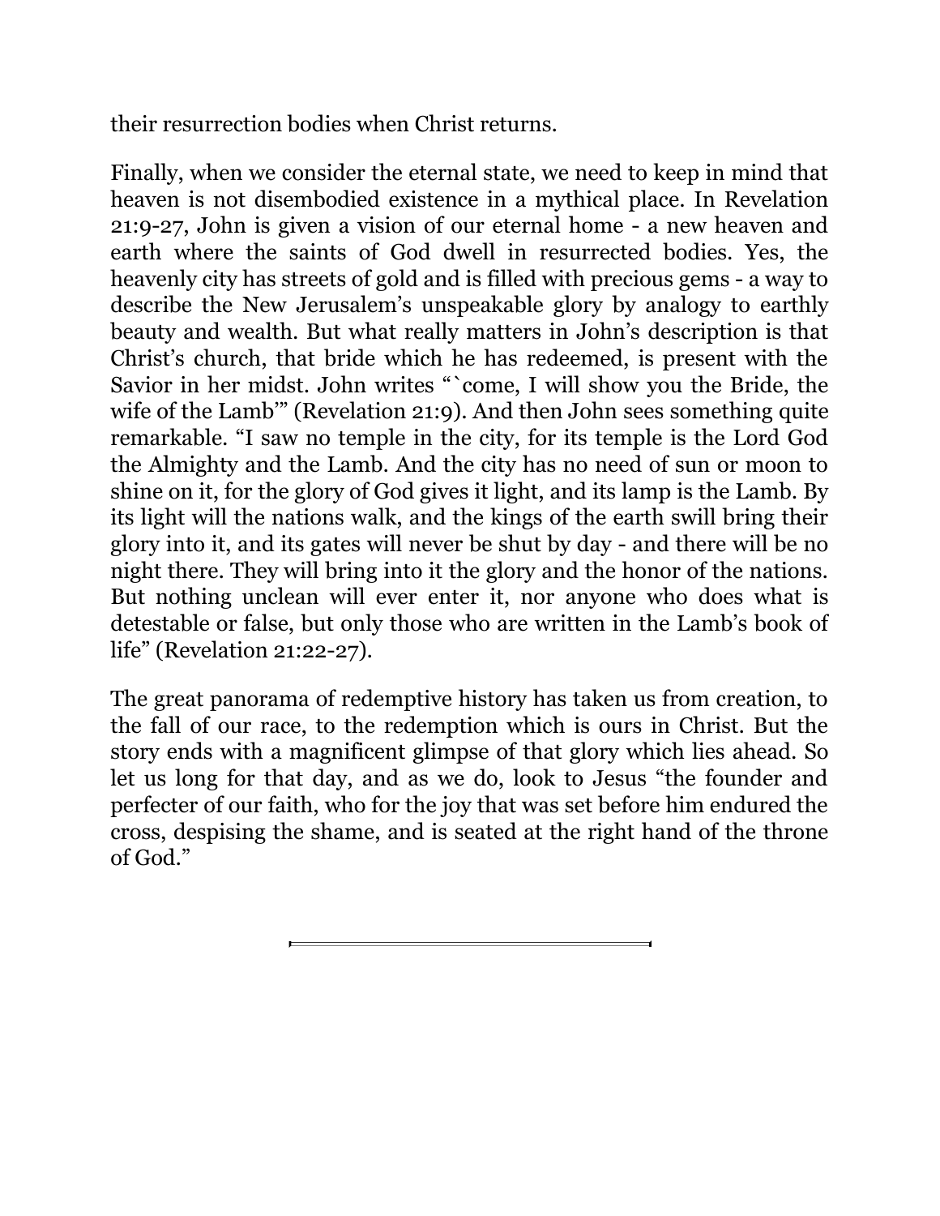their resurrection bodies when Christ returns.

Finally, when we consider the eternal state, we need to keep in mind that heaven is not disembodied existence in a mythical place. In Revelation 21:9-27, John is given a vision of our eternal home - a new heaven and earth where the saints of God dwell in resurrected bodies. Yes, the heavenly city has streets of gold and is filled with precious gems - a way to describe the New Jerusalem's unspeakable glory by analogy to earthly beauty and wealth. But what really matters in John's description is that Christ's church, that bride which he has redeemed, is present with the Savior in her midst. John writes "`come, I will show you the Bride, the wife of the Lamb'" (Revelation 21:9). And then John sees something quite remarkable. "I saw no temple in the city, for its temple is the Lord God the Almighty and the Lamb. And the city has no need of sun or moon to shine on it, for the glory of God gives it light, and its lamp is the Lamb. By its light will the nations walk, and the kings of the earth swill bring their glory into it, and its gates will never be shut by day - and there will be no night there. They will bring into it the glory and the honor of the nations. But nothing unclean will ever enter it, nor anyone who does what is detestable or false, but only those who are written in the Lamb's book of life" (Revelation 21:22-27).

The great panorama of redemptive history has taken us from creation, to the fall of our race, to the redemption which is ours in Christ. But the story ends with a magnificent glimpse of that glory which lies ahead. So let us long for that day, and as we do, look to Jesus "the founder and perfecter of our faith, who for the joy that was set before him endured the cross, despising the shame, and is seated at the right hand of the throne of God."

---